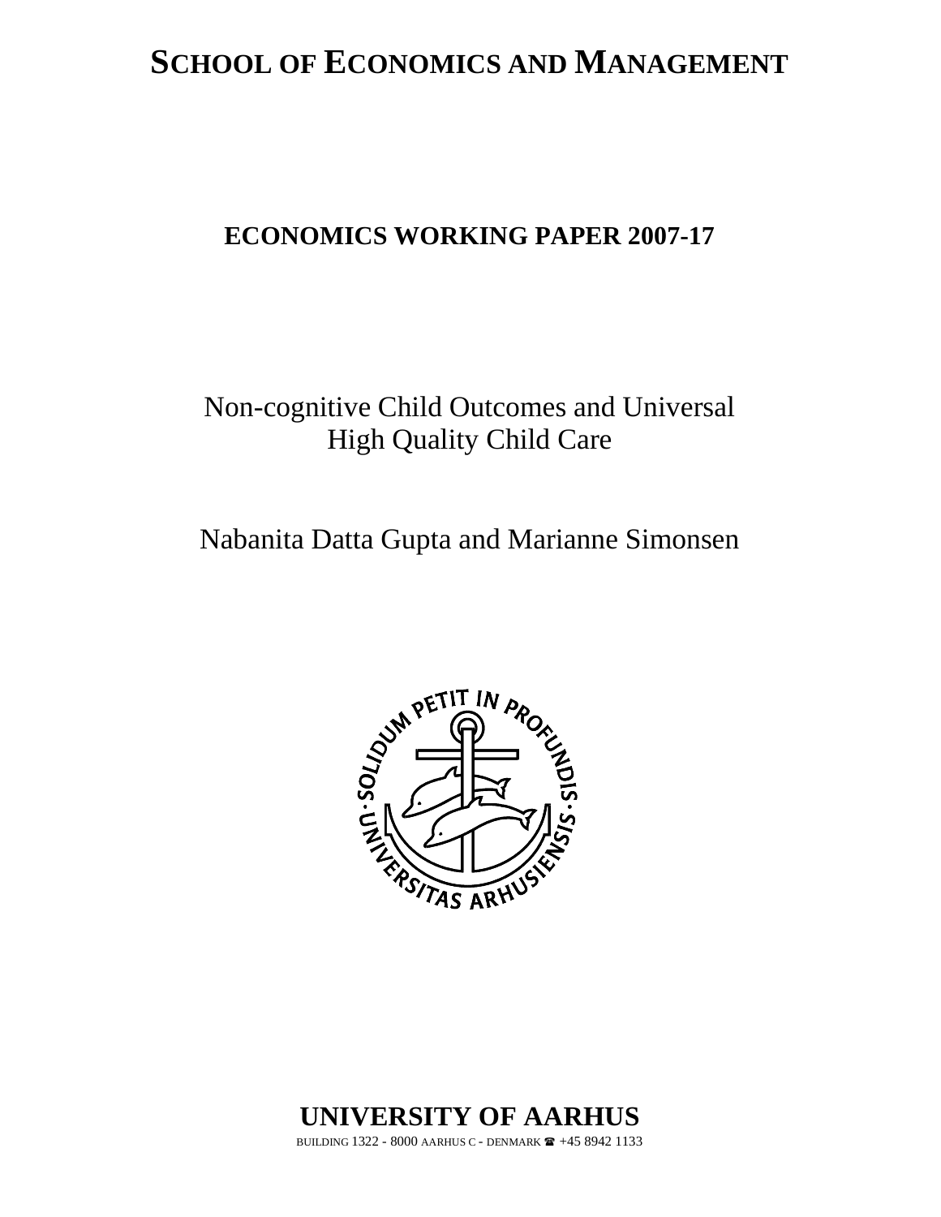# SCHOOL OF ECONOMICS AND MANAGEMENT

## ECONOMICS WORKING PAPER 2007-17

# Non-cognitive Child Outcomes and Universal High Quality Child Care

Nabanita Datta Gupta and Marianne Simonsen

**UNIVERSITY OF AARHUS**

BUILDING 1322 - 8000 AARHUS C - DENMARK ☎ +45 8942 1133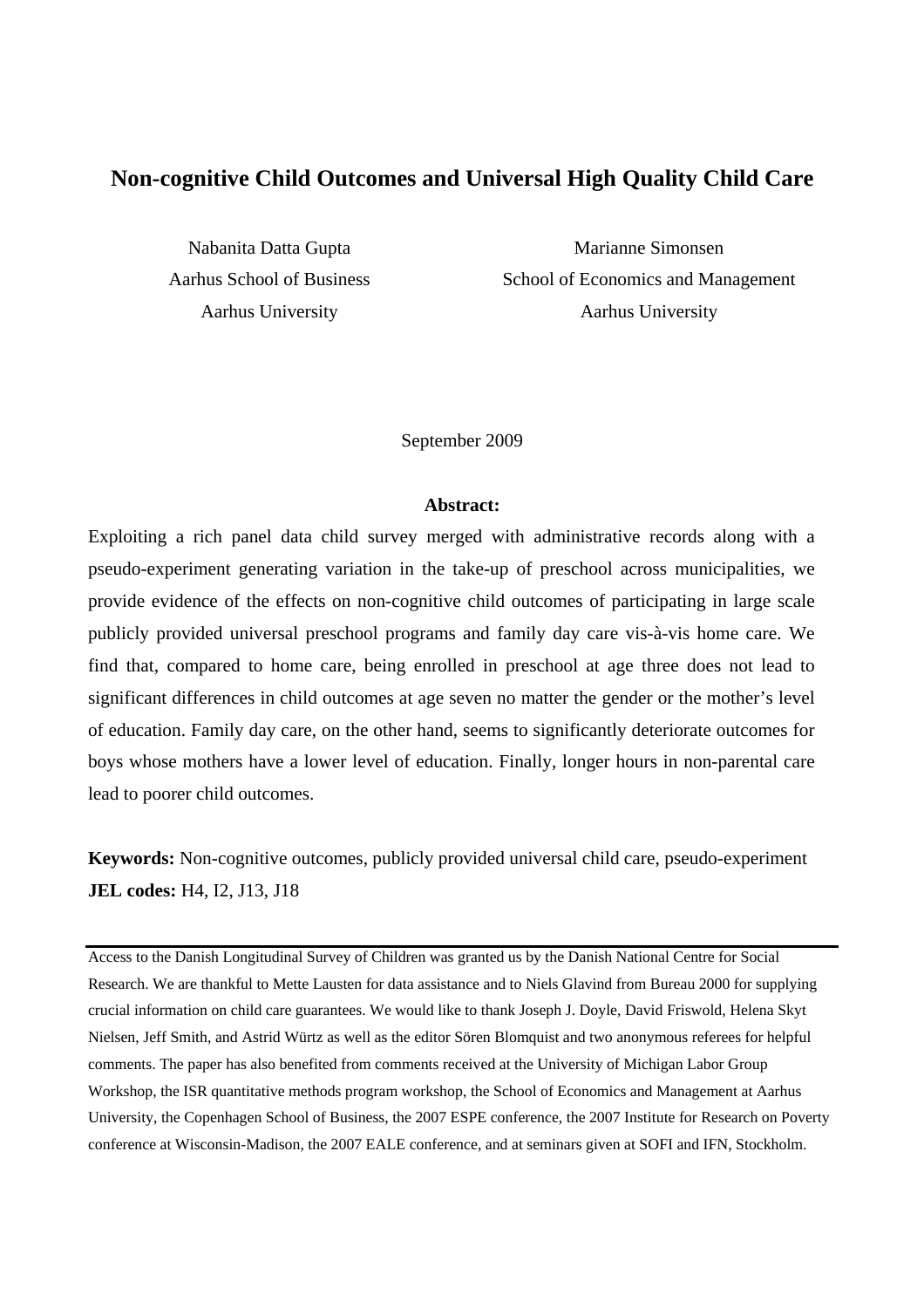# Non-cognitive Child Outcomes and Universal High Quality Child Care

Nabanita Datta Gupta
Aarhus School of Business
Aarhus University

Marianne Simonsen
School of Economics and Management
Aarhus University

September 2009

**Abstract:**

Exploiting a rich panel data child survey merged with administrative records along with a pseudo-experiment generating variation in the take-up of preschool across municipalities, we provide evidence of the effects on non-cognitive child outcomes of participating in large scale publicly provided universal preschool programs and family day care vis-à-vis home care. We find that, compared to home care, being enrolled in preschool at age three does not lead to significant differences in child outcomes at age seven no matter the gender or the mother's level of education. Family day care, on the other hand, seems to significantly deteriorate outcomes for boys whose mothers have a lower level of education. Finally, longer hours in non-parental care lead to poorer child outcomes.

**Keywords:** Non-cognitive outcomes, publicly provided universal child care, pseudo-experiment
**JEL codes:** H4, I2, J13, J18

---

Access to the Danish Longitudinal Survey of Children was granted us by the Danish National Centre for Social Research. We are thankful to Mette Lausten for data assistance and to Niels Glavind from Bureau 2000 for supplying crucial information on child care guarantees. We would like to thank Joseph J. Doyle, David Friswold, Helena Skyt Nielsen, Jeff Smith, and Astrid Würtz as well as the editor Sören Blomquist and two anonymous referees for helpful comments. The paper has also benefited from comments received at the University of Michigan Labor Group Workshop, the ISR quantitative methods program workshop, the School of Economics and Management at Aarhus University, the Copenhagen School of Business, the 2007 ESPE conference, the 2007 Institute for Research on Poverty conference at Wisconsin-Madison, the 2007 EALE conference, and at seminars given at SOFI and IFN, Stockholm.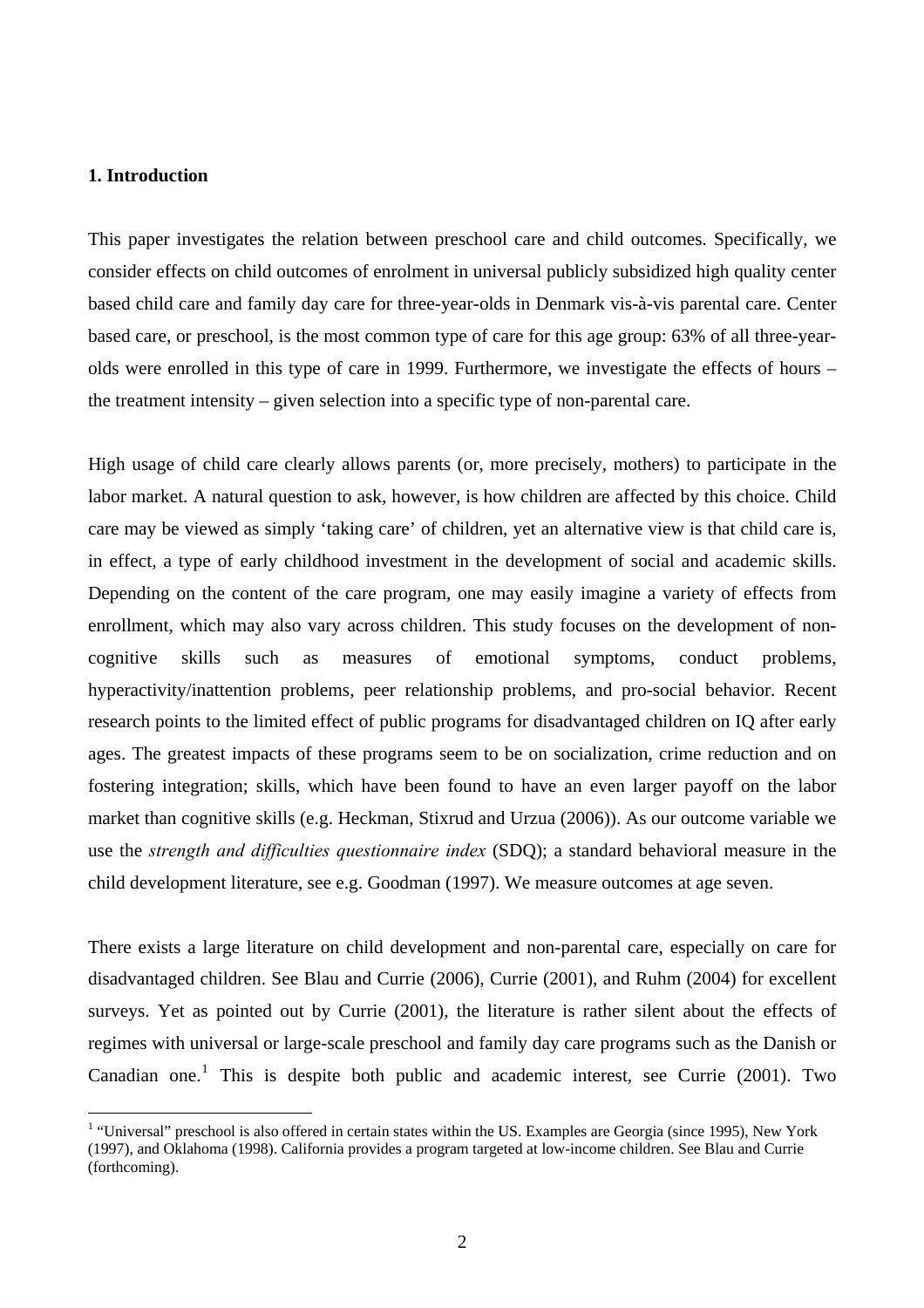## 1. Introduction

This paper investigates the relation between preschool care and child outcomes. Specifically, we consider effects on child outcomes of enrolment in universal publicly subsidized high quality center based child care and family day care for three-year-olds in Denmark vis-à-vis parental care. Center based care, or preschool, is the most common type of care for this age group: 63% of all three-year-olds were enrolled in this type of care in 1999. Furthermore, we investigate the effects of hours – the treatment intensity – given selection into a specific type of non-parental care.

High usage of child care clearly allows parents (or, more precisely, mothers) to participate in the labor market. A natural question to ask, however, is how children are affected by this choice. Child care may be viewed as simply 'taking care' of children, yet an alternative view is that child care is, in effect, a type of early childhood investment in the development of social and academic skills. Depending on the content of the care program, one may easily imagine a variety of effects from enrollment, which may also vary across children. This study focuses on the development of non-cognitive skills such as measures of emotional symptoms, conduct problems, hyperactivity/inattention problems, peer relationship problems, and pro-social behavior. Recent research points to the limited effect of public programs for disadvantaged children on IQ after early ages. The greatest impacts of these programs seem to be on socialization, crime reduction and on fostering integration; skills, which have been found to have an even larger payoff on the labor market than cognitive skills (e.g. Heckman, Stixrud and Urzua (2006)). As our outcome variable we use the *strength and difficulties questionnaire index* (SDQ); a standard behavioral measure in the child development literature, see e.g. Goodman (1997). We measure outcomes at age seven.

There exists a large literature on child development and non-parental care, especially on care for disadvantaged children. See Blau and Currie (2006), Currie (2001), and Ruhm (2004) for excellent surveys. Yet as pointed out by Currie (2001), the literature is rather silent about the effects of regimes with universal or large-scale preschool and family day care programs such as the Danish or Canadian one.[1] This is despite both public and academic interest, see Currie (2001). Two

[1] "Universal" preschool is also offered in certain states within the US. Examples are Georgia (since 1995), New York (1997), and Oklahoma (1998). California provides a program targeted at low-income children. See Blau and Currie (forthcoming).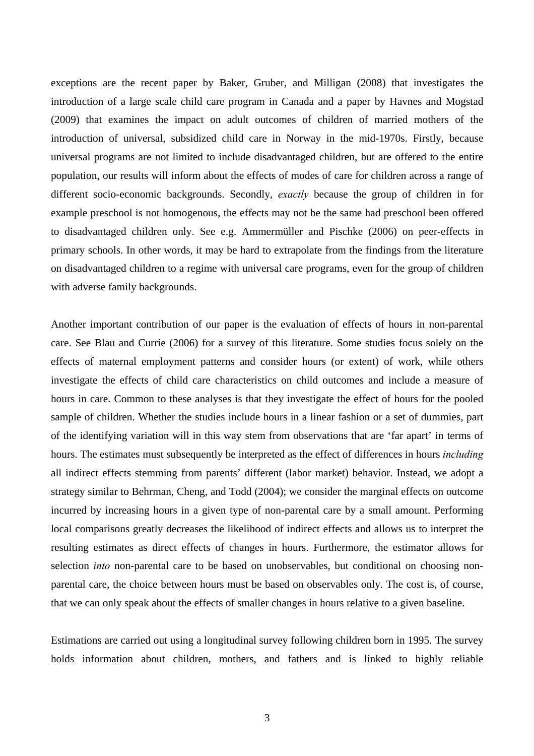exceptions are the recent paper by Baker, Gruber, and Milligan (2008) that investigates the introduction of a large scale child care program in Canada and a paper by Havnes and Mogstad (2009) that examines the impact on adult outcomes of children of married mothers of the introduction of universal, subsidized child care in Norway in the mid-1970s. Firstly, because universal programs are not limited to include disadvantaged children, but are offered to the entire population, our results will inform about the effects of modes of care for children across a range of different socio-economic backgrounds. Secondly, *exactly* because the group of children in for example preschool is not homogenous, the effects may not be the same had preschool been offered to disadvantaged children only. See e.g. Ammermüller and Pischke (2006) on peer-effects in primary schools. In other words, it may be hard to extrapolate from the findings from the literature on disadvantaged children to a regime with universal care programs, even for the group of children with adverse family backgrounds.

Another important contribution of our paper is the evaluation of effects of hours in non-parental care. See Blau and Currie (2006) for a survey of this literature. Some studies focus solely on the effects of maternal employment patterns and consider hours (or extent) of work, while others investigate the effects of child care characteristics on child outcomes and include a measure of hours in care. Common to these analyses is that they investigate the effect of hours for the pooled sample of children. Whether the studies include hours in a linear fashion or a set of dummies, part of the identifying variation will in this way stem from observations that are 'far apart' in terms of hours. The estimates must subsequently be interpreted as the effect of differences in hours *including* all indirect effects stemming from parents' different (labor market) behavior. Instead, we adopt a strategy similar to Behrman, Cheng, and Todd (2004); we consider the marginal effects on outcome incurred by increasing hours in a given type of non-parental care by a small amount. Performing local comparisons greatly decreases the likelihood of indirect effects and allows us to interpret the resulting estimates as direct effects of changes in hours. Furthermore, the estimator allows for selection *into* non-parental care to be based on unobservables, but conditional on choosing non-parental care, the choice between hours must be based on observables only. The cost is, of course, that we can only speak about the effects of smaller changes in hours relative to a given baseline.

Estimations are carried out using a longitudinal survey following children born in 1995. The survey holds information about children, mothers, and fathers and is linked to highly reliable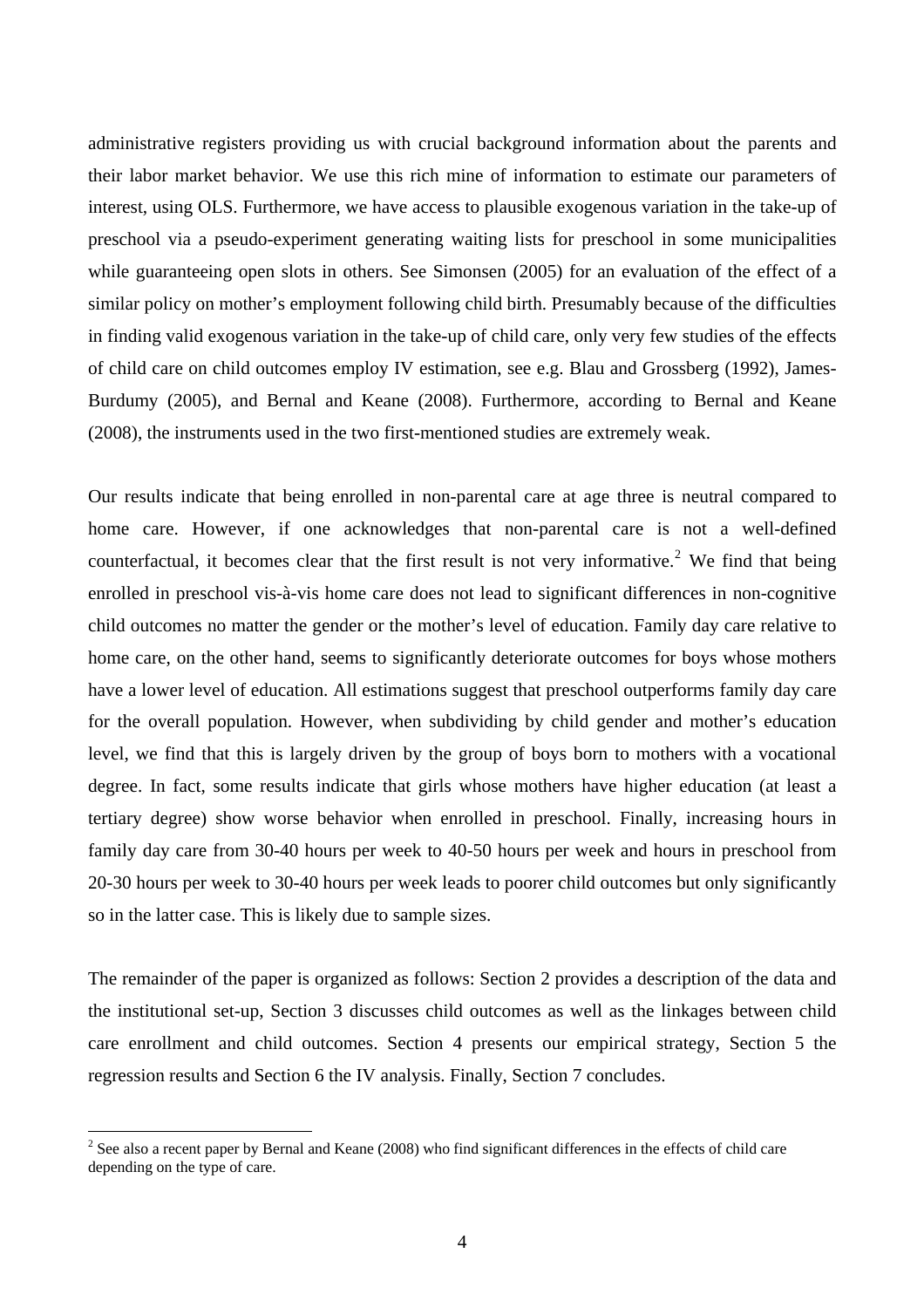administrative registers providing us with crucial background information about the parents and their labor market behavior. We use this rich mine of information to estimate our parameters of interest, using OLS. Furthermore, we have access to plausible exogenous variation in the take-up of preschool via a pseudo-experiment generating waiting lists for preschool in some municipalities while guaranteeing open slots in others. See Simonsen (2005) for an evaluation of the effect of a similar policy on mother's employment following child birth. Presumably because of the difficulties in finding valid exogenous variation in the take-up of child care, only very few studies of the effects of child care on child outcomes employ IV estimation, see e.g. Blau and Grossberg (1992), James-Burdumy (2005), and Bernal and Keane (2008). Furthermore, according to Bernal and Keane (2008), the instruments used in the two first-mentioned studies are extremely weak.

Our results indicate that being enrolled in non-parental care at age three is neutral compared to home care. However, if one acknowledges that non-parental care is not a well-defined counterfactual, it becomes clear that the first result is not very informative.[2] We find that being enrolled in preschool vis-à-vis home care does not lead to significant differences in non-cognitive child outcomes no matter the gender or the mother's level of education. Family day care relative to home care, on the other hand, seems to significantly deteriorate outcomes for boys whose mothers have a lower level of education. All estimations suggest that preschool outperforms family day care for the overall population. However, when subdividing by child gender and mother's education level, we find that this is largely driven by the group of boys born to mothers with a vocational degree. In fact, some results indicate that girls whose mothers have higher education (at least a tertiary degree) show worse behavior when enrolled in preschool. Finally, increasing hours in family day care from 30-40 hours per week to 40-50 hours per week and hours in preschool from 20-30 hours per week to 30-40 hours per week leads to poorer child outcomes but only significantly so in the latter case. This is likely due to sample sizes.

The remainder of the paper is organized as follows: Section 2 provides a description of the data and the institutional set-up, Section 3 discusses child outcomes as well as the linkages between child care enrollment and child outcomes. Section 4 presents our empirical strategy, Section 5 the regression results and Section 6 the IV analysis. Finally, Section 7 concludes.

[2] See also a recent paper by Bernal and Keane (2008) who find significant differences in the effects of child care depending on the type of care.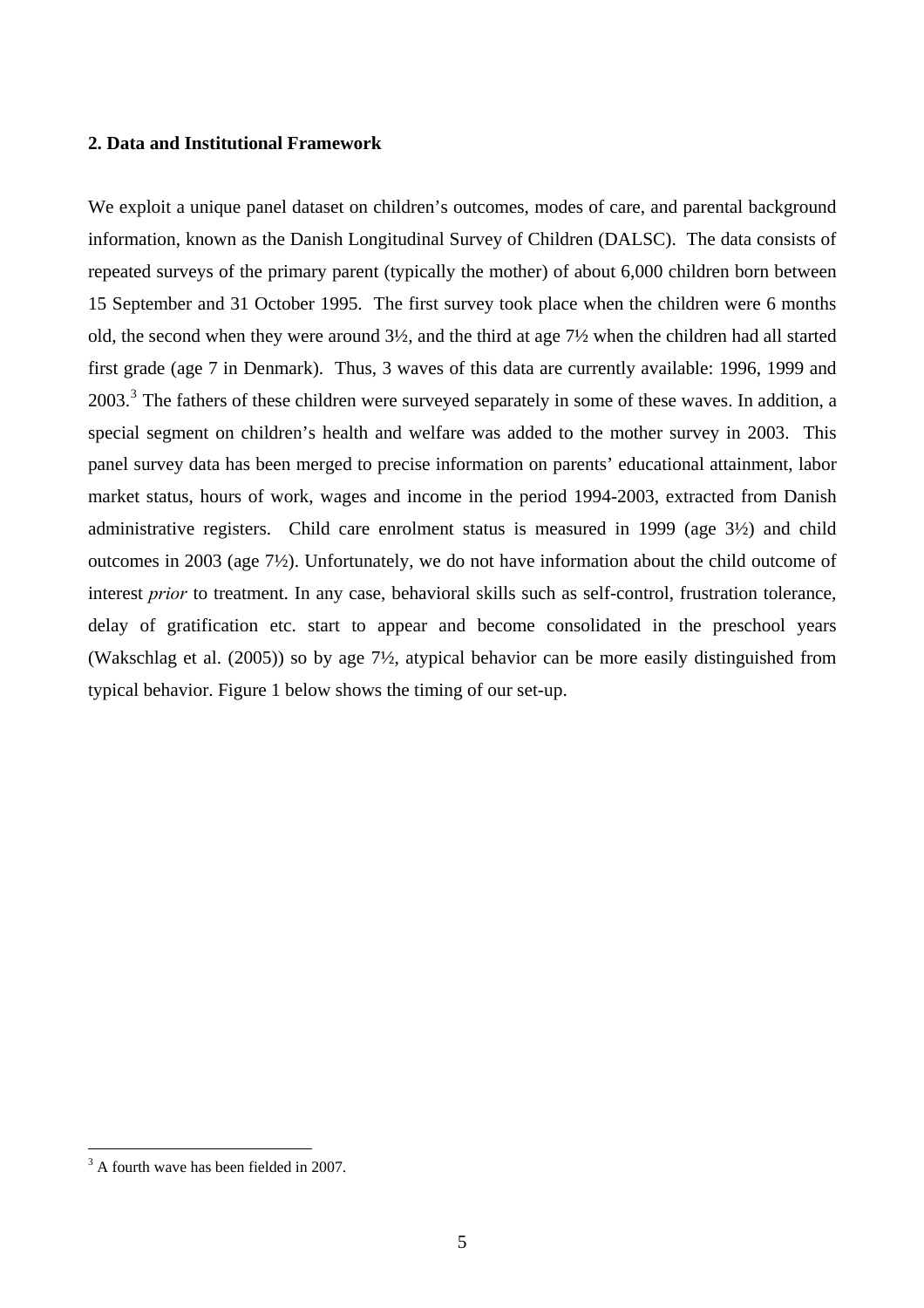## 2. Data and Institutional Framework

We exploit a unique panel dataset on children's outcomes, modes of care, and parental background information, known as the Danish Longitudinal Survey of Children (DALSC). The data consists of repeated surveys of the primary parent (typically the mother) of about 6,000 children born between 15 September and 31 October 1995. The first survey took place when the children were 6 months old, the second when they were around 3½, and the third at age 7½ when the children had all started first grade (age 7 in Denmark). Thus, 3 waves of this data are currently available: 1996, 1999 and 2003.[3] The fathers of these children were surveyed separately in some of these waves. In addition, a special segment on children's health and welfare was added to the mother survey in 2003. This panel survey data has been merged to precise information on parents' educational attainment, labor market status, hours of work, wages and income in the period 1994-2003, extracted from Danish administrative registers. Child care enrolment status is measured in 1999 (age 3½) and child outcomes in 2003 (age 7½). Unfortunately, we do not have information about the child outcome of interest *prior* to treatment. In any case, behavioral skills such as self-control, frustration tolerance, delay of gratification etc. start to appear and become consolidated in the preschool years (Wakschlag et al. (2005)) so by age 7½, atypical behavior can be more easily distinguished from typical behavior. Figure 1 below shows the timing of our set-up.

[3] A fourth wave has been fielded in 2007.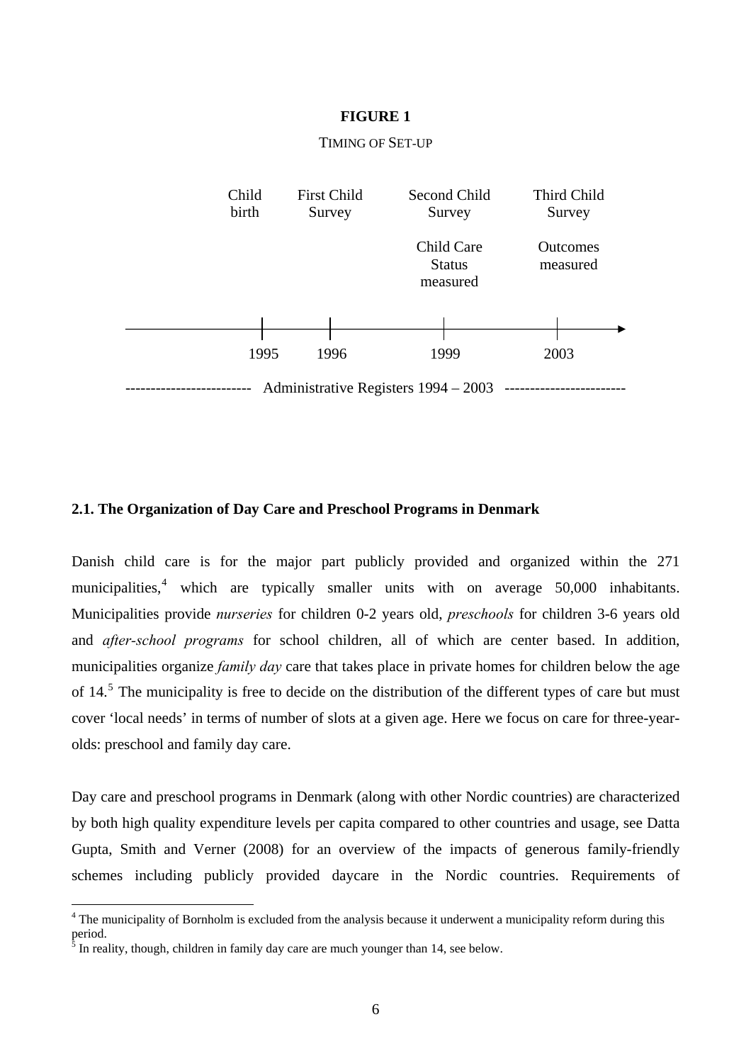**FIGURE 1**

TIMING OF SET-UP

| Child birth | First Child Survey | Second Child Survey<br>Child Care Status measured | Third Child Survey<br>Outcomes measured |
|---|---|---|---|
| 1995 | 1996 | 1999 | 2003 |

------------------------ Administrative Registers 1994 – 2003 ------------------------

### 2.1. The Organization of Day Care and Preschool Programs in Denmark

Danish child care is for the major part publicly provided and organized within the 271 municipalities,[4] which are typically smaller units with on average 50,000 inhabitants. Municipalities provide *nurseries* for children 0-2 years old, *preschools* for children 3-6 years old and *after-school programs* for school children, all of which are center based. In addition, municipalities organize *family day* care that takes place in private homes for children below the age of 14.[5] The municipality is free to decide on the distribution of the different types of care but must cover 'local needs' in terms of number of slots at a given age. Here we focus on care for three-year-olds: preschool and family day care.

Day care and preschool programs in Denmark (along with other Nordic countries) are characterized by both high quality expenditure levels per capita compared to other countries and usage, see Datta Gupta, Smith and Verner (2008) for an overview of the impacts of generous family-friendly schemes including publicly provided daycare in the Nordic countries. Requirements of

[4] The municipality of Bornholm is excluded from the analysis because it underwent a municipality reform during this period.

[5] In reality, though, children in family day care are much younger than 14, see below.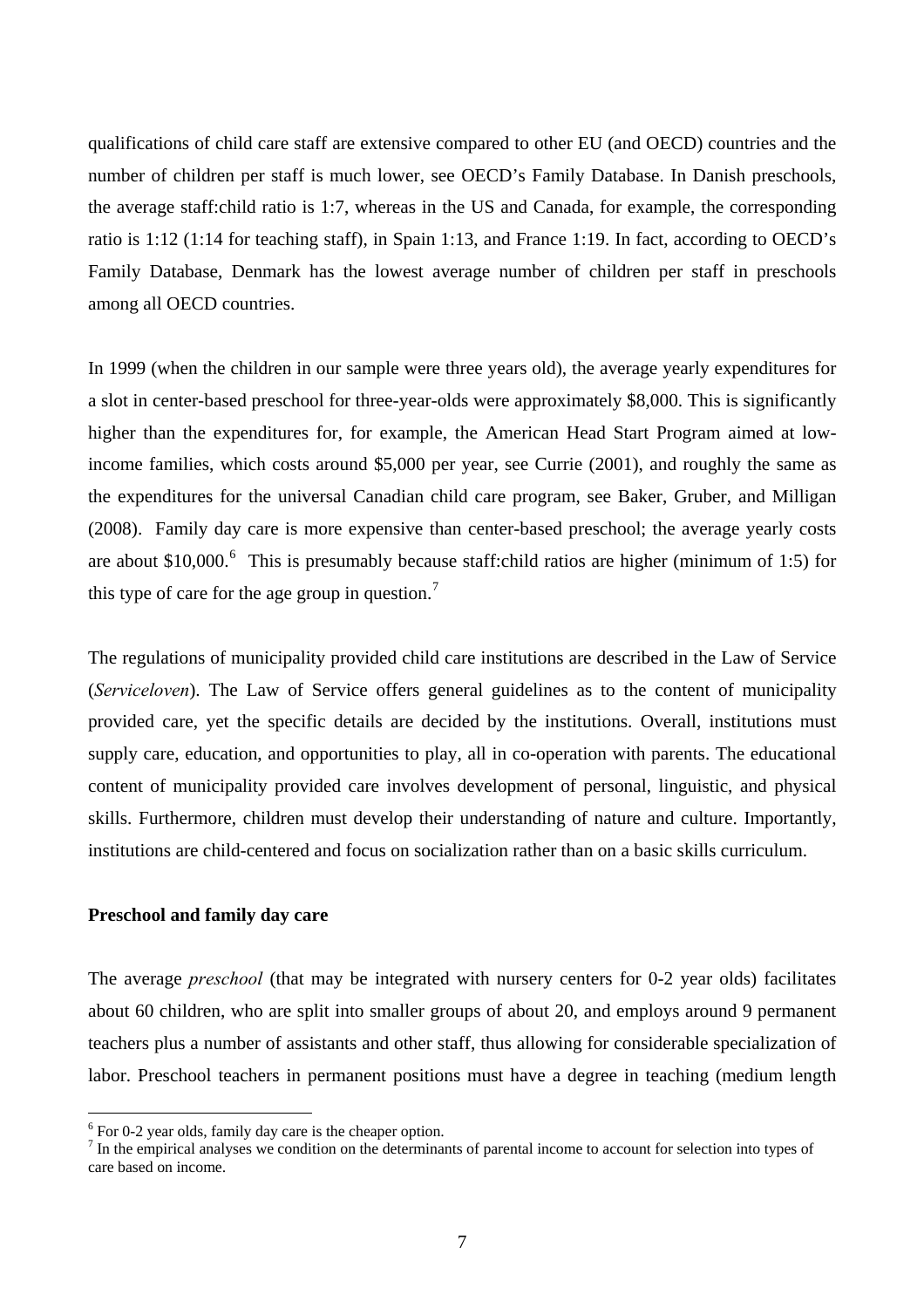qualifications of child care staff are extensive compared to other EU (and OECD) countries and the number of children per staff is much lower, see OECD's Family Database. In Danish preschools, the average staff:child ratio is 1:7, whereas in the US and Canada, for example, the corresponding ratio is 1:12 (1:14 for teaching staff), in Spain 1:13, and France 1:19. In fact, according to OECD's Family Database, Denmark has the lowest average number of children per staff in preschools among all OECD countries.

In 1999 (when the children in our sample were three years old), the average yearly expenditures for a slot in center-based preschool for three-year-olds were approximately $8,000. This is significantly higher than the expenditures for, for example, the American Head Start Program aimed at low-income families, which costs around $5,000 per year, see Currie (2001), and roughly the same as the expenditures for the universal Canadian child care program, see Baker, Gruber, and Milligan (2008). Family day care is more expensive than center-based preschool; the average yearly costs are about $10,000.[6] This is presumably because staff:child ratios are higher (minimum of 1:5) for this type of care for the age group in question.[7]

The regulations of municipality provided child care institutions are described in the Law of Service (*Serviceloven*). The Law of Service offers general guidelines as to the content of municipality provided care, yet the specific details are decided by the institutions. Overall, institutions must supply care, education, and opportunities to play, all in co-operation with parents. The educational content of municipality provided care involves development of personal, linguistic, and physical skills. Furthermore, children must develop their understanding of nature and culture. Importantly, institutions are child-centered and focus on socialization rather than on a basic skills curriculum.

**Preschool and family day care**

The average *preschool* (that may be integrated with nursery centers for 0-2 year olds) facilitates about 60 children, who are split into smaller groups of about 20, and employs around 9 permanent teachers plus a number of assistants and other staff, thus allowing for considerable specialization of labor. Preschool teachers in permanent positions must have a degree in teaching (medium length

[6] For 0-2 year olds, family day care is the cheaper option.

[7] In the empirical analyses we condition on the determinants of parental income to account for selection into types of care based on income.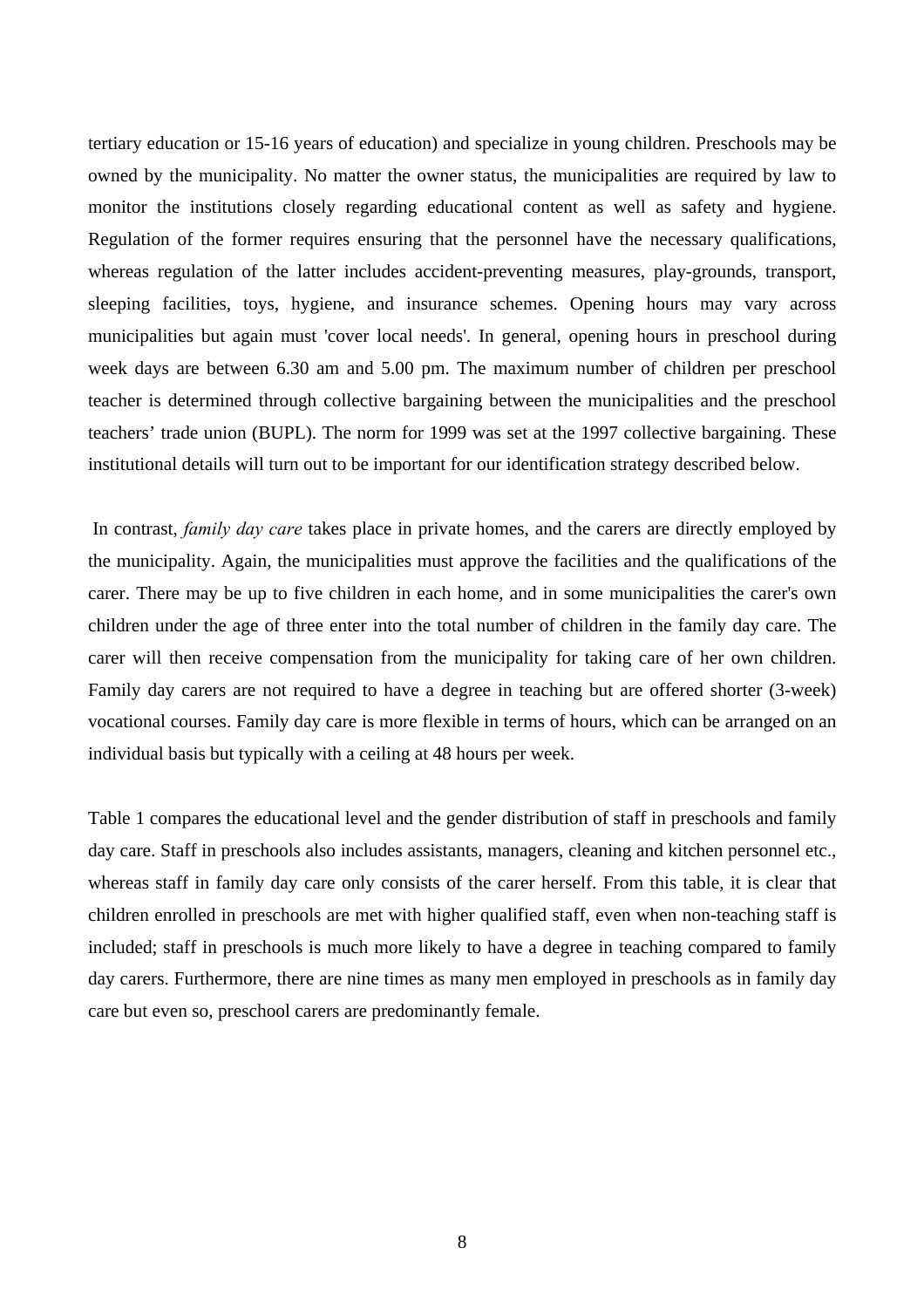tertiary education or 15-16 years of education) and specialize in young children. Preschools may be owned by the municipality. No matter the owner status, the municipalities are required by law to monitor the institutions closely regarding educational content as well as safety and hygiene. Regulation of the former requires ensuring that the personnel have the necessary qualifications, whereas regulation of the latter includes accident-preventing measures, play-grounds, transport, sleeping facilities, toys, hygiene, and insurance schemes. Opening hours may vary across municipalities but again must 'cover local needs'. In general, opening hours in preschool during week days are between 6.30 am and 5.00 pm. The maximum number of children per preschool teacher is determined through collective bargaining between the municipalities and the preschool teachers' trade union (BUPL). The norm for 1999 was set at the 1997 collective bargaining. These institutional details will turn out to be important for our identification strategy described below.

In contrast, *family day care* takes place in private homes, and the carers are directly employed by the municipality. Again, the municipalities must approve the facilities and the qualifications of the carer. There may be up to five children in each home, and in some municipalities the carer's own children under the age of three enter into the total number of children in the family day care. The carer will then receive compensation from the municipality for taking care of her own children. Family day carers are not required to have a degree in teaching but are offered shorter (3-week) vocational courses. Family day care is more flexible in terms of hours, which can be arranged on an individual basis but typically with a ceiling at 48 hours per week.

Table 1 compares the educational level and the gender distribution of staff in preschools and family day care. Staff in preschools also includes assistants, managers, cleaning and kitchen personnel etc., whereas staff in family day care only consists of the carer herself. From this table, it is clear that children enrolled in preschools are met with higher qualified staff, even when non-teaching staff is included; staff in preschools is much more likely to have a degree in teaching compared to family day carers. Furthermore, there are nine times as many men employed in preschools as in family day care but even so, preschool carers are predominantly female.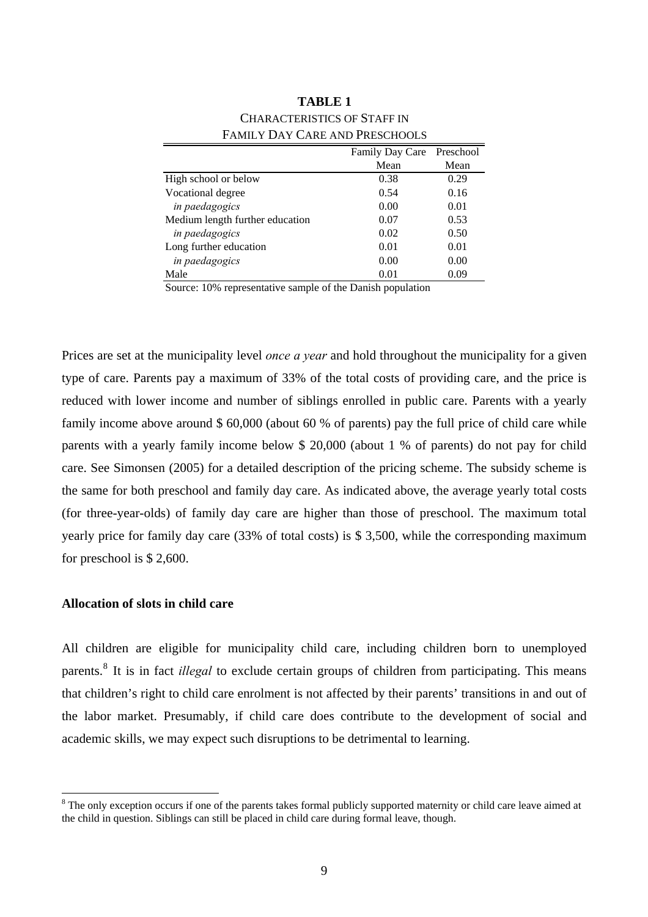**TABLE 1**
CHARACTERISTICS OF STAFF IN
FAMILY DAY CARE AND PRESCHOOLS

| | Family Day Care | Preschool |
|---|---|---|
| | Mean | Mean |
| High school or below | 0.38 | 0.29 |
| Vocational degree | 0.54 | 0.16 |
| *in paedagogics* | 0.00 | 0.01 |
| Medium length further education | 0.07 | 0.53 |
| *in paedagogics* | 0.02 | 0.50 |
| Long further education | 0.01 | 0.01 |
| *in paedagogics* | 0.00 | 0.00 |
| Male | 0.01 | 0.09 |

Source: 10% representative sample of the Danish population

Prices are set at the municipality level *once a year* and hold throughout the municipality for a given type of care. Parents pay a maximum of 33% of the total costs of providing care, and the price is reduced with lower income and number of siblings enrolled in public care. Parents with a yearly family income above around $ 60,000 (about 60 % of parents) pay the full price of child care while parents with a yearly family income below $ 20,000 (about 1 % of parents) do not pay for child care. See Simonsen (2005) for a detailed description of the pricing scheme. The subsidy scheme is the same for both preschool and family day care. As indicated above, the average yearly total costs (for three-year-olds) of family day care are higher than those of preschool. The maximum total yearly price for family day care (33% of total costs) is $ 3,500, while the corresponding maximum for preschool is $ 2,600.

**Allocation of slots in child care**

All children are eligible for municipality child care, including children born to unemployed parents.[8] It is in fact *illegal* to exclude certain groups of children from participating. This means that children's right to child care enrolment is not affected by their parents' transitions in and out of the labor market. Presumably, if child care does contribute to the development of social and academic skills, we may expect such disruptions to be detrimental to learning.

[8] The only exception occurs if one of the parents takes formal publicly supported maternity or child care leave aimed at the child in question. Siblings can still be placed in child care during formal leave, though.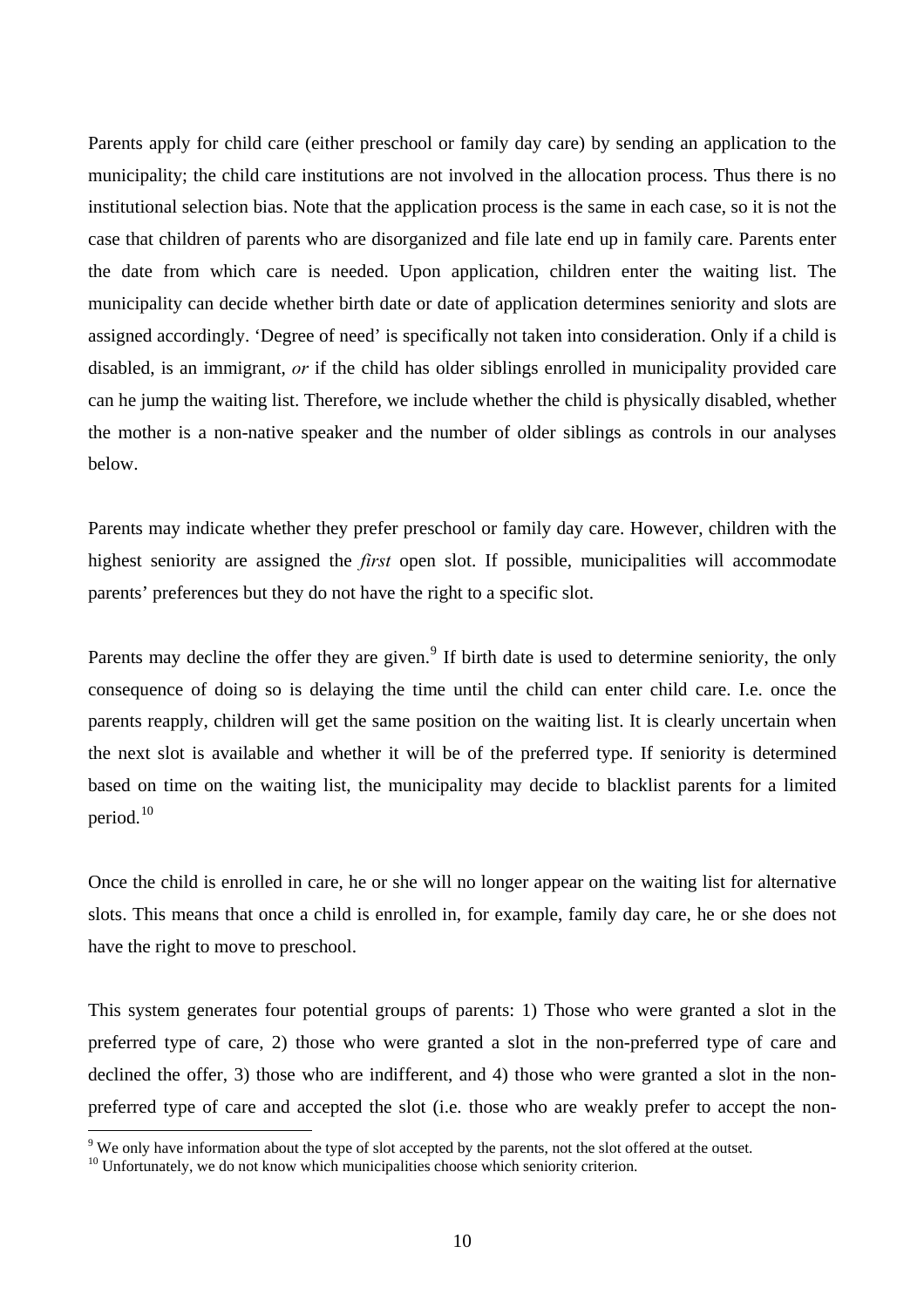Parents apply for child care (either preschool or family day care) by sending an application to the municipality; the child care institutions are not involved in the allocation process. Thus there is no institutional selection bias. Note that the application process is the same in each case, so it is not the case that children of parents who are disorganized and file late end up in family care. Parents enter the date from which care is needed. Upon application, children enter the waiting list. The municipality can decide whether birth date or date of application determines seniority and slots are assigned accordingly. 'Degree of need' is specifically not taken into consideration. Only if a child is disabled, is an immigrant, *or* if the child has older siblings enrolled in municipality provided care can he jump the waiting list. Therefore, we include whether the child is physically disabled, whether the mother is a non-native speaker and the number of older siblings as controls in our analyses below.

Parents may indicate whether they prefer preschool or family day care. However, children with the highest seniority are assigned the *first* open slot. If possible, municipalities will accommodate parents' preferences but they do not have the right to a specific slot.

Parents may decline the offer they are given.[9] If birth date is used to determine seniority, the only consequence of doing so is delaying the time until the child can enter child care. I.e. once the parents reapply, children will get the same position on the waiting list. It is clearly uncertain when the next slot is available and whether it will be of the preferred type. If seniority is determined based on time on the waiting list, the municipality may decide to blacklist parents for a limited period.[10]

Once the child is enrolled in care, he or she will no longer appear on the waiting list for alternative slots. This means that once a child is enrolled in, for example, family day care, he or she does not have the right to move to preschool.

This system generates four potential groups of parents: 1) Those who were granted a slot in the preferred type of care, 2) those who were granted a slot in the non-preferred type of care and declined the offer, 3) those who are indifferent, and 4) those who were granted a slot in the non-preferred type of care and accepted the slot (i.e. those who are weakly prefer to accept the non-

[9] We only have information about the type of slot accepted by the parents, not the slot offered at the outset.

[10] Unfortunately, we do not know which municipalities choose which seniority criterion.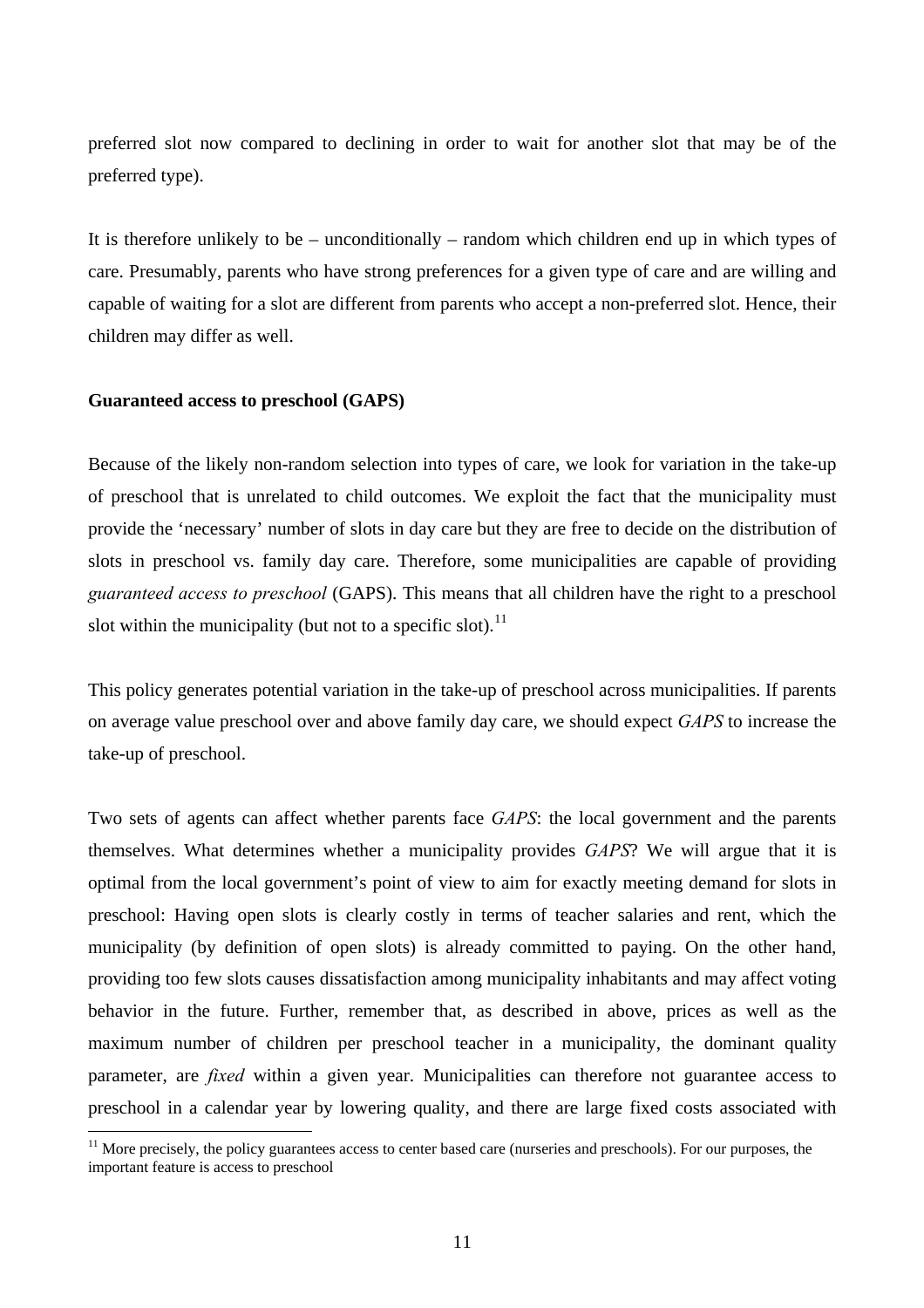preferred slot now compared to declining in order to wait for another slot that may be of the preferred type).

It is therefore unlikely to be – unconditionally – random which children end up in which types of care. Presumably, parents who have strong preferences for a given type of care and are willing and capable of waiting for a slot are different from parents who accept a non-preferred slot. Hence, their children may differ as well.

**Guaranteed access to preschool (GAPS)**

Because of the likely non-random selection into types of care, we look for variation in the take-up of preschool that is unrelated to child outcomes. We exploit the fact that the municipality must provide the 'necessary' number of slots in day care but they are free to decide on the distribution of slots in preschool vs. family day care. Therefore, some municipalities are capable of providing *guaranteed access to preschool* (GAPS). This means that all children have the right to a preschool slot within the municipality (but not to a specific slot).[11]

This policy generates potential variation in the take-up of preschool across municipalities. If parents on average value preschool over and above family day care, we should expect *GAPS* to increase the take-up of preschool.

Two sets of agents can affect whether parents face *GAPS*: the local government and the parents themselves. What determines whether a municipality provides *GAPS*? We will argue that it is optimal from the local government's point of view to aim for exactly meeting demand for slots in preschool: Having open slots is clearly costly in terms of teacher salaries and rent, which the municipality (by definition of open slots) is already committed to paying. On the other hand, providing too few slots causes dissatisfaction among municipality inhabitants and may affect voting behavior in the future. Further, remember that, as described in above, prices as well as the maximum number of children per preschool teacher in a municipality, the dominant quality parameter, are *fixed* within a given year. Municipalities can therefore not guarantee access to preschool in a calendar year by lowering quality, and there are large fixed costs associated with

[11] More precisely, the policy guarantees access to center based care (nurseries and preschools). For our purposes, the important feature is access to preschool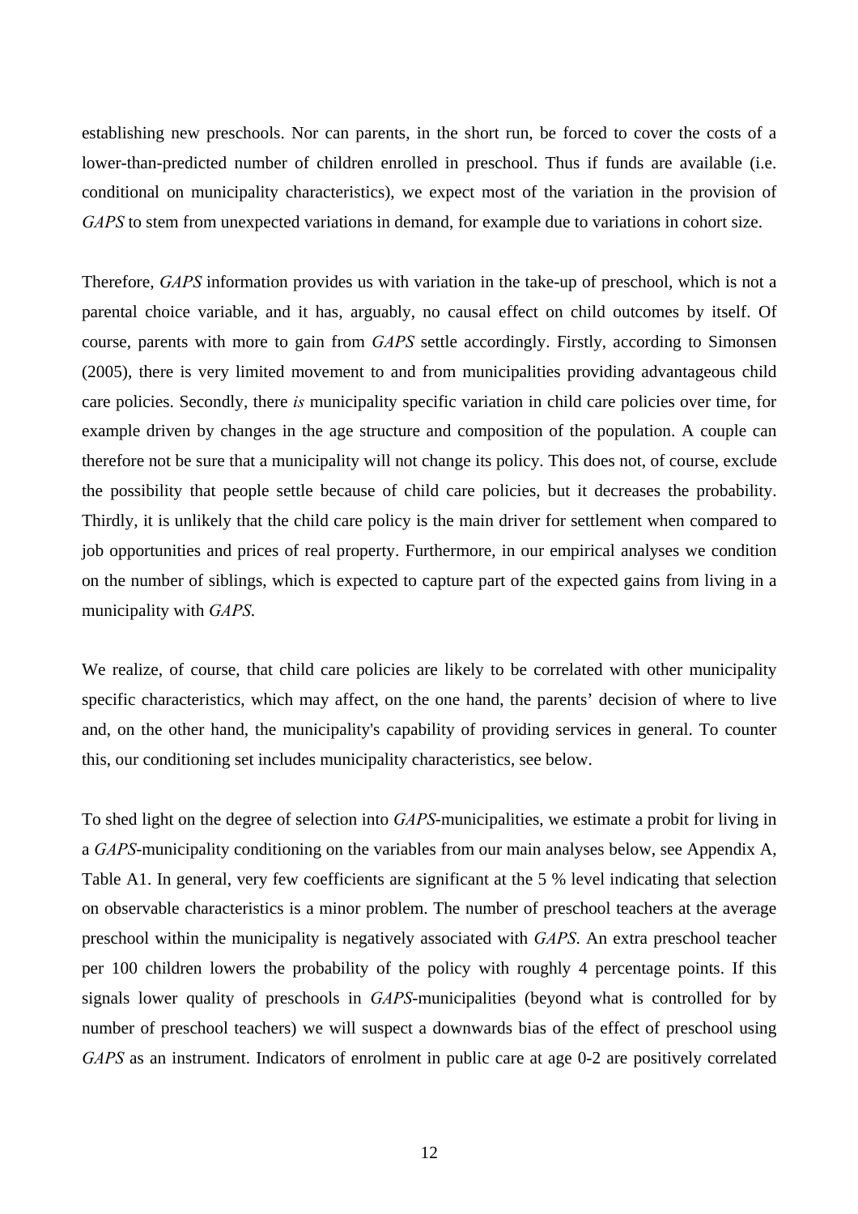establishing new preschools. Nor can parents, in the short run, be forced to cover the costs of a lower-than-predicted number of children enrolled in preschool. Thus if funds are available (i.e. conditional on municipality characteristics), we expect most of the variation in the provision of *GAPS* to stem from unexpected variations in demand, for example due to variations in cohort size.

Therefore, *GAPS* information provides us with variation in the take-up of preschool, which is not a parental choice variable, and it has, arguably, no causal effect on child outcomes by itself. Of course, parents with more to gain from *GAPS* settle accordingly. Firstly, according to Simonsen (2005), there is very limited movement to and from municipalities providing advantageous child care policies. Secondly, there *is* municipality specific variation in child care policies over time, for example driven by changes in the age structure and composition of the population. A couple can therefore not be sure that a municipality will not change its policy. This does not, of course, exclude the possibility that people settle because of child care policies, but it decreases the probability. Thirdly, it is unlikely that the child care policy is the main driver for settlement when compared to job opportunities and prices of real property. Furthermore, in our empirical analyses we condition on the number of siblings, which is expected to capture part of the expected gains from living in a municipality with *GAPS*.

We realize, of course, that child care policies are likely to be correlated with other municipality specific characteristics, which may affect, on the one hand, the parents' decision of where to live and, on the other hand, the municipality's capability of providing services in general. To counter this, our conditioning set includes municipality characteristics, see below.

To shed light on the degree of selection into *GAPS*-municipalities, we estimate a probit for living in a *GAPS*-municipality conditioning on the variables from our main analyses below, see Appendix A, Table A1. In general, very few coefficients are significant at the 5 % level indicating that selection on observable characteristics is a minor problem. The number of preschool teachers at the average preschool within the municipality is negatively associated with *GAPS*. An extra preschool teacher per 100 children lowers the probability of the policy with roughly 4 percentage points. If this signals lower quality of preschools in *GAPS*-municipalities (beyond what is controlled for by number of preschool teachers) we will suspect a downwards bias of the effect of preschool using *GAPS* as an instrument. Indicators of enrolment in public care at age 0-2 are positively correlated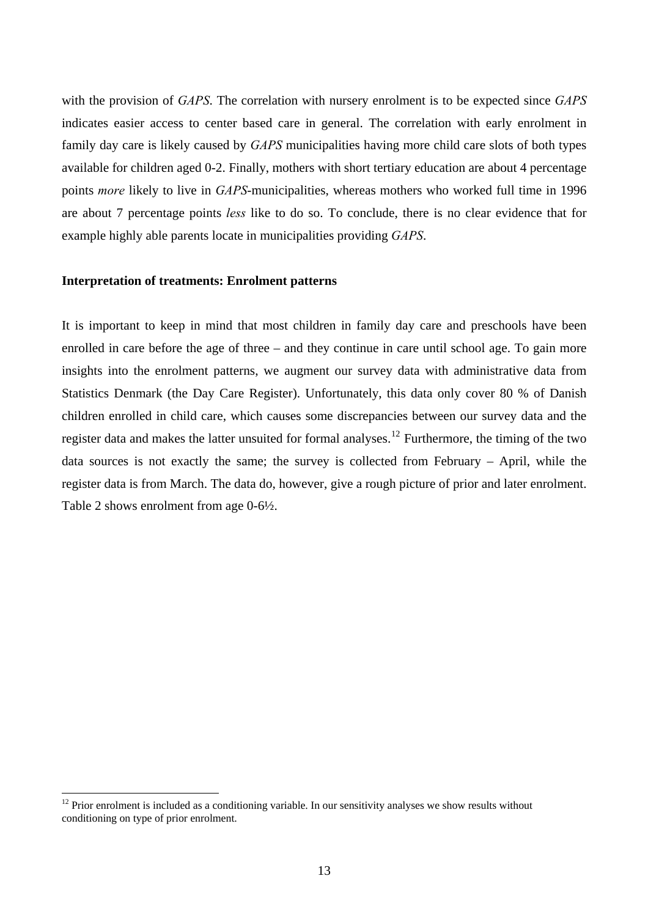with the provision of *GAPS*. The correlation with nursery enrolment is to be expected since *GAPS* indicates easier access to center based care in general. The correlation with early enrolment in family day care is likely caused by *GAPS* municipalities having more child care slots of both types available for children aged 0-2. Finally, mothers with short tertiary education are about 4 percentage points *more* likely to live in *GAPS*-municipalities, whereas mothers who worked full time in 1996 are about 7 percentage points *less* like to do so. To conclude, there is no clear evidence that for example highly able parents locate in municipalities providing *GAPS*.

**Interpretation of treatments: Enrolment patterns**

It is important to keep in mind that most children in family day care and preschools have been enrolled in care before the age of three – and they continue in care until school age. To gain more insights into the enrolment patterns, we augment our survey data with administrative data from Statistics Denmark (the Day Care Register). Unfortunately, this data only cover 80 % of Danish children enrolled in child care, which causes some discrepancies between our survey data and the register data and makes the latter unsuited for formal analyses.[12] Furthermore, the timing of the two data sources is not exactly the same; the survey is collected from February – April, while the register data is from March. The data do, however, give a rough picture of prior and later enrolment. Table 2 shows enrolment from age 0-6½.

[12] Prior enrolment is included as a conditioning variable. In our sensitivity analyses we show results without conditioning on type of prior enrolment.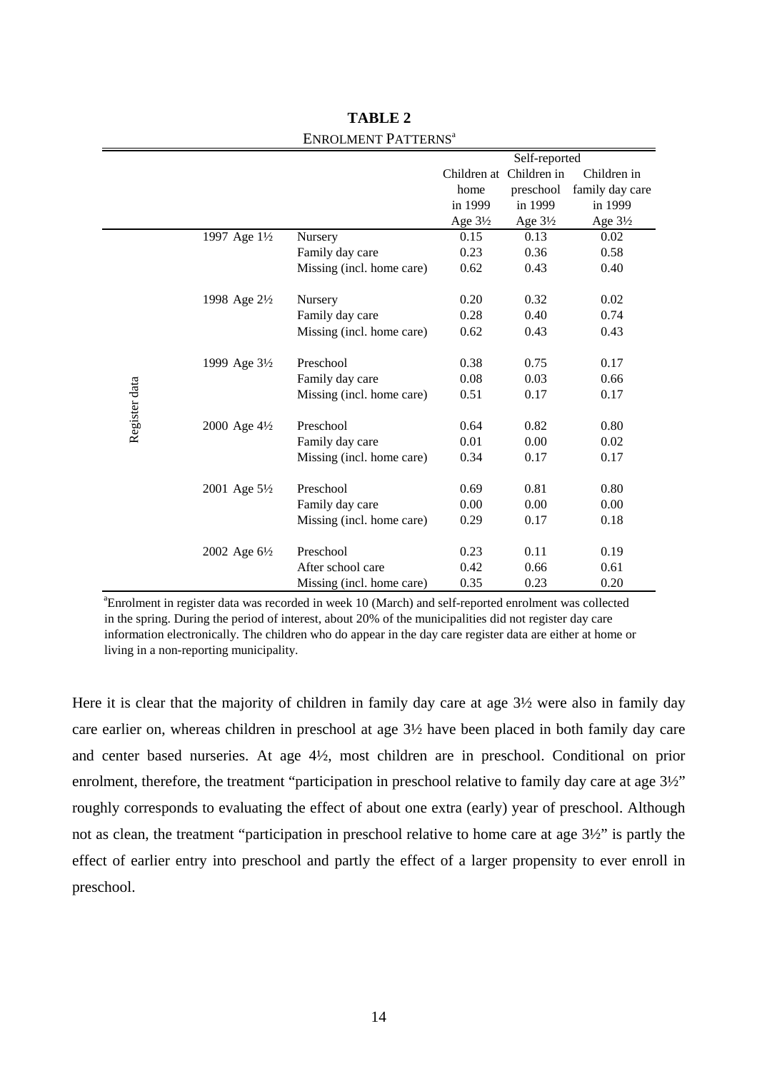**TABLE 2**

ENROLMENT PATTERNS[a]

| | | | Self-reported | | |
|---|---|---|---|---|---|
| | | | Children at home in 1999 Age 3½ | Children in preschool in 1999 Age 3½ | Children in family day care in 1999 Age 3½ |
| Register data | 1997 Age 1½ | Nursery | 0.15 | 0.13 | 0.02 |
| | | Family day care | 0.23 | 0.36 | 0.58 |
| | | Missing (incl. home care) | 0.62 | 0.43 | 0.40 |
| | 1998 Age 2½ | Nursery | 0.20 | 0.32 | 0.02 |
| | | Family day care | 0.28 | 0.40 | 0.74 |
| | | Missing (incl. home care) | 0.62 | 0.43 | 0.43 |
| | 1999 Age 3½ | Preschool | 0.38 | 0.75 | 0.17 |
| | | Family day care | 0.08 | 0.03 | 0.66 |
| | | Missing (incl. home care) | 0.51 | 0.17 | 0.17 |
| | 2000 Age 4½ | Preschool | 0.64 | 0.82 | 0.80 |
| | | Family day care | 0.01 | 0.00 | 0.02 |
| | | Missing (incl. home care) | 0.34 | 0.17 | 0.17 |
| | 2001 Age 5½ | Preschool | 0.69 | 0.81 | 0.80 |
| | | Family day care | 0.00 | 0.00 | 0.00 |
| | | Missing (incl. home care) | 0.29 | 0.17 | 0.18 |
| | 2002 Age 6½ | Preschool | 0.23 | 0.11 | 0.19 |
| | | After school care | 0.42 | 0.66 | 0.61 |
| | | Missing (incl. home care) | 0.35 | 0.23 | 0.20 |

[a]Enrolment in register data was recorded in week 10 (March) and self-reported enrolment was collected in the spring. During the period of interest, about 20% of the municipalities did not register day care information electronically. The children who do appear in the day care register data are either at home or living in a non-reporting municipality.

Here it is clear that the majority of children in family day care at age 3½ were also in family day care earlier on, whereas children in preschool at age 3½ have been placed in both family day care and center based nurseries. At age 4½, most children are in preschool. Conditional on prior enrolment, therefore, the treatment "participation in preschool relative to family day care at age 3½" roughly corresponds to evaluating the effect of about one extra (early) year of preschool. Although not as clean, the treatment "participation in preschool relative to home care at age 3½" is partly the effect of earlier entry into preschool and partly the effect of a larger propensity to ever enroll in preschool.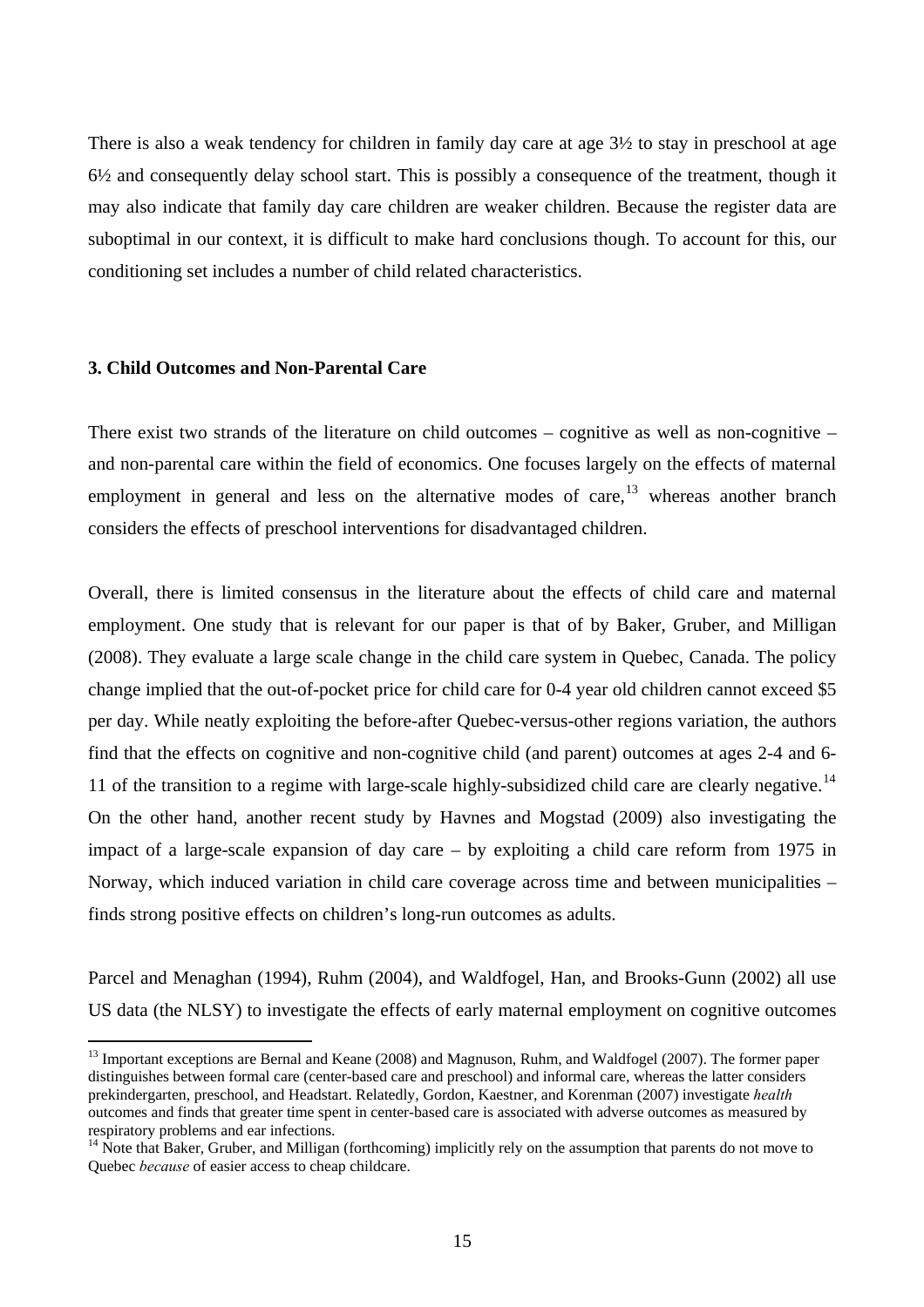There is also a weak tendency for children in family day care at age 3½ to stay in preschool at age 6½ and consequently delay school start. This is possibly a consequence of the treatment, though it may also indicate that family day care children are weaker children. Because the register data are suboptimal in our context, it is difficult to make hard conclusions though. To account for this, our conditioning set includes a number of child related characteristics.

### 3. Child Outcomes and Non-Parental Care

There exist two strands of the literature on child outcomes – cognitive as well as non-cognitive – and non-parental care within the field of economics. One focuses largely on the effects of maternal employment in general and less on the alternative modes of care,[13] whereas another branch considers the effects of preschool interventions for disadvantaged children.

Overall, there is limited consensus in the literature about the effects of child care and maternal employment. One study that is relevant for our paper is that of by Baker, Gruber, and Milligan (2008). They evaluate a large scale change in the child care system in Quebec, Canada. The policy change implied that the out-of-pocket price for child care for 0-4 year old children cannot exceed \$5 per day. While neatly exploiting the before-after Quebec-versus-other regions variation, the authors find that the effects on cognitive and non-cognitive child (and parent) outcomes at ages 2-4 and 6-11 of the transition to a regime with large-scale highly-subsidized child care are clearly negative.[14] On the other hand, another recent study by Havnes and Mogstad (2009) also investigating the impact of a large-scale expansion of day care – by exploiting a child care reform from 1975 in Norway, which induced variation in child care coverage across time and between municipalities – finds strong positive effects on children's long-run outcomes as adults.

Parcel and Menaghan (1994), Ruhm (2004), and Waldfogel, Han, and Brooks-Gunn (2002) all use US data (the NLSY) to investigate the effects of early maternal employment on cognitive outcomes

[13] Important exceptions are Bernal and Keane (2008) and Magnuson, Ruhm, and Waldfogel (2007). The former paper distinguishes between formal care (center-based care and preschool) and informal care, whereas the latter considers prekindergarten, preschool, and Headstart. Relatedly, Gordon, Kaestner, and Korenman (2007) investigate *health* outcomes and finds that greater time spent in center-based care is associated with adverse outcomes as measured by respiratory problems and ear infections.

[14] Note that Baker, Gruber, and Milligan (forthcoming) implicitly rely on the assumption that parents do not move to Quebec *because* of easier access to cheap childcare.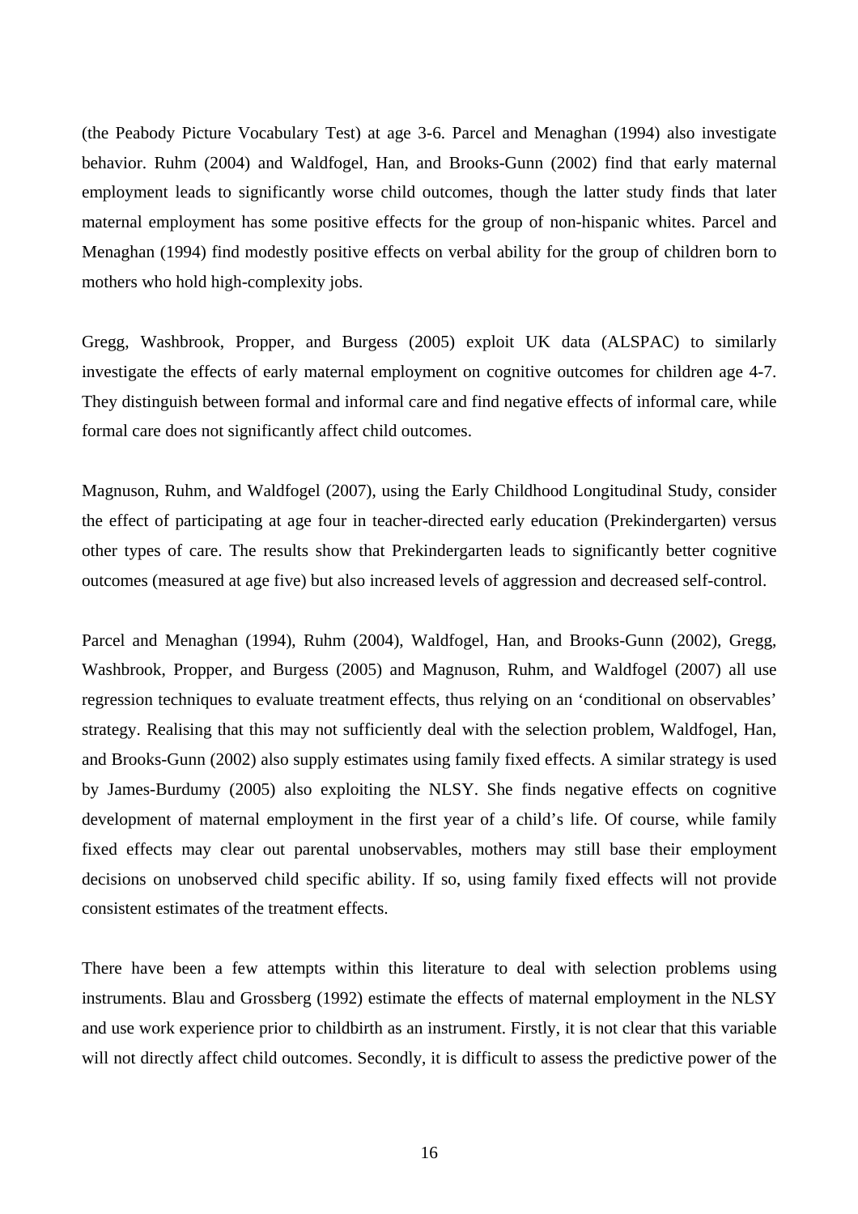(the Peabody Picture Vocabulary Test) at age 3-6. Parcel and Menaghan (1994) also investigate behavior. Ruhm (2004) and Waldfogel, Han, and Brooks-Gunn (2002) find that early maternal employment leads to significantly worse child outcomes, though the latter study finds that later maternal employment has some positive effects for the group of non-hispanic whites. Parcel and Menaghan (1994) find modestly positive effects on verbal ability for the group of children born to mothers who hold high-complexity jobs.

Gregg, Washbrook, Propper, and Burgess (2005) exploit UK data (ALSPAC) to similarly investigate the effects of early maternal employment on cognitive outcomes for children age 4-7. They distinguish between formal and informal care and find negative effects of informal care, while formal care does not significantly affect child outcomes.

Magnuson, Ruhm, and Waldfogel (2007), using the Early Childhood Longitudinal Study, consider the effect of participating at age four in teacher-directed early education (Prekindergarten) versus other types of care. The results show that Prekindergarten leads to significantly better cognitive outcomes (measured at age five) but also increased levels of aggression and decreased self-control.

Parcel and Menaghan (1994), Ruhm (2004), Waldfogel, Han, and Brooks-Gunn (2002), Gregg, Washbrook, Propper, and Burgess (2005) and Magnuson, Ruhm, and Waldfogel (2007) all use regression techniques to evaluate treatment effects, thus relying on an 'conditional on observables' strategy. Realising that this may not sufficiently deal with the selection problem, Waldfogel, Han, and Brooks-Gunn (2002) also supply estimates using family fixed effects. A similar strategy is used by James-Burdumy (2005) also exploiting the NLSY. She finds negative effects on cognitive development of maternal employment in the first year of a child's life. Of course, while family fixed effects may clear out parental unobservables, mothers may still base their employment decisions on unobserved child specific ability. If so, using family fixed effects will not provide consistent estimates of the treatment effects.

There have been a few attempts within this literature to deal with selection problems using instruments. Blau and Grossberg (1992) estimate the effects of maternal employment in the NLSY and use work experience prior to childbirth as an instrument. Firstly, it is not clear that this variable will not directly affect child outcomes. Secondly, it is difficult to assess the predictive power of the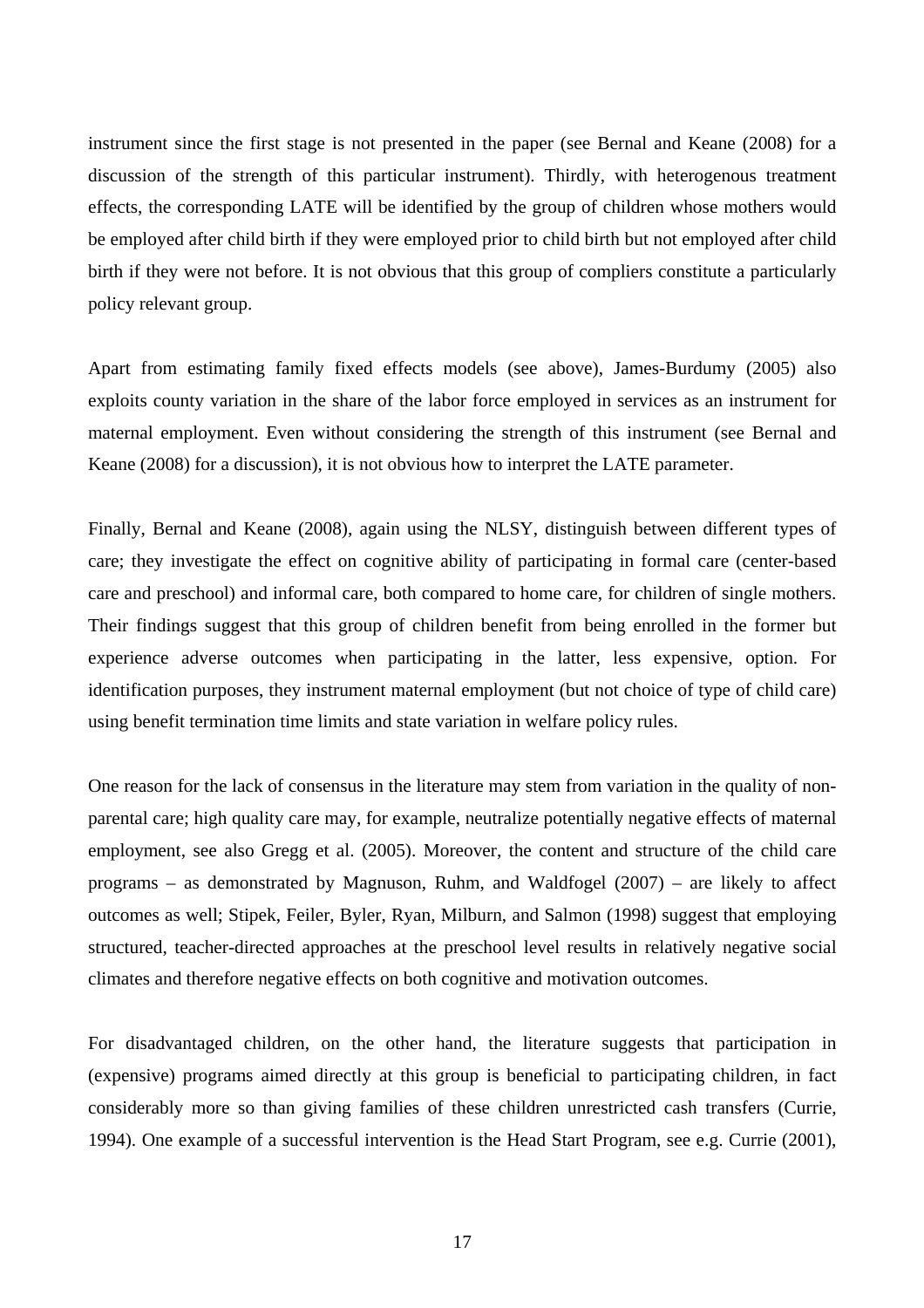instrument since the first stage is not presented in the paper (see Bernal and Keane (2008) for a discussion of the strength of this particular instrument). Thirdly, with heterogenous treatment effects, the corresponding LATE will be identified by the group of children whose mothers would be employed after child birth if they were employed prior to child birth but not employed after child birth if they were not before. It is not obvious that this group of compliers constitute a particularly policy relevant group.

Apart from estimating family fixed effects models (see above), James-Burdumy (2005) also exploits county variation in the share of the labor force employed in services as an instrument for maternal employment. Even without considering the strength of this instrument (see Bernal and Keane (2008) for a discussion), it is not obvious how to interpret the LATE parameter.

Finally, Bernal and Keane (2008), again using the NLSY, distinguish between different types of care; they investigate the effect on cognitive ability of participating in formal care (center-based care and preschool) and informal care, both compared to home care, for children of single mothers. Their findings suggest that this group of children benefit from being enrolled in the former but experience adverse outcomes when participating in the latter, less expensive, option. For identification purposes, they instrument maternal employment (but not choice of type of child care) using benefit termination time limits and state variation in welfare policy rules.

One reason for the lack of consensus in the literature may stem from variation in the quality of non-parental care; high quality care may, for example, neutralize potentially negative effects of maternal employment, see also Gregg et al. (2005). Moreover, the content and structure of the child care programs – as demonstrated by Magnuson, Ruhm, and Waldfogel (2007) – are likely to affect outcomes as well; Stipek, Feiler, Byler, Ryan, Milburn, and Salmon (1998) suggest that employing structured, teacher-directed approaches at the preschool level results in relatively negative social climates and therefore negative effects on both cognitive and motivation outcomes.

For disadvantaged children, on the other hand, the literature suggests that participation in (expensive) programs aimed directly at this group is beneficial to participating children, in fact considerably more so than giving families of these children unrestricted cash transfers (Currie, 1994). One example of a successful intervention is the Head Start Program, see e.g. Currie (2001),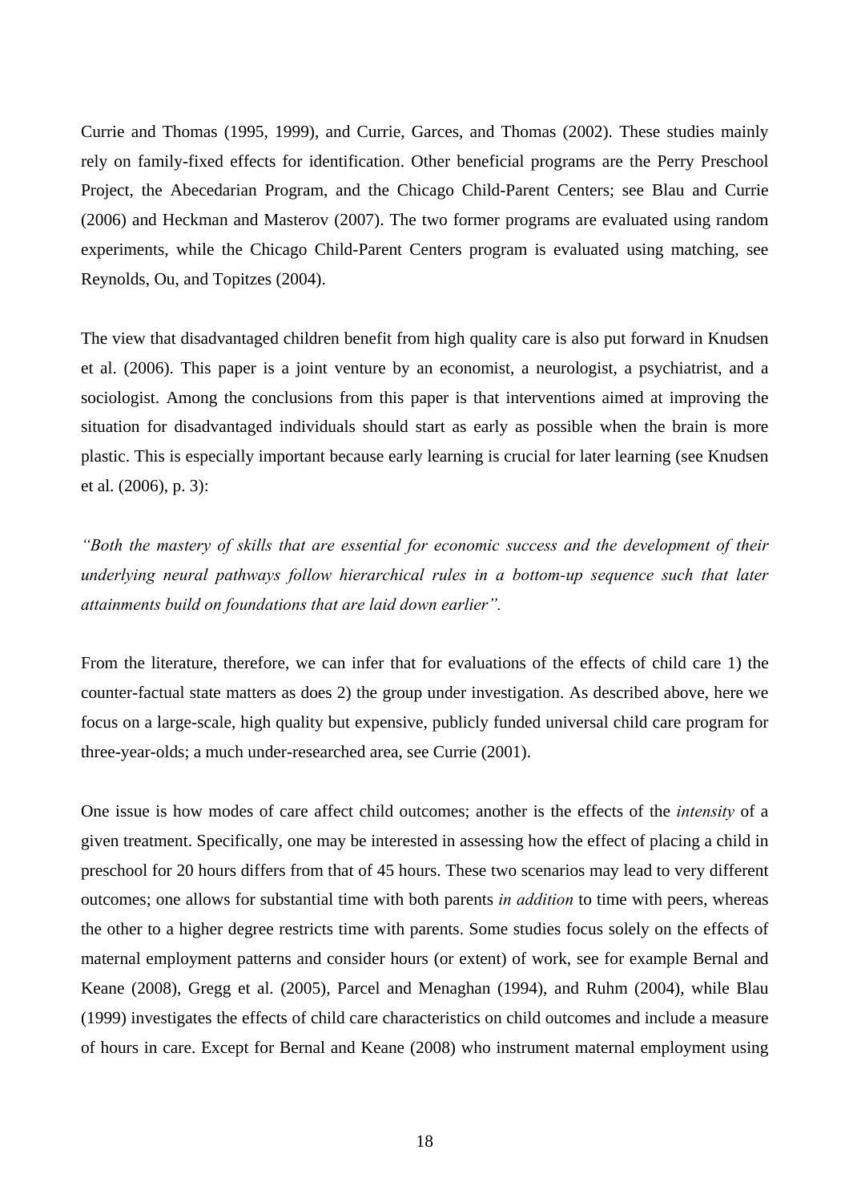Currie and Thomas (1995, 1999), and Currie, Garces, and Thomas (2002). These studies mainly rely on family-fixed effects for identification. Other beneficial programs are the Perry Preschool Project, the Abecedarian Program, and the Chicago Child-Parent Centers; see Blau and Currie (2006) and Heckman and Masterov (2007). The two former programs are evaluated using random experiments, while the Chicago Child-Parent Centers program is evaluated using matching, see Reynolds, Ou, and Topitzes (2004).

The view that disadvantaged children benefit from high quality care is also put forward in Knudsen et al. (2006). This paper is a joint venture by an economist, a neurologist, a psychiatrist, and a sociologist. Among the conclusions from this paper is that interventions aimed at improving the situation for disadvantaged individuals should start as early as possible when the brain is more plastic. This is especially important because early learning is crucial for later learning (see Knudsen et al. (2006), p. 3):

*"Both the mastery of skills that are essential for economic success and the development of their underlying neural pathways follow hierarchical rules in a bottom-up sequence such that later attainments build on foundations that are laid down earlier".*

From the literature, therefore, we can infer that for evaluations of the effects of child care 1) the counter-factual state matters as does 2) the group under investigation. As described above, here we focus on a large-scale, high quality but expensive, publicly funded universal child care program for three-year-olds; a much under-researched area, see Currie (2001).

One issue is how modes of care affect child outcomes; another is the effects of the *intensity* of a given treatment. Specifically, one may be interested in assessing how the effect of placing a child in preschool for 20 hours differs from that of 45 hours. These two scenarios may lead to very different outcomes; one allows for substantial time with both parents *in addition* to time with peers, whereas the other to a higher degree restricts time with parents. Some studies focus solely on the effects of maternal employment patterns and consider hours (or extent) of work, see for example Bernal and Keane (2008), Gregg et al. (2005), Parcel and Menaghan (1994), and Ruhm (2004), while Blau (1999) investigates the effects of child care characteristics on child outcomes and include a measure of hours in care. Except for Bernal and Keane (2008) who instrument maternal employment using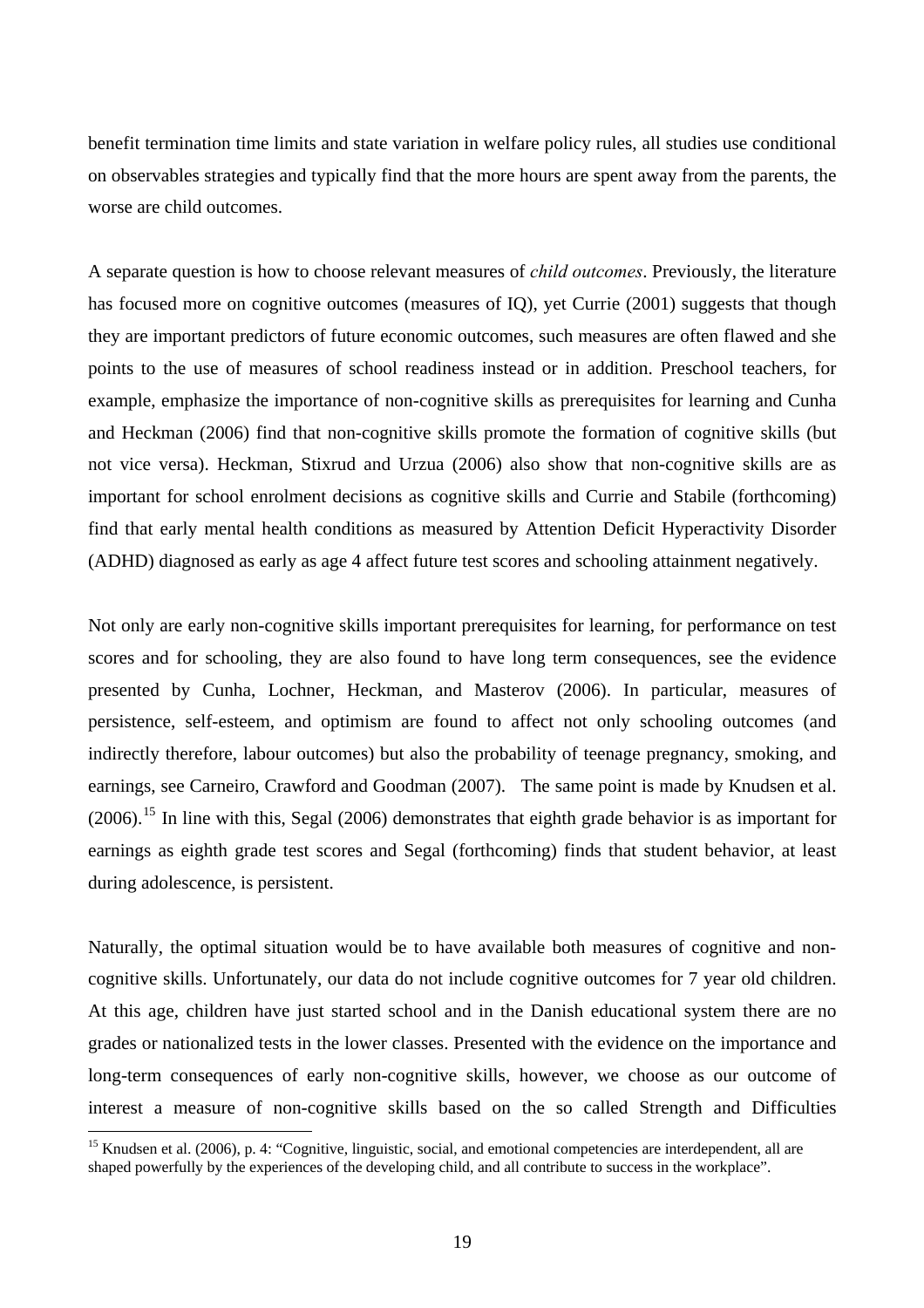benefit termination time limits and state variation in welfare policy rules, all studies use conditional on observables strategies and typically find that the more hours are spent away from the parents, the worse are child outcomes.

A separate question is how to choose relevant measures of *child outcomes*. Previously, the literature has focused more on cognitive outcomes (measures of IQ), yet Currie (2001) suggests that though they are important predictors of future economic outcomes, such measures are often flawed and she points to the use of measures of school readiness instead or in addition. Preschool teachers, for example, emphasize the importance of non-cognitive skills as prerequisites for learning and Cunha and Heckman (2006) find that non-cognitive skills promote the formation of cognitive skills (but not vice versa). Heckman, Stixrud and Urzua (2006) also show that non-cognitive skills are as important for school enrolment decisions as cognitive skills and Currie and Stabile (forthcoming) find that early mental health conditions as measured by Attention Deficit Hyperactivity Disorder (ADHD) diagnosed as early as age 4 affect future test scores and schooling attainment negatively.

Not only are early non-cognitive skills important prerequisites for learning, for performance on test scores and for schooling, they are also found to have long term consequences, see the evidence presented by Cunha, Lochner, Heckman, and Masterov (2006). In particular, measures of persistence, self-esteem, and optimism are found to affect not only schooling outcomes (and indirectly therefore, labour outcomes) but also the probability of teenage pregnancy, smoking, and earnings, see Carneiro, Crawford and Goodman (2007). The same point is made by Knudsen et al. (2006).[15] In line with this, Segal (2006) demonstrates that eighth grade behavior is as important for earnings as eighth grade test scores and Segal (forthcoming) finds that student behavior, at least during adolescence, is persistent.

Naturally, the optimal situation would be to have available both measures of cognitive and non-cognitive skills. Unfortunately, our data do not include cognitive outcomes for 7 year old children. At this age, children have just started school and in the Danish educational system there are no grades or nationalized tests in the lower classes. Presented with the evidence on the importance and long-term consequences of early non-cognitive skills, however, we choose as our outcome of interest a measure of non-cognitive skills based on the so called Strength and Difficulties

[15] Knudsen et al. (2006), p. 4: "Cognitive, linguistic, social, and emotional competencies are interdependent, all are shaped powerfully by the experiences of the developing child, and all contribute to success in the workplace".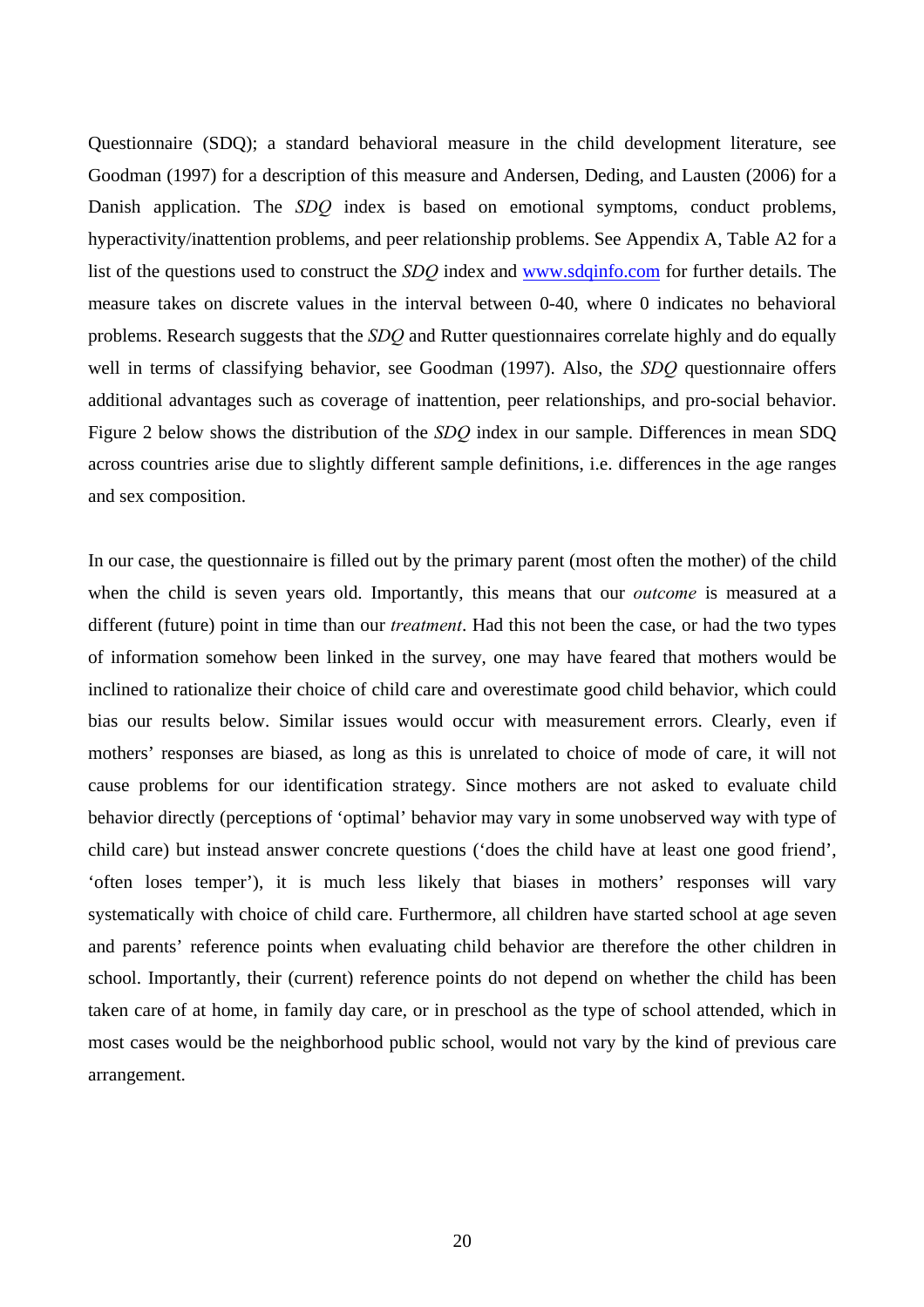Questionnaire (SDQ); a standard behavioral measure in the child development literature, see Goodman (1997) for a description of this measure and Andersen, Deding, and Lausten (2006) for a Danish application. The *SDQ* index is based on emotional symptoms, conduct problems, hyperactivity/inattention problems, and peer relationship problems. See Appendix A, Table A2 for a list of the questions used to construct the *SDQ* index and www.sdqinfo.com for further details. The measure takes on discrete values in the interval between 0-40, where 0 indicates no behavioral problems. Research suggests that the *SDQ* and Rutter questionnaires correlate highly and do equally well in terms of classifying behavior, see Goodman (1997). Also, the *SDQ* questionnaire offers additional advantages such as coverage of inattention, peer relationships, and pro-social behavior. Figure 2 below shows the distribution of the *SDQ* index in our sample. Differences in mean SDQ across countries arise due to slightly different sample definitions, i.e. differences in the age ranges and sex composition.

In our case, the questionnaire is filled out by the primary parent (most often the mother) of the child when the child is seven years old. Importantly, this means that our *outcome* is measured at a different (future) point in time than our *treatment*. Had this not been the case, or had the two types of information somehow been linked in the survey, one may have feared that mothers would be inclined to rationalize their choice of child care and overestimate good child behavior, which could bias our results below. Similar issues would occur with measurement errors. Clearly, even if mothers' responses are biased, as long as this is unrelated to choice of mode of care, it will not cause problems for our identification strategy. Since mothers are not asked to evaluate child behavior directly (perceptions of 'optimal' behavior may vary in some unobserved way with type of child care) but instead answer concrete questions ('does the child have at least one good friend', 'often loses temper'), it is much less likely that biases in mothers' responses will vary systematically with choice of child care. Furthermore, all children have started school at age seven and parents' reference points when evaluating child behavior are therefore the other children in school. Importantly, their (current) reference points do not depend on whether the child has been taken care of at home, in family day care, or in preschool as the type of school attended, which in most cases would be the neighborhood public school, would not vary by the kind of previous care arrangement.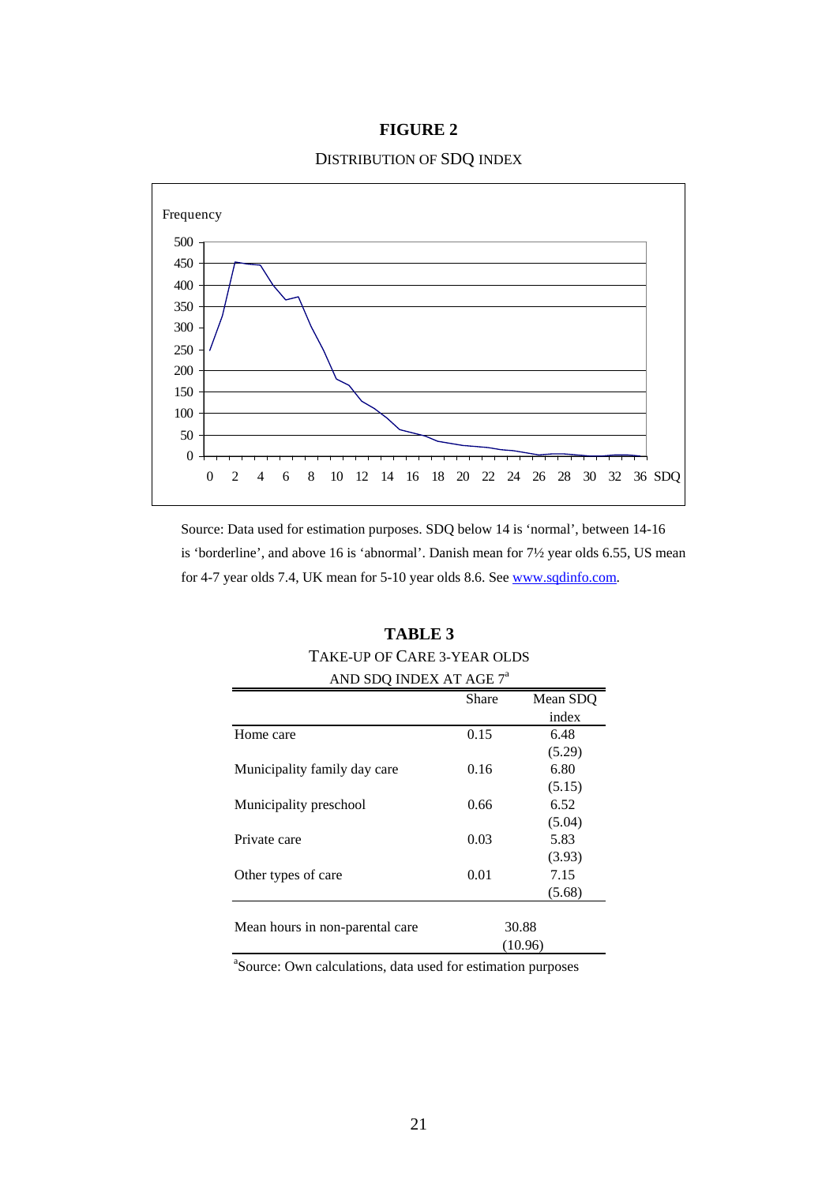**FIGURE 2**

DISTRIBUTION OF SDQ INDEX

Source: Data used for estimation purposes. SDQ below 14 is 'normal', between 14-16 is 'borderline', and above 16 is 'abnormal'. Danish mean for 7½ year olds 6.55, US mean for 4-7 year olds 7.4, UK mean for 5-10 year olds 8.6. See www.sqdinfo.com.

**TABLE 3**

TAKE-UP OF CARE 3-YEAR OLDS AND SDQ INDEX AT AGE 7[a]

| | Share | Mean SDQ index |
|---|---|---|
| Home care | 0.15 | 6.48 |
| | | (5.29) |
| Municipality family day care | 0.16 | 6.80 |
| | | (5.15) |
| Municipality preschool | 0.66 | 6.52 |
| | | (5.04) |
| Private care | 0.03 | 5.83 |
| | | (3.93) |
| Other types of care | 0.01 | 7.15 |
| | | (5.68) |
| Mean hours in non-parental care | 30.88 | |
| | (10.96) | |

[a]Source: Own calculations, data used for estimation purposes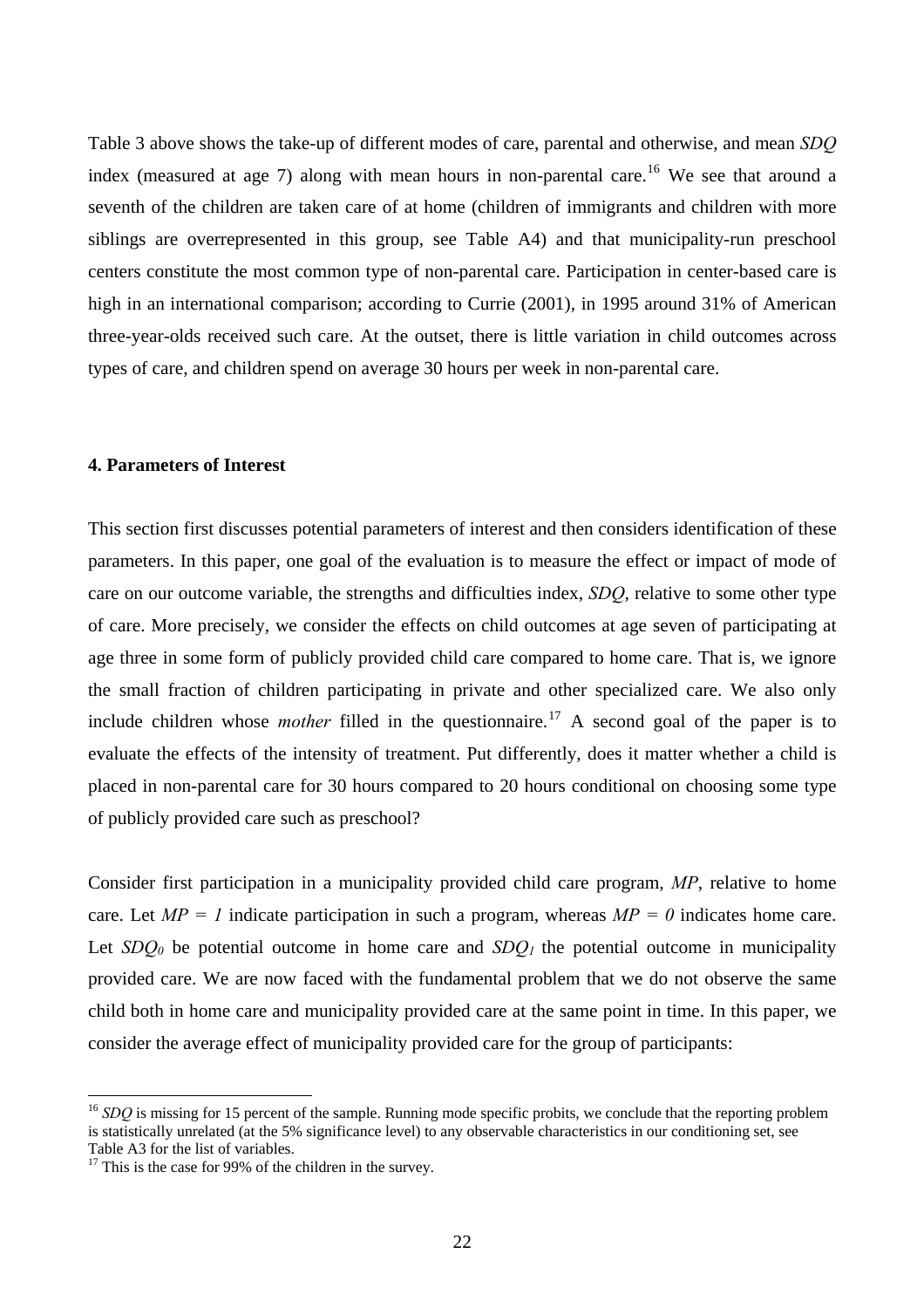Table 3 above shows the take-up of different modes of care, parental and otherwise, and mean *SDQ* index (measured at age 7) along with mean hours in non-parental care.[16] We see that around a seventh of the children are taken care of at home (children of immigrants and children with more siblings are overrepresented in this group, see Table A4) and that municipality-run preschool centers constitute the most common type of non-parental care. Participation in center-based care is high in an international comparison; according to Currie (2001), in 1995 around 31% of American three-year-olds received such care. At the outset, there is little variation in child outcomes across types of care, and children spend on average 30 hours per week in non-parental care.

**4. Parameters of Interest**

This section first discusses potential parameters of interest and then considers identification of these parameters. In this paper, one goal of the evaluation is to measure the effect or impact of mode of care on our outcome variable, the strengths and difficulties index, *SDQ*, relative to some other type of care. More precisely, we consider the effects on child outcomes at age seven of participating at age three in some form of publicly provided child care compared to home care. That is, we ignore the small fraction of children participating in private and other specialized care. We also only include children whose *mother* filled in the questionnaire.[17] A second goal of the paper is to evaluate the effects of the intensity of treatment. Put differently, does it matter whether a child is placed in non-parental care for 30 hours compared to 20 hours conditional on choosing some type of publicly provided care such as preschool?

Consider first participation in a municipality provided child care program, *MP*, relative to home care. Let $MP = 1$ indicate participation in such a program, whereas $MP = 0$ indicates home care. Let $SDQ_0$ be potential outcome in home care and $SDQ_1$ the potential outcome in municipality provided care. We are now faced with the fundamental problem that we do not observe the same child both in home care and municipality provided care at the same point in time. In this paper, we consider the average effect of municipality provided care for the group of participants:

[16] *SDQ* is missing for 15 percent of the sample. Running mode specific probits, we conclude that the reporting problem is statistically unrelated (at the 5% significance level) to any observable characteristics in our conditioning set, see Table A3 for the list of variables.

[17] This is the case for 99% of the children in the survey.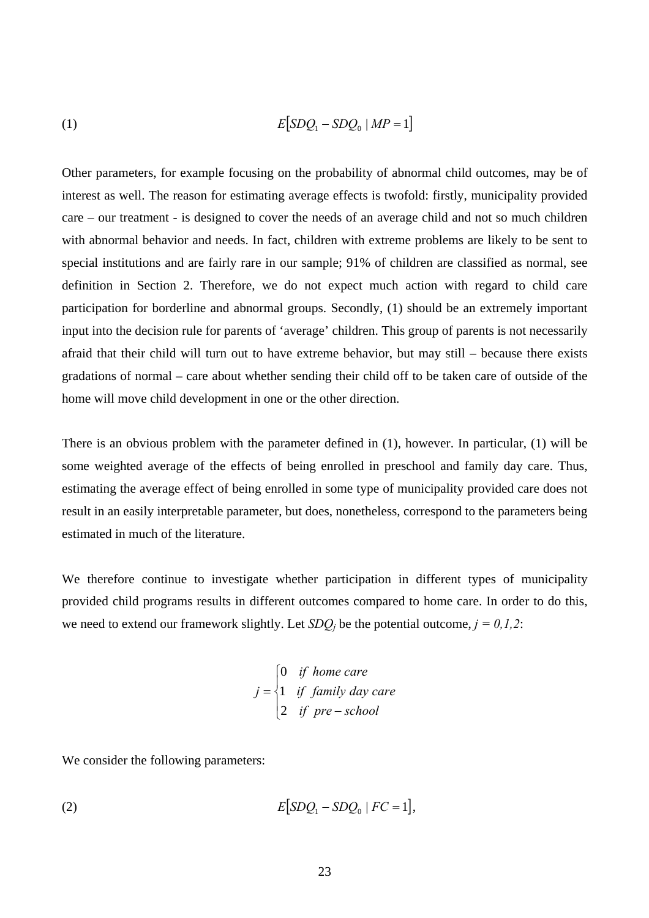$$(1) \qquad E\left[SDQ_1 - SDQ_0 \mid MP = 1\right]$$

Other parameters, for example focusing on the probability of abnormal child outcomes, may be of interest as well. The reason for estimating average effects is twofold: firstly, municipality provided care – our treatment - is designed to cover the needs of an average child and not so much children with abnormal behavior and needs. In fact, children with extreme problems are likely to be sent to special institutions and are fairly rare in our sample; 91% of children are classified as normal, see definition in Section 2. Therefore, we do not expect much action with regard to child care participation for borderline and abnormal groups. Secondly, (1) should be an extremely important input into the decision rule for parents of 'average' children. This group of parents is not necessarily afraid that their child will turn out to have extreme behavior, but may still – because there exists gradations of normal – care about whether sending their child off to be taken care of outside of the home will move child development in one or the other direction.

There is an obvious problem with the parameter defined in (1), however. In particular, (1) will be some weighted average of the effects of being enrolled in preschool and family day care. Thus, estimating the average effect of being enrolled in some type of municipality provided care does not result in an easily interpretable parameter, but does, nonetheless, correspond to the parameters being estimated in much of the literature.

We therefore continue to investigate whether participation in different types of municipality provided child programs results in different outcomes compared to home care. In order to do this, we need to extend our framework slightly. Let $SDQ_j$ be the potential outcome, $j = 0,1,2$:

$$j = \begin{cases} 0 & \text{if home care} \\ 1 & \text{if family day care} \\ 2 & \text{if pre-school} \end{cases}$$

We consider the following parameters:

$$(2) \qquad E\left[SDQ_1 - SDQ_0 \mid FC = 1\right],$$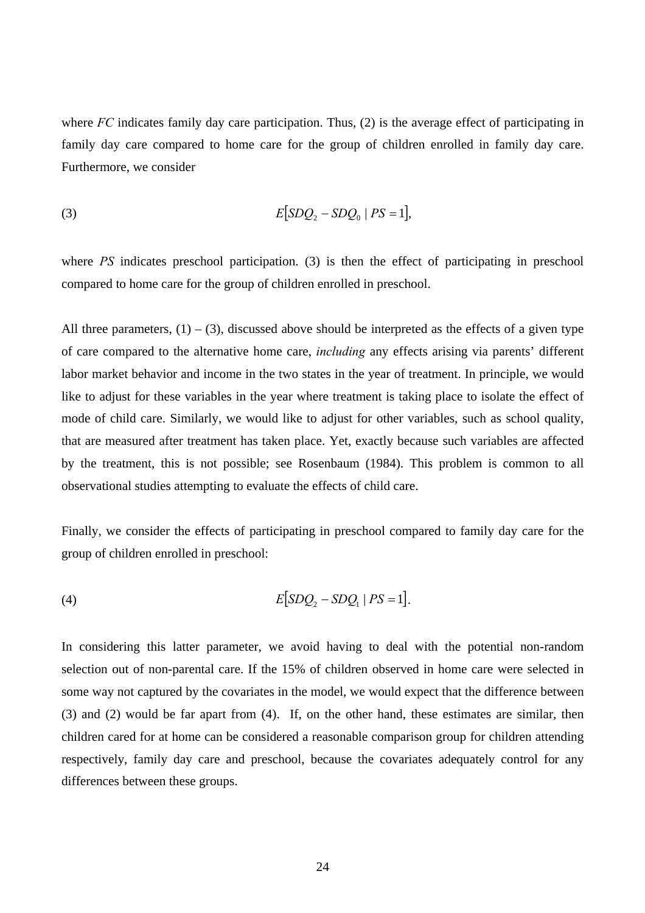where *FC* indicates family day care participation. Thus, (2) is the average effect of participating in family day care compared to home care for the group of children enrolled in family day care. Furthermore, we consider

$$(3) \qquad E\left[SDQ_2 - SDQ_0 \mid PS = 1\right],$$

where *PS* indicates preschool participation. (3) is then the effect of participating in preschool compared to home care for the group of children enrolled in preschool.

All three parameters, (1) – (3), discussed above should be interpreted as the effects of a given type of care compared to the alternative home care, *including* any effects arising via parents' different labor market behavior and income in the two states in the year of treatment. In principle, we would like to adjust for these variables in the year where treatment is taking place to isolate the effect of mode of child care. Similarly, we would like to adjust for other variables, such as school quality, that are measured after treatment has taken place. Yet, exactly because such variables are affected by the treatment, this is not possible; see Rosenbaum (1984). This problem is common to all observational studies attempting to evaluate the effects of child care.

Finally, we consider the effects of participating in preschool compared to family day care for the group of children enrolled in preschool:

$$(4) \qquad E\left[SDQ_2 - SDQ_1 \mid PS = 1\right].$$

In considering this latter parameter, we avoid having to deal with the potential non-random selection out of non-parental care. If the 15% of children observed in home care were selected in some way not captured by the covariates in the model, we would expect that the difference between (3) and (2) would be far apart from (4). If, on the other hand, these estimates are similar, then children cared for at home can be considered a reasonable comparison group for children attending respectively, family day care and preschool, because the covariates adequately control for any differences between these groups.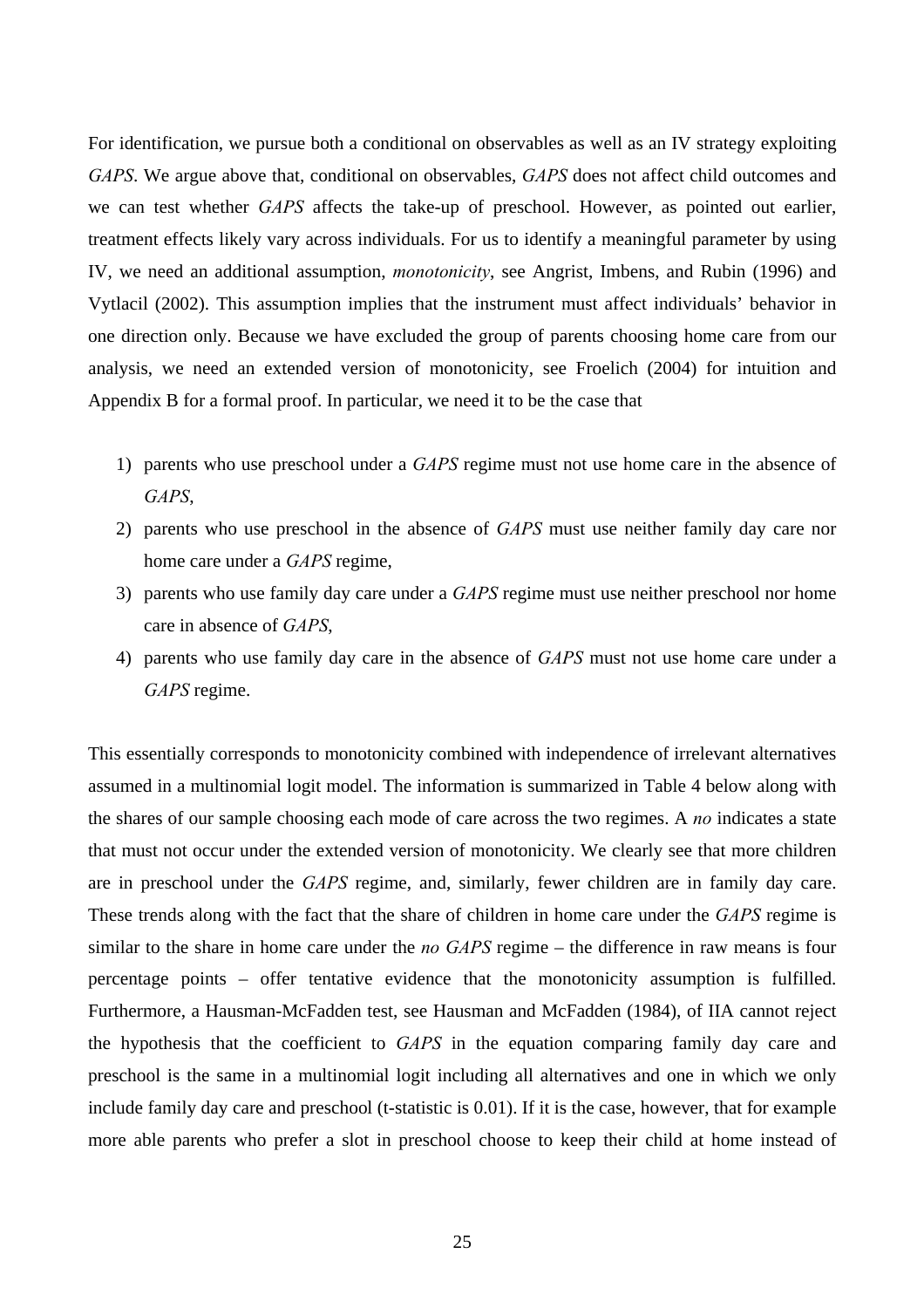For identification, we pursue both a conditional on observables as well as an IV strategy exploiting *GAPS*. We argue above that, conditional on observables, *GAPS* does not affect child outcomes and we can test whether *GAPS* affects the take-up of preschool. However, as pointed out earlier, treatment effects likely vary across individuals. For us to identify a meaningful parameter by using IV, we need an additional assumption, *monotonicity*, see Angrist, Imbens, and Rubin (1996) and Vytlacil (2002). This assumption implies that the instrument must affect individuals' behavior in one direction only. Because we have excluded the group of parents choosing home care from our analysis, we need an extended version of monotonicity, see Froelich (2004) for intuition and Appendix B for a formal proof. In particular, we need it to be the case that

1) parents who use preschool under a *GAPS* regime must not use home care in the absence of *GAPS*,
2) parents who use preschool in the absence of *GAPS* must use neither family day care nor home care under a *GAPS* regime,
3) parents who use family day care under a *GAPS* regime must use neither preschool nor home care in absence of *GAPS*,
4) parents who use family day care in the absence of *GAPS* must not use home care under a *GAPS* regime.

This essentially corresponds to monotonicity combined with independence of irrelevant alternatives assumed in a multinomial logit model. The information is summarized in Table 4 below along with the shares of our sample choosing each mode of care across the two regimes. A *no* indicates a state that must not occur under the extended version of monotonicity. We clearly see that more children are in preschool under the *GAPS* regime, and, similarly, fewer children are in family day care. These trends along with the fact that the share of children in home care under the *GAPS* regime is similar to the share in home care under the *no GAPS* regime – the difference in raw means is four percentage points – offer tentative evidence that the monotonicity assumption is fulfilled. Furthermore, a Hausman-McFadden test, see Hausman and McFadden (1984), of IIA cannot reject the hypothesis that the coefficient to *GAPS* in the equation comparing family day care and preschool is the same in a multinomial logit including all alternatives and one in which we only include family day care and preschool (t-statistic is 0.01). If it is the case, however, that for example more able parents who prefer a slot in preschool choose to keep their child at home instead of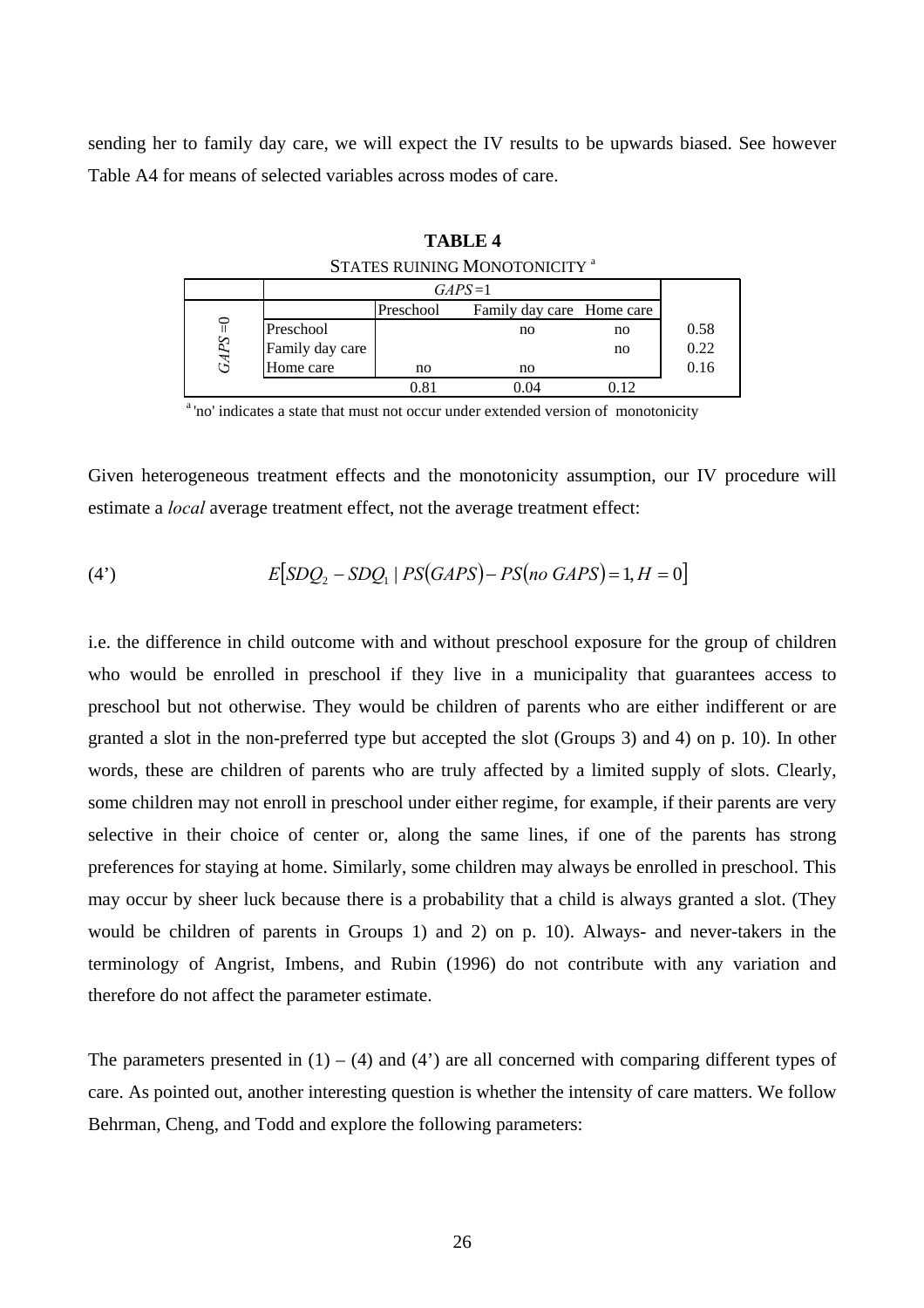sending her to family day care, we will expect the IV results to be upwards biased. See however Table A4 for means of selected variables across modes of care.

**TABLE 4**

STATES RUINING MONOTONICITY [a]

| | | *GAPS* =1 | | | |
|---|---|---|---|---|---|
| | | Preschool | Family day care | Home care | |
| *GAPS* =0 | Preschool | | no | no | 0.58 |
| | Family day care | | | no | 0.22 |
| | Home care | no | no | | 0.16 |
| | | 0.81 | 0.04 | 0.12 | |

[a] 'no' indicates a state that must not occur under extended version of monotonicity

Given heterogeneous treatment effects and the monotonicity assumption, our IV procedure will estimate a *local* average treatment effect, not the average treatment effect:

$$
(4') \qquad E\left[SDQ_2 - SDQ_1 \mid PS(GAPS) - PS(no\ GAPS) = 1, H = 0\right]
$$

i.e. the difference in child outcome with and without preschool exposure for the group of children who would be enrolled in preschool if they live in a municipality that guarantees access to preschool but not otherwise. They would be children of parents who are either indifferent or are granted a slot in the non-preferred type but accepted the slot (Groups 3) and 4) on p. 10). In other words, these are children of parents who are truly affected by a limited supply of slots. Clearly, some children may not enroll in preschool under either regime, for example, if their parents are very selective in their choice of center or, along the same lines, if one of the parents has strong preferences for staying at home. Similarly, some children may always be enrolled in preschool. This may occur by sheer luck because there is a probability that a child is always granted a slot. (They would be children of parents in Groups 1) and 2) on p. 10). Always- and never-takers in the terminology of Angrist, Imbens, and Rubin (1996) do not contribute with any variation and therefore do not affect the parameter estimate.

The parameters presented in (1) – (4) and (4') are all concerned with comparing different types of care. As pointed out, another interesting question is whether the intensity of care matters. We follow Behrman, Cheng, and Todd and explore the following parameters: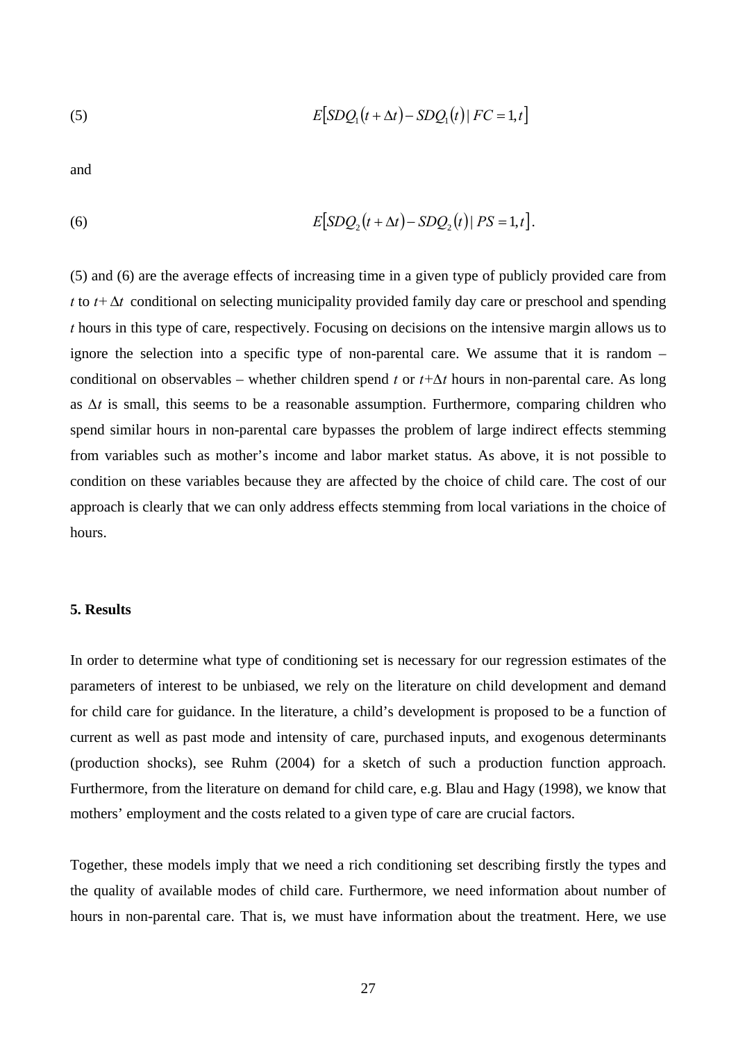$$(5) \qquad E\left[SDQ_1(t+\Delta t) - SDQ_1(t) \mid FC = 1, t\right]$$

and

$$(6) \qquad E\left[SDQ_2(t+\Delta t) - SDQ_2(t) \mid PS = 1, t\right].$$

(5) and (6) are the average effects of increasing time in a given type of publicly provided care from $t$ to $t+\Delta t$ conditional on selecting municipality provided family day care or preschool and spending $t$ hours in this type of care, respectively. Focusing on decisions on the intensive margin allows us to ignore the selection into a specific type of non-parental care. We assume that it is random – conditional on observables – whether children spend $t$ or $t+\Delta t$ hours in non-parental care. As long as $\Delta t$ is small, this seems to be a reasonable assumption. Furthermore, comparing children who spend similar hours in non-parental care bypasses the problem of large indirect effects stemming from variables such as mother's income and labor market status. As above, it is not possible to condition on these variables because they are affected by the choice of child care. The cost of our approach is clearly that we can only address effects stemming from local variations in the choice of hours.

## 5. Results

In order to determine what type of conditioning set is necessary for our regression estimates of the parameters of interest to be unbiased, we rely on the literature on child development and demand for child care for guidance. In the literature, a child's development is proposed to be a function of current as well as past mode and intensity of care, purchased inputs, and exogenous determinants (production shocks), see Ruhm (2004) for a sketch of such a production function approach. Furthermore, from the literature on demand for child care, e.g. Blau and Hagy (1998), we know that mothers' employment and the costs related to a given type of care are crucial factors.

Together, these models imply that we need a rich conditioning set describing firstly the types and the quality of available modes of child care. Furthermore, we need information about number of hours in non-parental care. That is, we must have information about the treatment. Here, we use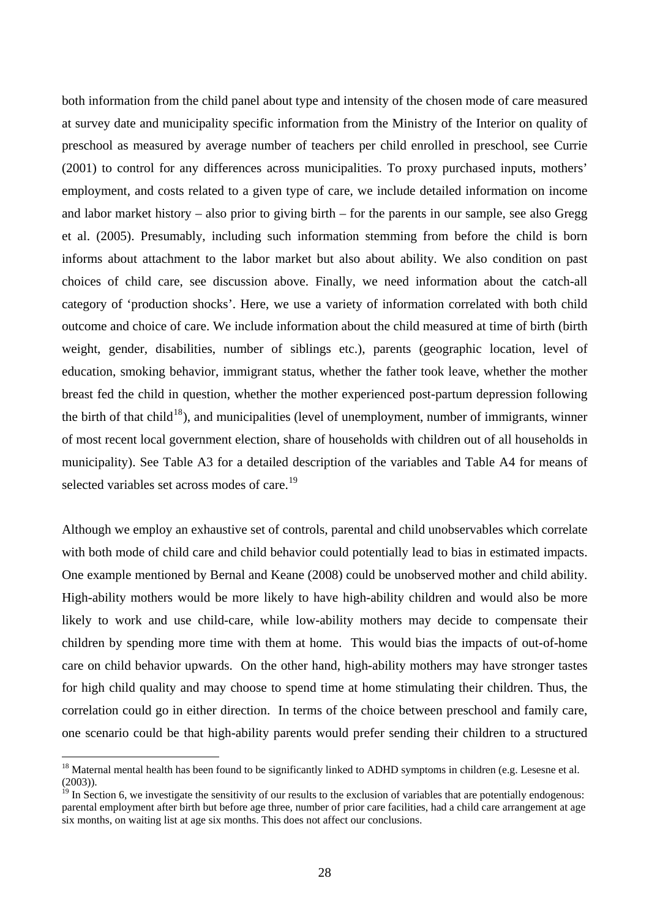both information from the child panel about type and intensity of the chosen mode of care measured at survey date and municipality specific information from the Ministry of the Interior on quality of preschool as measured by average number of teachers per child enrolled in preschool, see Currie (2001) to control for any differences across municipalities. To proxy purchased inputs, mothers' employment, and costs related to a given type of care, we include detailed information on income and labor market history – also prior to giving birth – for the parents in our sample, see also Gregg et al. (2005). Presumably, including such information stemming from before the child is born informs about attachment to the labor market but also about ability. We also condition on past choices of child care, see discussion above. Finally, we need information about the catch-all category of 'production shocks'. Here, we use a variety of information correlated with both child outcome and choice of care. We include information about the child measured at time of birth (birth weight, gender, disabilities, number of siblings etc.), parents (geographic location, level of education, smoking behavior, immigrant status, whether the father took leave, whether the mother breast fed the child in question, whether the mother experienced post-partum depression following the birth of that child[18]), and municipalities (level of unemployment, number of immigrants, winner of most recent local government election, share of households with children out of all households in municipality). See Table A3 for a detailed description of the variables and Table A4 for means of selected variables set across modes of care.[19]

Although we employ an exhaustive set of controls, parental and child unobservables which correlate with both mode of child care and child behavior could potentially lead to bias in estimated impacts. One example mentioned by Bernal and Keane (2008) could be unobserved mother and child ability. High-ability mothers would be more likely to have high-ability children and would also be more likely to work and use child-care, while low-ability mothers may decide to compensate their children by spending more time with them at home. This would bias the impacts of out-of-home care on child behavior upwards. On the other hand, high-ability mothers may have stronger tastes for high child quality and may choose to spend time at home stimulating their children. Thus, the correlation could go in either direction. In terms of the choice between preschool and family care, one scenario could be that high-ability parents would prefer sending their children to a structured

---

[18] Maternal mental health has been found to be significantly linked to ADHD symptoms in children (e.g. Lesesne et al. (2003)).

[19] In Section 6, we investigate the sensitivity of our results to the exclusion of variables that are potentially endogenous: parental employment after birth but before age three, number of prior care facilities, had a child care arrangement at age six months, on waiting list at age six months. This does not affect our conclusions.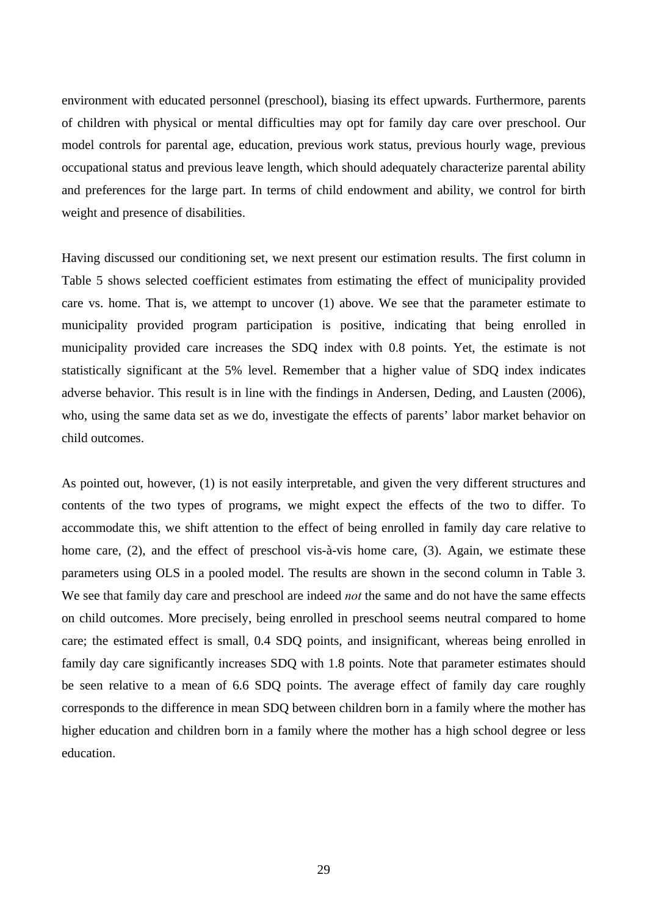environment with educated personnel (preschool), biasing its effect upwards. Furthermore, parents of children with physical or mental difficulties may opt for family day care over preschool. Our model controls for parental age, education, previous work status, previous hourly wage, previous occupational status and previous leave length, which should adequately characterize parental ability and preferences for the large part. In terms of child endowment and ability, we control for birth weight and presence of disabilities.

Having discussed our conditioning set, we next present our estimation results. The first column in Table 5 shows selected coefficient estimates from estimating the effect of municipality provided care vs. home. That is, we attempt to uncover (1) above. We see that the parameter estimate to municipality provided program participation is positive, indicating that being enrolled in municipality provided care increases the SDQ index with 0.8 points. Yet, the estimate is not statistically significant at the 5% level. Remember that a higher value of SDQ index indicates adverse behavior. This result is in line with the findings in Andersen, Deding, and Lausten (2006), who, using the same data set as we do, investigate the effects of parents' labor market behavior on child outcomes.

As pointed out, however, (1) is not easily interpretable, and given the very different structures and contents of the two types of programs, we might expect the effects of the two to differ. To accommodate this, we shift attention to the effect of being enrolled in family day care relative to home care, (2), and the effect of preschool vis-à-vis home care, (3). Again, we estimate these parameters using OLS in a pooled model. The results are shown in the second column in Table 3. We see that family day care and preschool are indeed *not* the same and do not have the same effects on child outcomes. More precisely, being enrolled in preschool seems neutral compared to home care; the estimated effect is small, 0.4 SDQ points, and insignificant, whereas being enrolled in family day care significantly increases SDQ with 1.8 points. Note that parameter estimates should be seen relative to a mean of 6.6 SDQ points. The average effect of family day care roughly corresponds to the difference in mean SDQ between children born in a family where the mother has higher education and children born in a family where the mother has a high school degree or less education.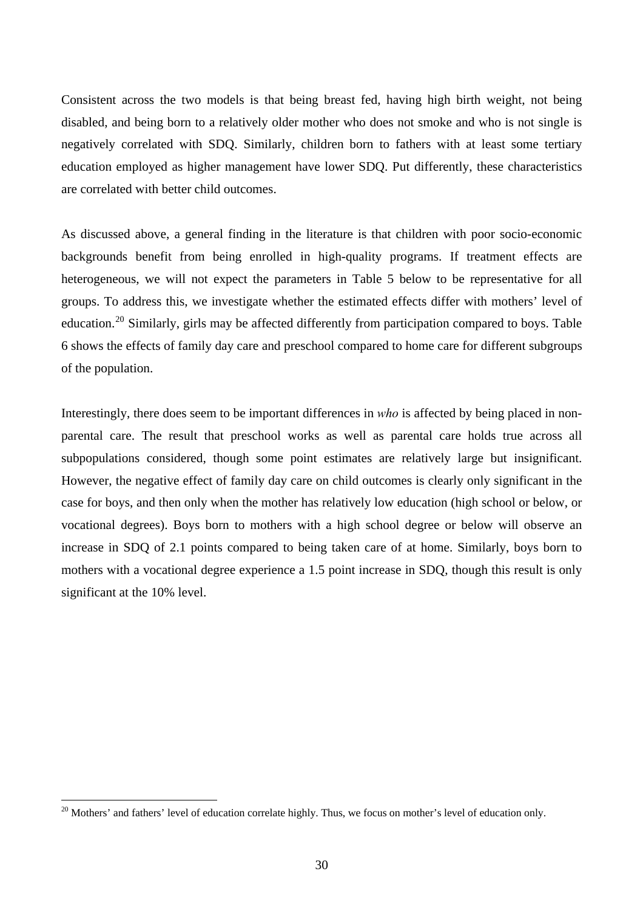Consistent across the two models is that being breast fed, having high birth weight, not being disabled, and being born to a relatively older mother who does not smoke and who is not single is negatively correlated with SDQ. Similarly, children born to fathers with at least some tertiary education employed as higher management have lower SDQ. Put differently, these characteristics are correlated with better child outcomes.

As discussed above, a general finding in the literature is that children with poor socio-economic backgrounds benefit from being enrolled in high-quality programs. If treatment effects are heterogeneous, we will not expect the parameters in Table 5 below to be representative for all groups. To address this, we investigate whether the estimated effects differ with mothers' level of education.[20] Similarly, girls may be affected differently from participation compared to boys. Table 6 shows the effects of family day care and preschool compared to home care for different subgroups of the population.

Interestingly, there does seem to be important differences in *who* is affected by being placed in non-parental care. The result that preschool works as well as parental care holds true across all subpopulations considered, though some point estimates are relatively large but insignificant. However, the negative effect of family day care on child outcomes is clearly only significant in the case for boys, and then only when the mother has relatively low education (high school or below, or vocational degrees). Boys born to mothers with a high school degree or below will observe an increase in SDQ of 2.1 points compared to being taken care of at home. Similarly, boys born to mothers with a vocational degree experience a 1.5 point increase in SDQ, though this result is only significant at the 10% level.

[20] Mothers' and fathers' level of education correlate highly. Thus, we focus on mother's level of education only.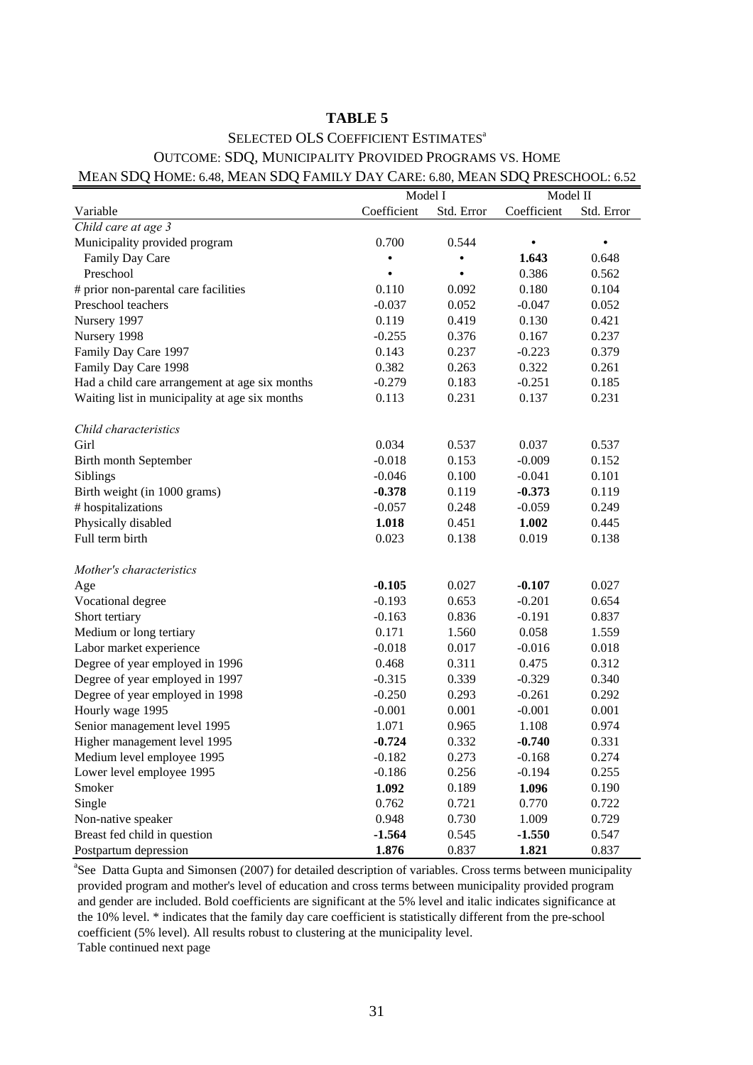**TABLE 5**

SELECTED OLS COEFFICIENT ESTIMATES[a]

OUTCOME: SDQ, MUNICIPALITY PROVIDED PROGRAMS VS. HOME

MEAN SDQ HOME: 6.48, MEAN SDQ FAMILY DAY CARE: 6.80, MEAN SDQ PRESCHOOL: 6.52

| | Model I | | Model II | |
|---|---|---|---|---|
| Variable | Coefficient | Std. Error | Coefficient | Std. Error |
| *Child care at age 3* | | | | |
| Municipality provided program | 0.700 | 0.544 | • | • |
| Family Day Care | • | • | **1.643** | 0.648 |
| Preschool | • | • | 0.386 | 0.562 |
| # prior non-parental care facilities | 0.110 | 0.092 | 0.180 | 0.104 |
| Preschool teachers | -0.037 | 0.052 | -0.047 | 0.052 |
| Nursery 1997 | 0.119 | 0.419 | 0.130 | 0.421 |
| Nursery 1998 | -0.255 | 0.376 | 0.167 | 0.237 |
| Family Day Care 1997 | 0.143 | 0.237 | -0.223 | 0.379 |
| Family Day Care 1998 | 0.382 | 0.263 | 0.322 | 0.261 |
| Had a child care arrangement at age six months | -0.279 | 0.183 | -0.251 | 0.185 |
| Waiting list in municipality at age six months | 0.113 | 0.231 | 0.137 | 0.231 |
| *Child characteristics* | | | | |
| Girl | 0.034 | 0.537 | 0.037 | 0.537 |
| Birth month September | -0.018 | 0.153 | -0.009 | 0.152 |
| Siblings | -0.046 | 0.100 | -0.041 | 0.101 |
| Birth weight (in 1000 grams) | **-0.378** | 0.119 | **-0.373** | 0.119 |
| # hospitalizations | -0.057 | 0.248 | -0.059 | 0.249 |
| Physically disabled | **1.018** | 0.451 | **1.002** | 0.445 |
| Full term birth | 0.023 | 0.138 | 0.019 | 0.138 |
| *Mother's characteristics* | | | | |
| Age | **-0.105** | 0.027 | **-0.107** | 0.027 |
| Vocational degree | -0.193 | 0.653 | -0.201 | 0.654 |
| Short tertiary | -0.163 | 0.836 | -0.191 | 0.837 |
| Medium or long tertiary | 0.171 | 1.560 | 0.058 | 1.559 |
| Labor market experience | -0.018 | 0.017 | -0.016 | 0.018 |
| Degree of year employed in 1996 | 0.468 | 0.311 | 0.475 | 0.312 |
| Degree of year employed in 1997 | -0.315 | 0.339 | -0.329 | 0.340 |
| Degree of year employed in 1998 | -0.250 | 0.293 | -0.261 | 0.292 |
| Hourly wage 1995 | -0.001 | 0.001 | -0.001 | 0.001 |
| Senior management level 1995 | 1.071 | 0.965 | 1.108 | 0.974 |
| Higher management level 1995 | **-0.724** | 0.332 | **-0.740** | 0.331 |
| Medium level employee 1995 | -0.182 | 0.273 | -0.168 | 0.274 |
| Lower level employee 1995 | -0.186 | 0.256 | -0.194 | 0.255 |
| Smoker | **1.092** | 0.189 | **1.096** | 0.190 |
| Single | 0.762 | 0.721 | 0.770 | 0.722 |
| Non-native speaker | 0.948 | 0.730 | 1.009 | 0.729 |
| Breast fed child in question | **-1.564** | 0.545 | **-1.550** | 0.547 |
| Postpartum depression | **1.876** | 0.837 | **1.821** | 0.837 |

[a]See Datta Gupta and Simonsen (2007) for detailed description of variables. Cross terms between municipality provided program and mother's level of education and cross terms between municipality provided program and gender are included. Bold coefficients are significant at the 5% level and italic indicates significance at the 10% level. * indicates that the family day care coefficient is statistically different from the pre-school coefficient (5% level). All results robust to clustering at the municipality level.

Table continued next page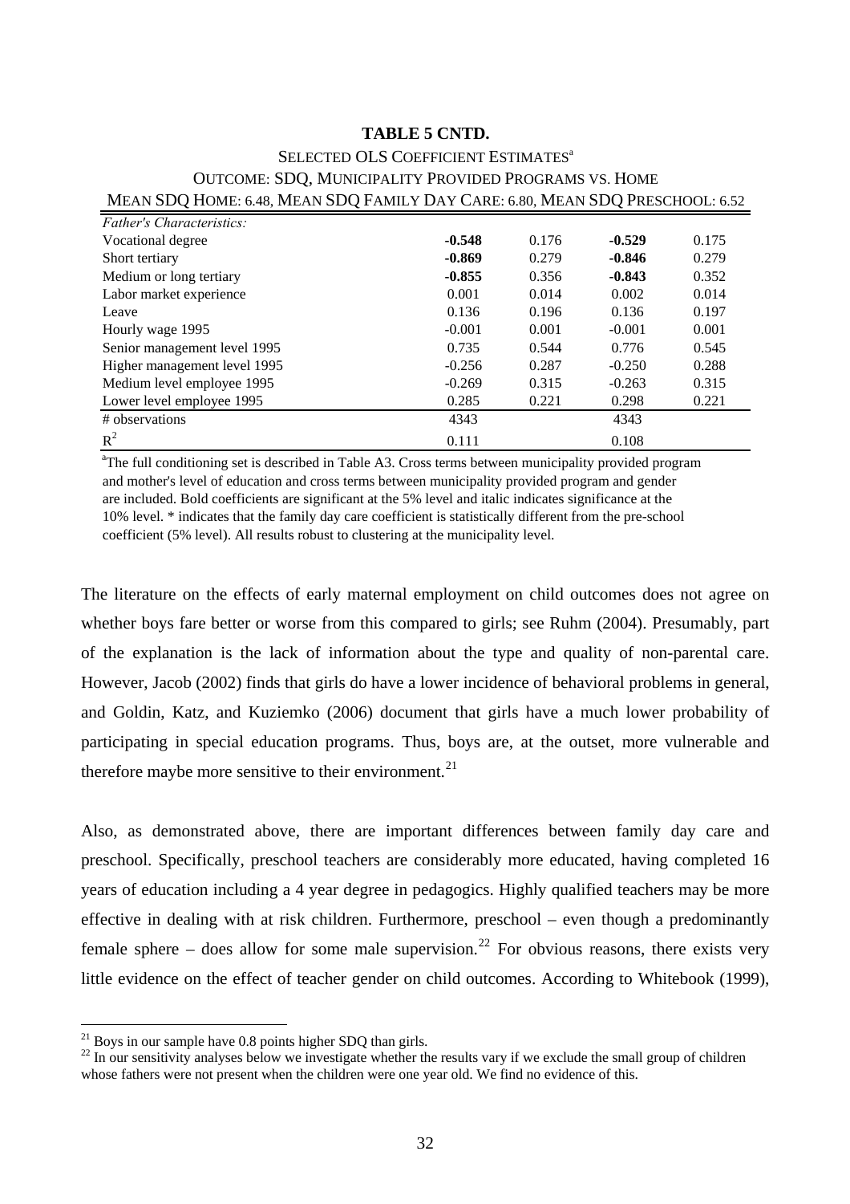**TABLE 5 CNTD.**

SELECTED OLS COEFFICIENT ESTIMATES[a]

OUTCOME: SDQ, MUNICIPALITY PROVIDED PROGRAMS VS. HOME

MEAN SDQ HOME: 6.48, MEAN SDQ FAMILY DAY CARE: 6.80, MEAN SDQ PRESCHOOL: 6.52

| | | | | |
|---|---|---|---|---|
| *Father's Characteristics:* | | | | |
| Vocational degree | **-0.548** | 0.176 | **-0.529** | 0.175 |
| Short tertiary | **-0.869** | 0.279 | **-0.846** | 0.279 |
| Medium or long tertiary | **-0.855** | 0.356 | **-0.843** | 0.352 |
| Labor market experience | 0.001 | 0.014 | 0.002 | 0.014 |
| Leave | 0.136 | 0.196 | 0.136 | 0.197 |
| Hourly wage 1995 | -0.001 | 0.001 | -0.001 | 0.001 |
| Senior management level 1995 | 0.735 | 0.544 | 0.776 | 0.545 |
| Higher management level 1995 | -0.256 | 0.287 | -0.250 | 0.288 |
| Medium level employee 1995 | -0.269 | 0.315 | -0.263 | 0.315 |
| Lower level employee 1995 | 0.285 | 0.221 | 0.298 | 0.221 |
| # observations | 4343 | | 4343 | |
| $R^2$ | 0.111 | | 0.108 | |

[a]The full conditioning set is described in Table A3. Cross terms between municipality provided program and mother's level of education and cross terms between municipality provided program and gender are included. Bold coefficients are significant at the 5% level and italic indicates significance at the 10% level. * indicates that the family day care coefficient is statistically different from the pre-school coefficient (5% level). All results robust to clustering at the municipality level.

The literature on the effects of early maternal employment on child outcomes does not agree on whether boys fare better or worse from this compared to girls; see Ruhm (2004). Presumably, part of the explanation is the lack of information about the type and quality of non-parental care. However, Jacob (2002) finds that girls do have a lower incidence of behavioral problems in general, and Goldin, Katz, and Kuziemko (2006) document that girls have a much lower probability of participating in special education programs. Thus, boys are, at the outset, more vulnerable and therefore maybe more sensitive to their environment.[21]

Also, as demonstrated above, there are important differences between family day care and preschool. Specifically, preschool teachers are considerably more educated, having completed 16 years of education including a 4 year degree in pedagogics. Highly qualified teachers may be more effective in dealing with at risk children. Furthermore, preschool – even though a predominantly female sphere – does allow for some male supervision.[22] For obvious reasons, there exists very little evidence on the effect of teacher gender on child outcomes. According to Whitebook (1999),

[21] Boys in our sample have 0.8 points higher SDQ than girls.

[22] In our sensitivity analyses below we investigate whether the results vary if we exclude the small group of children whose fathers were not present when the children were one year old. We find no evidence of this.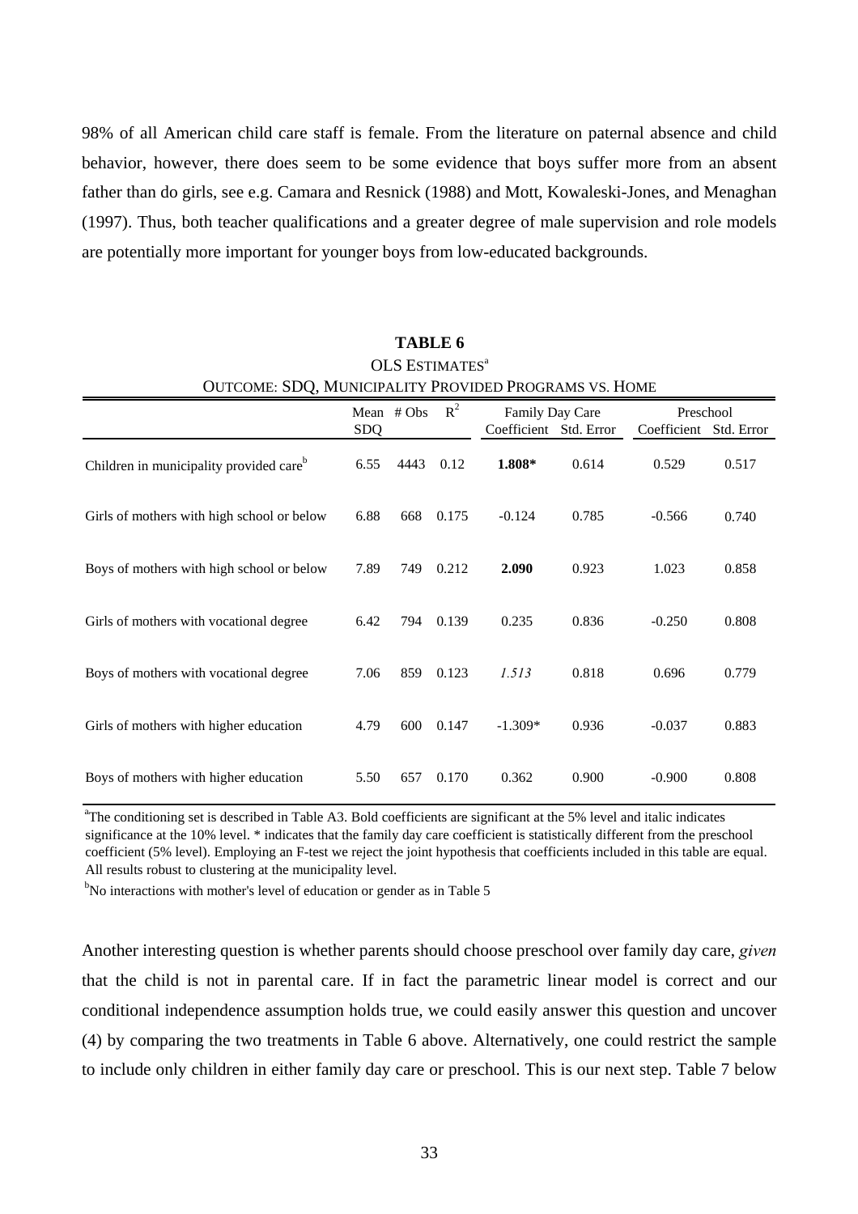98% of all American child care staff is female. From the literature on paternal absence and child behavior, however, there does seem to be some evidence that boys suffer more from an absent father than do girls, see e.g. Camara and Resnick (1988) and Mott, Kowaleski-Jones, and Menaghan (1997). Thus, both teacher qualifications and a greater degree of male supervision and role models are potentially more important for younger boys from low-educated backgrounds.

**TABLE 6**

OLS ESTIMATES[a]

OUTCOME: SDQ, MUNICIPALITY PROVIDED PROGRAMS VS. HOME

| | Mean SDQ | # Obs | $R^2$ | Family Day Care | | Preschool | |
|---|---|---|---|---|---|---|---|
| | | | | Coefficient | Std. Error | Coefficient | Std. Error |
| Children in municipality provided care[b] | 6.55 | 4443 | 0.12 | **1.808*** | 0.614 | 0.529 | 0.517 |
| Girls of mothers with high school or below | 6.88 | 668 | 0.175 | -0.124 | 0.785 | -0.566 | 0.740 |
| Boys of mothers with high school or below | 7.89 | 749 | 0.212 | **2.090** | 0.923 | 1.023 | 0.858 |
| Girls of mothers with vocational degree | 6.42 | 794 | 0.139 | 0.235 | 0.836 | -0.250 | 0.808 |
| Boys of mothers with vocational degree | 7.06 | 859 | 0.123 | *1.513* | 0.818 | 0.696 | 0.779 |
| Girls of mothers with higher education | 4.79 | 600 | 0.147 | -1.309* | 0.936 | -0.037 | 0.883 |
| Boys of mothers with higher education | 5.50 | 657 | 0.170 | 0.362 | 0.900 | -0.900 | 0.808 |

[a]The conditioning set is described in Table A3. Bold coefficients are significant at the 5% level and italic indicates significance at the 10% level. * indicates that the family day care coefficient is statistically different from the preschool coefficient (5% level). Employing an F-test we reject the joint hypothesis that coefficients included in this table are equal. All results robust to clustering at the municipality level.

[b]No interactions with mother's level of education or gender as in Table 5

Another interesting question is whether parents should choose preschool over family day care, *given* that the child is not in parental care. If in fact the parametric linear model is correct and our conditional independence assumption holds true, we could easily answer this question and uncover (4) by comparing the two treatments in Table 6 above. Alternatively, one could restrict the sample to include only children in either family day care or preschool. This is our next step. Table 7 below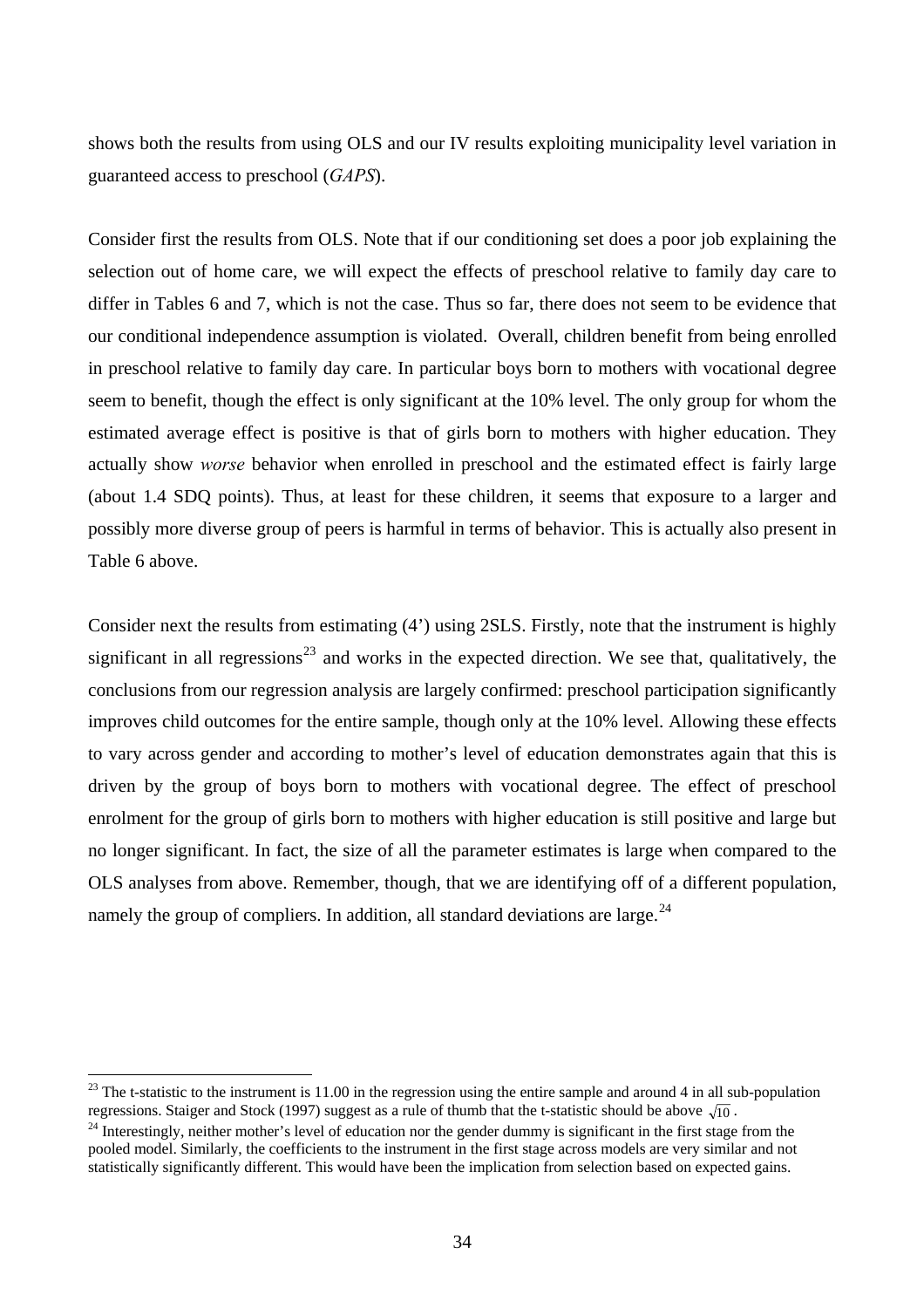shows both the results from using OLS and our IV results exploiting municipality level variation in guaranteed access to preschool (*GAPS*).

Consider first the results from OLS. Note that if our conditioning set does a poor job explaining the selection out of home care, we will expect the effects of preschool relative to family day care to differ in Tables 6 and 7, which is not the case. Thus so far, there does not seem to be evidence that our conditional independence assumption is violated.  Overall, children benefit from being enrolled in preschool relative to family day care. In particular boys born to mothers with vocational degree seem to benefit, though the effect is only significant at the 10% level. The only group for whom the estimated average effect is positive is that of girls born to mothers with higher education. They actually show *worse* behavior when enrolled in preschool and the estimated effect is fairly large (about 1.4 SDQ points). Thus, at least for these children, it seems that exposure to a larger and possibly more diverse group of peers is harmful in terms of behavior. This is actually also present in Table 6 above.

Consider next the results from estimating (4') using 2SLS. Firstly, note that the instrument is highly significant in all regressions[23] and works in the expected direction. We see that, qualitatively, the conclusions from our regression analysis are largely confirmed: preschool participation significantly improves child outcomes for the entire sample, though only at the 10% level. Allowing these effects to vary across gender and according to mother's level of education demonstrates again that this is driven by the group of boys born to mothers with vocational degree. The effect of preschool enrolment for the group of girls born to mothers with higher education is still positive and large but no longer significant. In fact, the size of all the parameter estimates is large when compared to the OLS analyses from above. Remember, though, that we are identifying off of a different population, namely the group of compliers. In addition, all standard deviations are large.[24]

[23] The t-statistic to the instrument is 11.00 in the regression using the entire sample and around 4 in all sub-population regressions. Staiger and Stock (1997) suggest as a rule of thumb that the t-statistic should be above $\sqrt{10}$.

[24] Interestingly, neither mother's level of education nor the gender dummy is significant in the first stage from the pooled model. Similarly, the coefficients to the instrument in the first stage across models are very similar and not statistically significantly different. This would have been the implication from selection based on expected gains.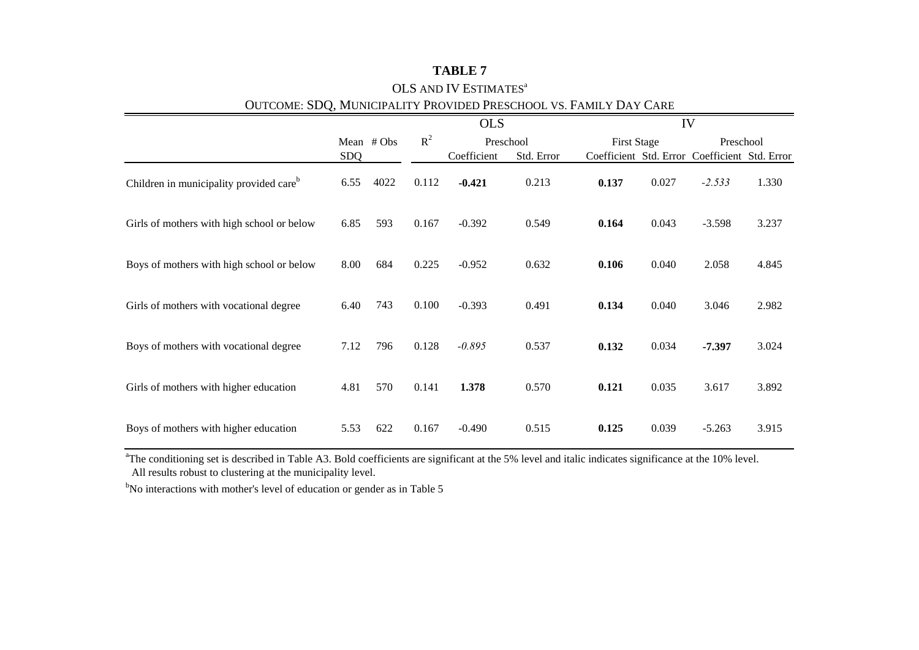**TABLE 7**

OLS AND IV ESTIMATES[a]

OUTCOME: SDQ, MUNICIPALITY PROVIDED PRESCHOOL VS. FAMILY DAY CARE

| | Mean SDQ | # Obs | $R^2$ | OLS Preschool Coefficient | OLS Preschool Std. Error | IV First Stage Coefficient | IV First Stage Std. Error | IV Preschool Coefficient | IV Preschool Std. Error |
|---|---|---|---|---|---|---|---|---|---|
| Children in municipality provided care[b] | 6.55 | 4022 | 0.112 | **-0.421** | 0.213 | **0.137** | 0.027 | *-2.533* | 1.330 |
| Girls of mothers with high school or below | 6.85 | 593 | 0.167 | -0.392 | 0.549 | **0.164** | 0.043 | -3.598 | 3.237 |
| Boys of mothers with high school or below | 8.00 | 684 | 0.225 | -0.952 | 0.632 | **0.106** | 0.040 | 2.058 | 4.845 |
| Girls of mothers with vocational degree | 6.40 | 743 | 0.100 | -0.393 | 0.491 | **0.134** | 0.040 | 3.046 | 2.982 |
| Boys of mothers with vocational degree | 7.12 | 796 | 0.128 | *-0.895* | 0.537 | **0.132** | 0.034 | **-7.397** | 3.024 |
| Girls of mothers with higher education | 4.81 | 570 | 0.141 | **1.378** | 0.570 | **0.121** | 0.035 | 3.617 | 3.892 |
| Boys of mothers with higher education | 5.53 | 622 | 0.167 | -0.490 | 0.515 | **0.125** | 0.039 | -5.263 | 3.915 |

[a]The conditioning set is described in Table A3. Bold coefficients are significant at the 5% level and italic indicates significance at the 10% level. All results robust to clustering at the municipality level.

[b]No interactions with mother's level of education or gender as in Table 5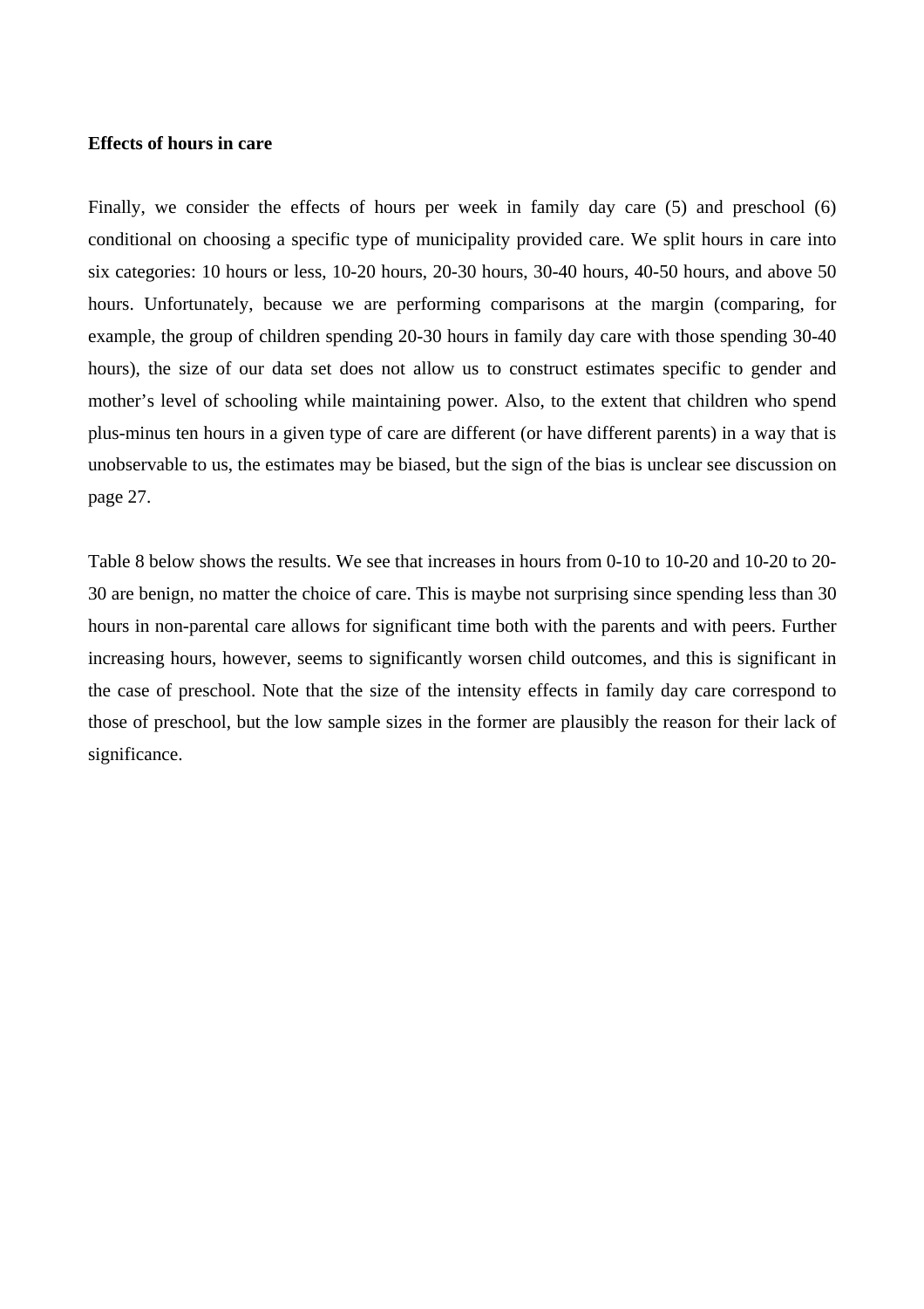**Effects of hours in care**

Finally, we consider the effects of hours per week in family day care (5) and preschool (6) conditional on choosing a specific type of municipality provided care. We split hours in care into six categories: 10 hours or less, 10-20 hours, 20-30 hours, 30-40 hours, 40-50 hours, and above 50 hours. Unfortunately, because we are performing comparisons at the margin (comparing, for example, the group of children spending 20-30 hours in family day care with those spending 30-40 hours), the size of our data set does not allow us to construct estimates specific to gender and mother's level of schooling while maintaining power. Also, to the extent that children who spend plus-minus ten hours in a given type of care are different (or have different parents) in a way that is unobservable to us, the estimates may be biased, but the sign of the bias is unclear see discussion on page 27.

Table 8 below shows the results. We see that increases in hours from 0-10 to 10-20 and 10-20 to 20-30 are benign, no matter the choice of care. This is maybe not surprising since spending less than 30 hours in non-parental care allows for significant time both with the parents and with peers. Further increasing hours, however, seems to significantly worsen child outcomes, and this is significant in the case of preschool. Note that the size of the intensity effects in family day care correspond to those of preschool, but the low sample sizes in the former are plausibly the reason for their lack of significance.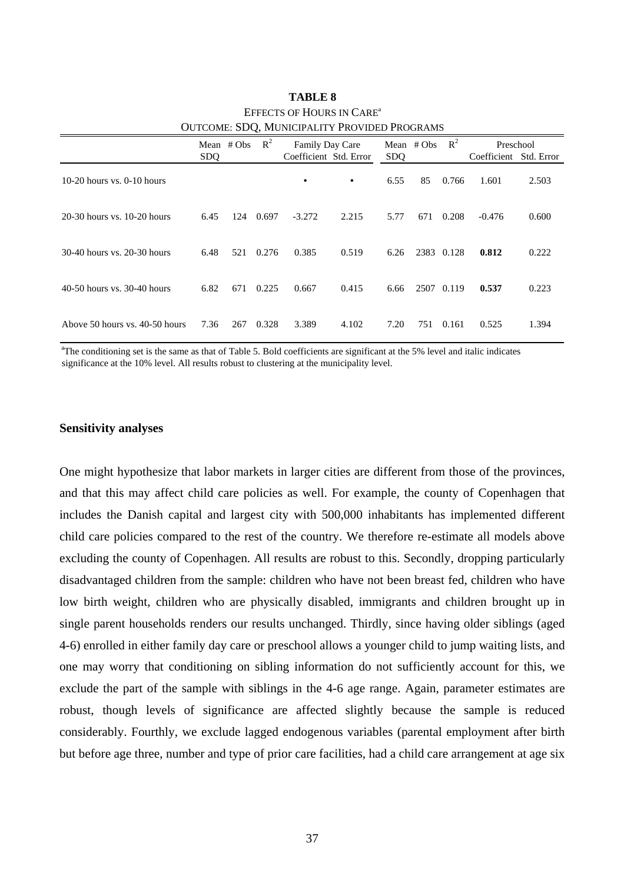**TABLE 8**

EFFECTS OF HOURS IN CARE[a]

OUTCOME: SDQ, MUNICIPALITY PROVIDED PROGRAMS

| | Mean SDQ | # Obs | $R^2$ | Family Day Care Coefficient | Std. Error | Mean SDQ | # Obs | $R^2$ | Preschool Coefficient | Std. Error |
|---|---|---|---|---|---|---|---|---|---|---|
| 10-20 hours vs. 0-10 hours | | | | • | • | 6.55 | 85 | 0.766 | 1.601 | 2.503 |
| 20-30 hours vs. 10-20 hours | 6.45 | 124 | 0.697 | -3.272 | 2.215 | 5.77 | 671 | 0.208 | -0.476 | 0.600 |
| 30-40 hours vs. 20-30 hours | 6.48 | 521 | 0.276 | 0.385 | 0.519 | 6.26 | 2383 | 0.128 | **0.812** | 0.222 |
| 40-50 hours vs. 30-40 hours | 6.82 | 671 | 0.225 | 0.667 | 0.415 | 6.66 | 2507 | 0.119 | **0.537** | 0.223 |
| Above 50 hours vs. 40-50 hours | 7.36 | 267 | 0.328 | 3.389 | 4.102 | 7.20 | 751 | 0.161 | 0.525 | 1.394 |

[a]The conditioning set is the same as that of Table 5. Bold coefficients are significant at the 5% level and italic indicates significance at the 10% level. All results robust to clustering at the municipality level.

**Sensitivity analyses**

One might hypothesize that labor markets in larger cities are different from those of the provinces, and that this may affect child care policies as well. For example, the county of Copenhagen that includes the Danish capital and largest city with 500,000 inhabitants has implemented different child care policies compared to the rest of the country. We therefore re-estimate all models above excluding the county of Copenhagen. All results are robust to this. Secondly, dropping particularly disadvantaged children from the sample: children who have not been breast fed, children who have low birth weight, children who are physically disabled, immigrants and children brought up in single parent households renders our results unchanged. Thirdly, since having older siblings (aged 4-6) enrolled in either family day care or preschool allows a younger child to jump waiting lists, and one may worry that conditioning on sibling information do not sufficiently account for this, we exclude the part of the sample with siblings in the 4-6 age range. Again, parameter estimates are robust, though levels of significance are affected slightly because the sample is reduced considerably. Fourthly, we exclude lagged endogenous variables (parental employment after birth but before age three, number and type of prior care facilities, had a child care arrangement at age six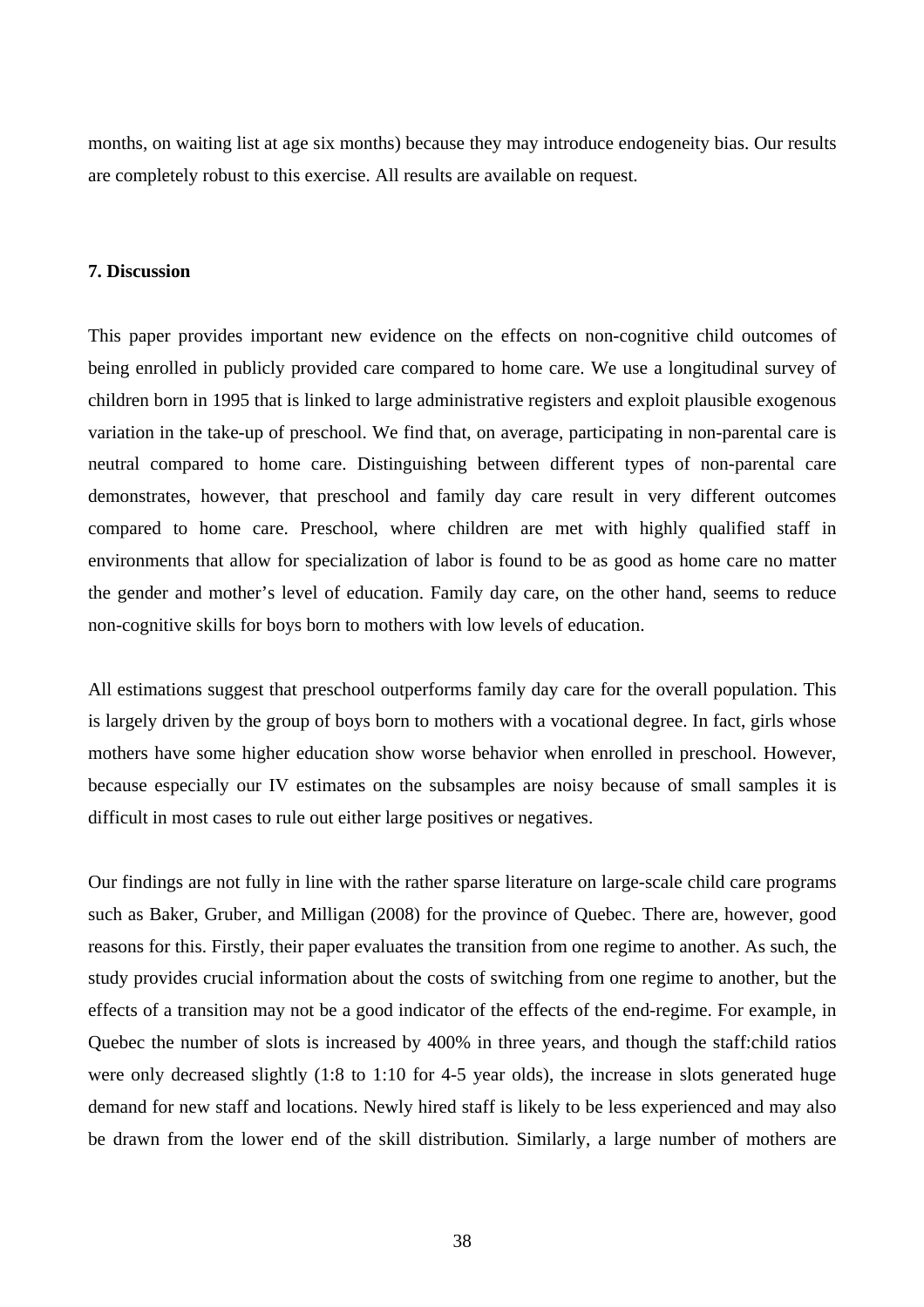months, on waiting list at age six months) because they may introduce endogeneity bias. Our results are completely robust to this exercise. All results are available on request.

## 7. Discussion

This paper provides important new evidence on the effects on non-cognitive child outcomes of being enrolled in publicly provided care compared to home care. We use a longitudinal survey of children born in 1995 that is linked to large administrative registers and exploit plausible exogenous variation in the take-up of preschool. We find that, on average, participating in non-parental care is neutral compared to home care. Distinguishing between different types of non-parental care demonstrates, however, that preschool and family day care result in very different outcomes compared to home care. Preschool, where children are met with highly qualified staff in environments that allow for specialization of labor is found to be as good as home care no matter the gender and mother's level of education. Family day care, on the other hand, seems to reduce non-cognitive skills for boys born to mothers with low levels of education.

All estimations suggest that preschool outperforms family day care for the overall population. This is largely driven by the group of boys born to mothers with a vocational degree. In fact, girls whose mothers have some higher education show worse behavior when enrolled in preschool. However, because especially our IV estimates on the subsamples are noisy because of small samples it is difficult in most cases to rule out either large positives or negatives.

Our findings are not fully in line with the rather sparse literature on large-scale child care programs such as Baker, Gruber, and Milligan (2008) for the province of Quebec. There are, however, good reasons for this. Firstly, their paper evaluates the transition from one regime to another. As such, the study provides crucial information about the costs of switching from one regime to another, but the effects of a transition may not be a good indicator of the effects of the end-regime. For example, in Quebec the number of slots is increased by 400% in three years, and though the staff:child ratios were only decreased slightly (1:8 to 1:10 for 4-5 year olds), the increase in slots generated huge demand for new staff and locations. Newly hired staff is likely to be less experienced and may also be drawn from the lower end of the skill distribution. Similarly, a large number of mothers are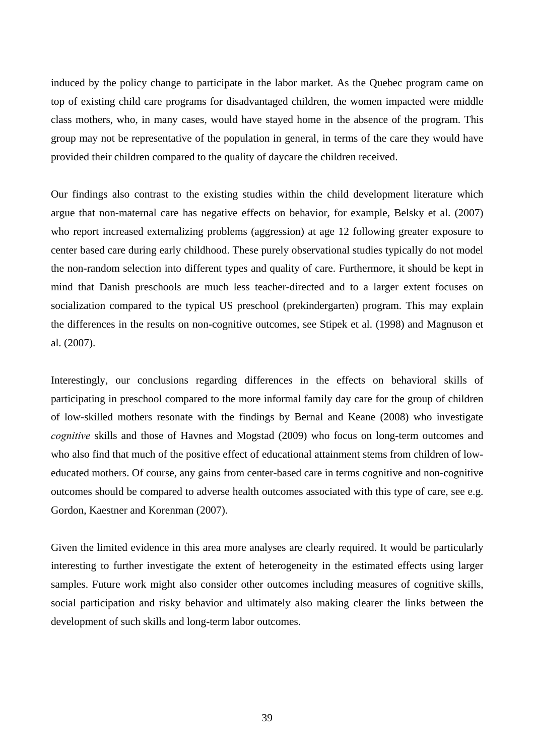induced by the policy change to participate in the labor market. As the Quebec program came on top of existing child care programs for disadvantaged children, the women impacted were middle class mothers, who, in many cases, would have stayed home in the absence of the program. This group may not be representative of the population in general, in terms of the care they would have provided their children compared to the quality of daycare the children received.

Our findings also contrast to the existing studies within the child development literature which argue that non-maternal care has negative effects on behavior, for example, Belsky et al. (2007) who report increased externalizing problems (aggression) at age 12 following greater exposure to center based care during early childhood. These purely observational studies typically do not model the non-random selection into different types and quality of care. Furthermore, it should be kept in mind that Danish preschools are much less teacher-directed and to a larger extent focuses on socialization compared to the typical US preschool (prekindergarten) program. This may explain the differences in the results on non-cognitive outcomes, see Stipek et al. (1998) and Magnuson et al. (2007).

Interestingly, our conclusions regarding differences in the effects on behavioral skills of participating in preschool compared to the more informal family day care for the group of children of low-skilled mothers resonate with the findings by Bernal and Keane (2008) who investigate *cognitive* skills and those of Havnes and Mogstad (2009) who focus on long-term outcomes and who also find that much of the positive effect of educational attainment stems from children of low-educated mothers. Of course, any gains from center-based care in terms cognitive and non-cognitive outcomes should be compared to adverse health outcomes associated with this type of care, see e.g. Gordon, Kaestner and Korenman (2007).

Given the limited evidence in this area more analyses are clearly required. It would be particularly interesting to further investigate the extent of heterogeneity in the estimated effects using larger samples. Future work might also consider other outcomes including measures of cognitive skills, social participation and risky behavior and ultimately also making clearer the links between the development of such skills and long-term labor outcomes.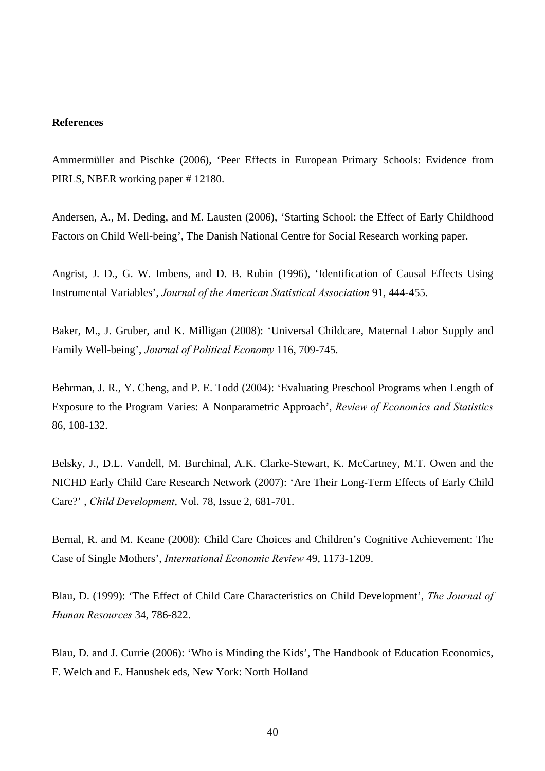**References**

Ammermüller and Pischke (2006), 'Peer Effects in European Primary Schools: Evidence from PIRLS, NBER working paper # 12180.

Andersen, A., M. Deding, and M. Lausten (2006), 'Starting School: the Effect of Early Childhood Factors on Child Well-being', The Danish National Centre for Social Research working paper.

Angrist, J. D., G. W. Imbens, and D. B. Rubin (1996), 'Identification of Causal Effects Using Instrumental Variables', *Journal of the American Statistical Association* 91, 444-455.

Baker, M., J. Gruber, and K. Milligan (2008): 'Universal Childcare, Maternal Labor Supply and Family Well-being', *Journal of Political Economy* 116, 709-745.

Behrman, J. R., Y. Cheng, and P. E. Todd (2004): 'Evaluating Preschool Programs when Length of Exposure to the Program Varies: A Nonparametric Approach', *Review of Economics and Statistics* 86, 108-132.

Belsky, J., D.L. Vandell, M. Burchinal, A.K. Clarke-Stewart, K. McCartney, M.T. Owen and the NICHD Early Child Care Research Network (2007): 'Are Their Long-Term Effects of Early Child Care?' , *Child Development*, Vol. 78, Issue 2, 681-701.

Bernal, R. and M. Keane (2008): Child Care Choices and Children's Cognitive Achievement: The Case of Single Mothers', *International Economic Review* 49, 1173-1209.

Blau, D. (1999): 'The Effect of Child Care Characteristics on Child Development', *The Journal of Human Resources* 34, 786-822.

Blau, D. and J. Currie (2006): 'Who is Minding the Kids', The Handbook of Education Economics, F. Welch and E. Hanushek eds, New York: North Holland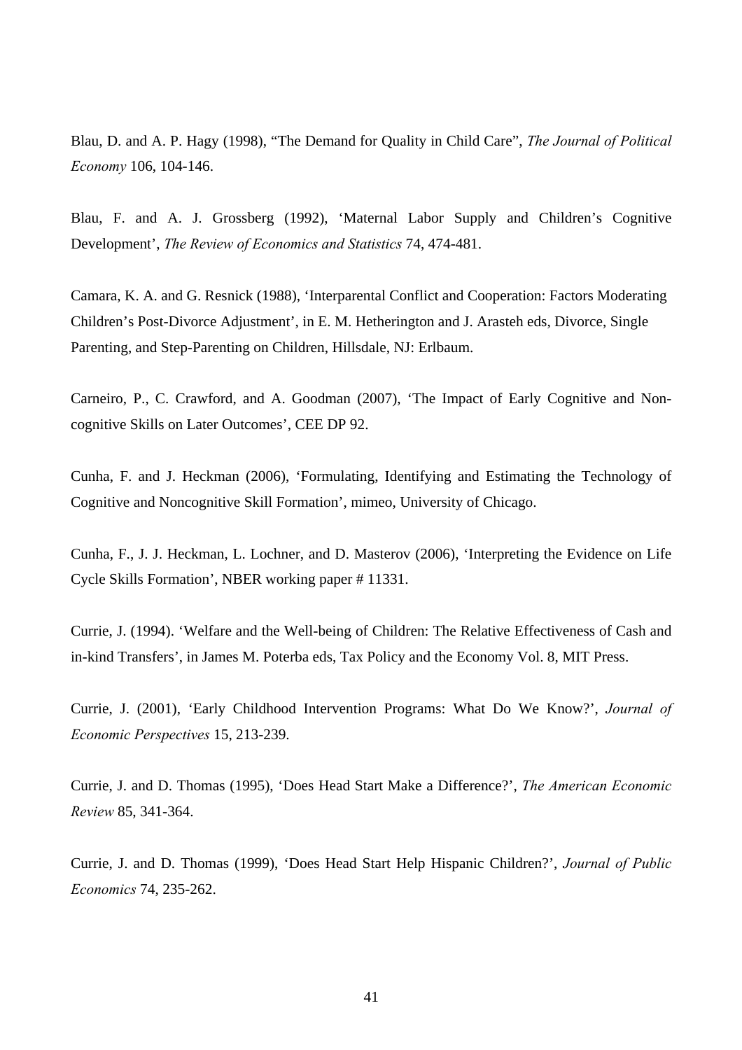Blau, D. and A. P. Hagy (1998), "The Demand for Quality in Child Care", *The Journal of Political Economy* 106, 104-146.

Blau, F. and A. J. Grossberg (1992), 'Maternal Labor Supply and Children's Cognitive Development', *The Review of Economics and Statistics* 74, 474-481.

Camara, K. A. and G. Resnick (1988), 'Interparental Conflict and Cooperation: Factors Moderating Children's Post-Divorce Adjustment', in E. M. Hetherington and J. Arasteh eds, Divorce, Single Parenting, and Step-Parenting on Children, Hillsdale, NJ: Erlbaum.

Carneiro, P., C. Crawford, and A. Goodman (2007), 'The Impact of Early Cognitive and Non-cognitive Skills on Later Outcomes', CEE DP 92.

Cunha, F. and J. Heckman (2006), 'Formulating, Identifying and Estimating the Technology of Cognitive and Noncognitive Skill Formation', mimeo, University of Chicago.

Cunha, F., J. J. Heckman, L. Lochner, and D. Masterov (2006), 'Interpreting the Evidence on Life Cycle Skills Formation', NBER working paper # 11331.

Currie, J. (1994). 'Welfare and the Well-being of Children: The Relative Effectiveness of Cash and in-kind Transfers', in James M. Poterba eds, Tax Policy and the Economy Vol. 8, MIT Press.

Currie, J. (2001), 'Early Childhood Intervention Programs: What Do We Know?', *Journal of Economic Perspectives* 15, 213-239.

Currie, J. and D. Thomas (1995), 'Does Head Start Make a Difference?', *The American Economic Review* 85, 341-364.

Currie, J. and D. Thomas (1999), 'Does Head Start Help Hispanic Children?', *Journal of Public Economics* 74, 235-262.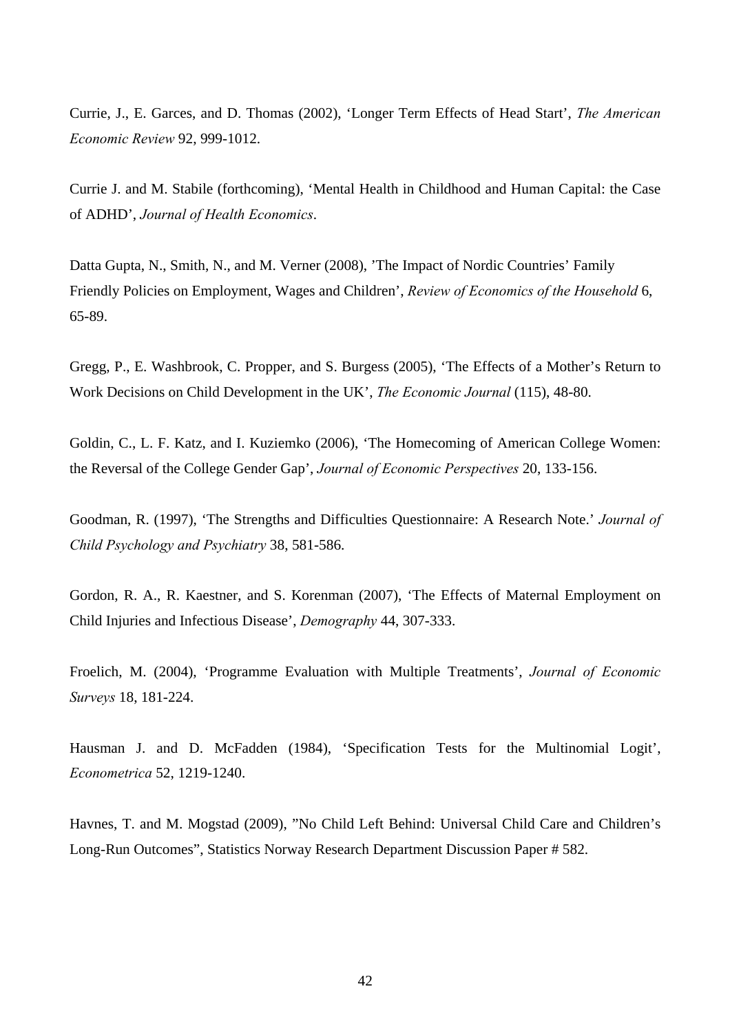Currie, J., E. Garces, and D. Thomas (2002), 'Longer Term Effects of Head Start', *The American Economic Review* 92, 999-1012.

Currie J. and M. Stabile (forthcoming), 'Mental Health in Childhood and Human Capital: the Case of ADHD', *Journal of Health Economics*.

Datta Gupta, N., Smith, N., and M. Verner (2008), 'The Impact of Nordic Countries' Family Friendly Policies on Employment, Wages and Children', *Review of Economics of the Household* 6, 65-89.

Gregg, P., E. Washbrook, C. Propper, and S. Burgess (2005), 'The Effects of a Mother's Return to Work Decisions on Child Development in the UK', *The Economic Journal* (115), 48-80.

Goldin, C., L. F. Katz, and I. Kuziemko (2006), 'The Homecoming of American College Women: the Reversal of the College Gender Gap', *Journal of Economic Perspectives* 20, 133-156.

Goodman, R. (1997), 'The Strengths and Difficulties Questionnaire: A Research Note.' *Journal of Child Psychology and Psychiatry* 38, 581-586.

Gordon, R. A., R. Kaestner, and S. Korenman (2007), 'The Effects of Maternal Employment on Child Injuries and Infectious Disease', *Demography* 44, 307-333.

Froelich, M. (2004), 'Programme Evaluation with Multiple Treatments', *Journal of Economic Surveys* 18, 181-224.

Hausman J. and D. McFadden (1984), 'Specification Tests for the Multinomial Logit', *Econometrica* 52, 1219-1240.

Havnes, T. and M. Mogstad (2009), "No Child Left Behind: Universal Child Care and Children's Long-Run Outcomes", Statistics Norway Research Department Discussion Paper # 582.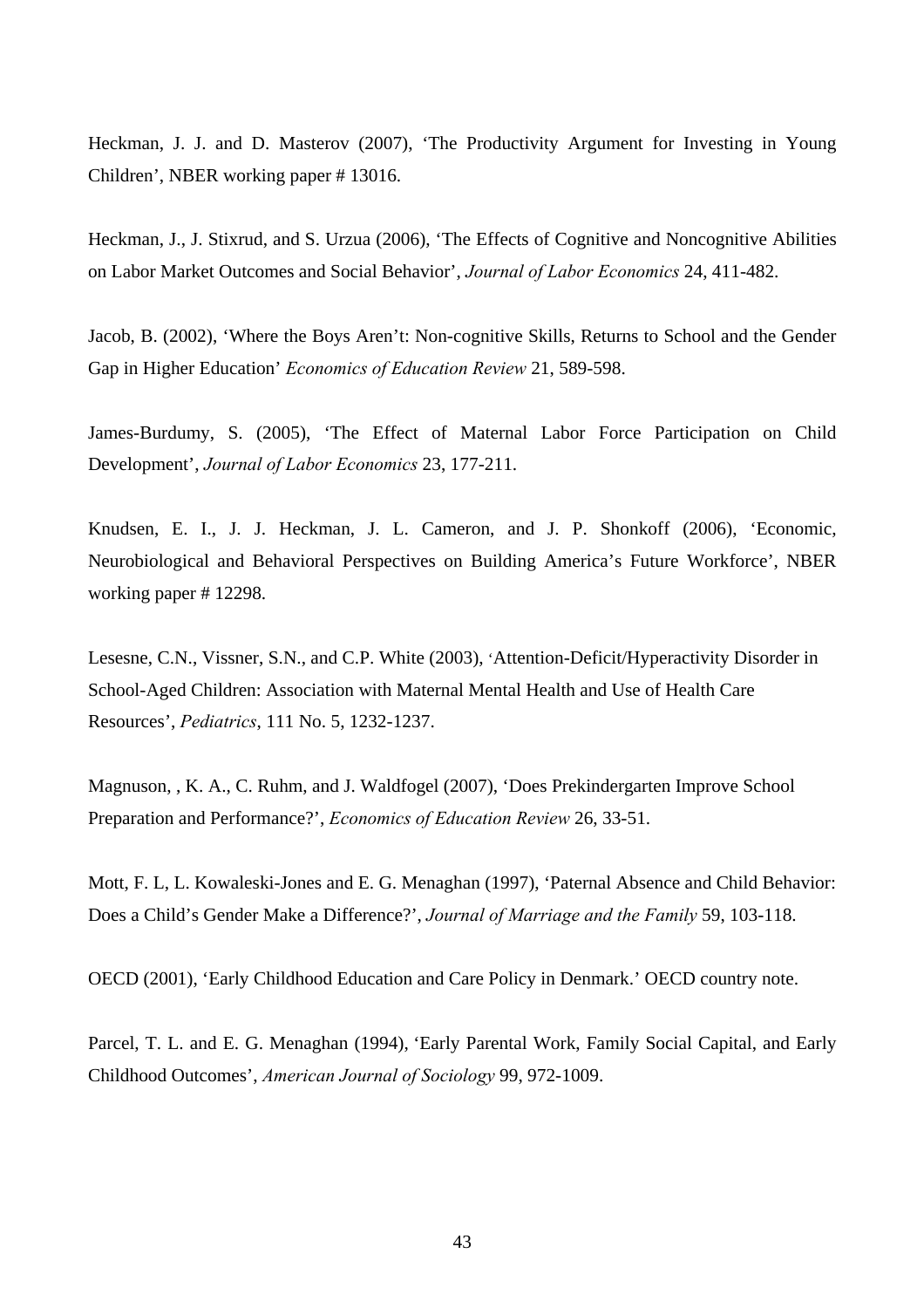Heckman, J. J. and D. Masterov (2007), ‘The Productivity Argument for Investing in Young Children’, NBER working paper # 13016.

Heckman, J., J. Stixrud, and S. Urzua (2006), ‘The Effects of Cognitive and Noncognitive Abilities on Labor Market Outcomes and Social Behavior’, *Journal of Labor Economics* 24, 411-482.

Jacob, B. (2002), ‘Where the Boys Aren’t: Non-cognitive Skills, Returns to School and the Gender Gap in Higher Education’ *Economics of Education Review* 21, 589-598.

James-Burdumy, S. (2005), ‘The Effect of Maternal Labor Force Participation on Child Development’, *Journal of Labor Economics* 23, 177-211.

Knudsen, E. I., J. J. Heckman, J. L. Cameron, and J. P. Shonkoff (2006), ‘Economic, Neurobiological and Behavioral Perspectives on Building America’s Future Workforce’, NBER working paper # 12298.

Lesesne, C.N., Vissner, S.N., and C.P. White (2003), ‘Attention-Deficit/Hyperactivity Disorder in School-Aged Children: Association with Maternal Mental Health and Use of Health Care Resources’, *Pediatrics*, 111 No. 5, 1232-1237.

Magnuson, , K. A., C. Ruhm, and J. Waldfogel (2007), ‘Does Prekindergarten Improve School Preparation and Performance?’, *Economics of Education Review* 26, 33-51.

Mott, F. L, L. Kowaleski-Jones and E. G. Menaghan (1997), ‘Paternal Absence and Child Behavior: Does a Child’s Gender Make a Difference?’, *Journal of Marriage and the Family* 59, 103-118.

OECD (2001), ‘Early Childhood Education and Care Policy in Denmark.’ OECD country note.

Parcel, T. L. and E. G. Menaghan (1994), ‘Early Parental Work, Family Social Capital, and Early Childhood Outcomes’, *American Journal of Sociology* 99, 972-1009.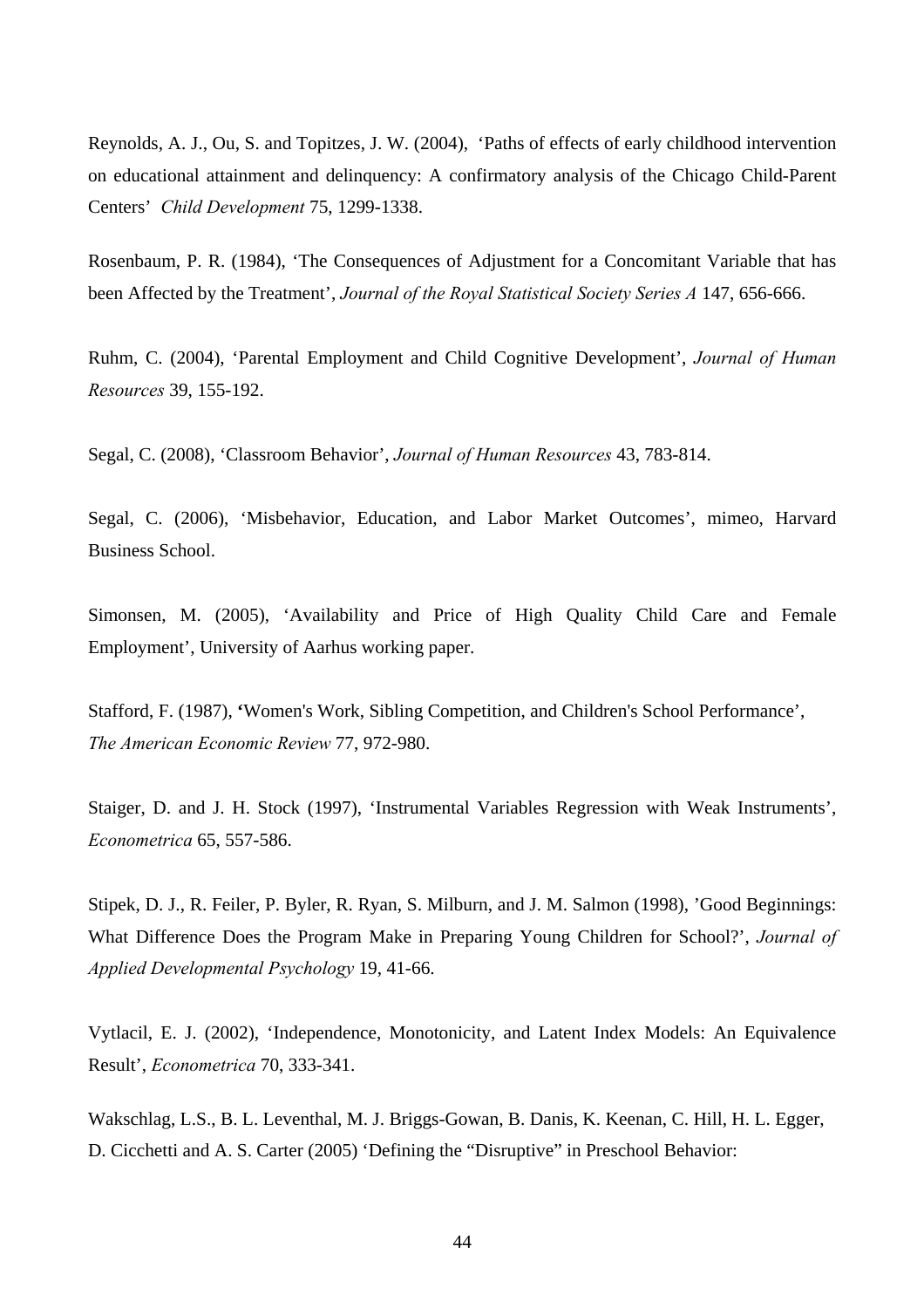Reynolds, A. J., Ou, S. and Topitzes, J. W. (2004), ‘Paths of effects of early childhood intervention on educational attainment and delinquency: A confirmatory analysis of the Chicago Child-Parent Centers’ *Child Development* 75, 1299-1338.

Rosenbaum, P. R. (1984), ‘The Consequences of Adjustment for a Concomitant Variable that has been Affected by the Treatment’, *Journal of the Royal Statistical Society Series A* 147, 656-666.

Ruhm, C. (2004), ‘Parental Employment and Child Cognitive Development’, *Journal of Human Resources* 39, 155-192.

Segal, C. (2008), ‘Classroom Behavior’, *Journal of Human Resources* 43, 783-814.

Segal, C. (2006), ‘Misbehavior, Education, and Labor Market Outcomes’, mimeo, Harvard Business School.

Simonsen, M. (2005), ‘Availability and Price of High Quality Child Care and Female Employment’, University of Aarhus working paper.

Stafford, F. (1987), **‘**Women's Work, Sibling Competition, and Children's School Performance’, *The American Economic Review* 77, 972-980.

Staiger, D. and J. H. Stock (1997), ‘Instrumental Variables Regression with Weak Instruments’, *Econometrica* 65, 557-586.

Stipek, D. J., R. Feiler, P. Byler, R. Ryan, S. Milburn, and J. M. Salmon (1998), ’Good Beginnings: What Difference Does the Program Make in Preparing Young Children for School?’, *Journal of Applied Developmental Psychology* 19, 41-66.

Vytlacil, E. J. (2002), ‘Independence, Monotonicity, and Latent Index Models: An Equivalence Result’, *Econometrica* 70, 333-341.

Wakschlag, L.S., B. L. Leventhal, M. J. Briggs-Gowan, B. Danis, K. Keenan, C. Hill, H. L. Egger, D. Cicchetti and A. S. Carter (2005) ‘Defining the “Disruptive” in Preschool Behavior: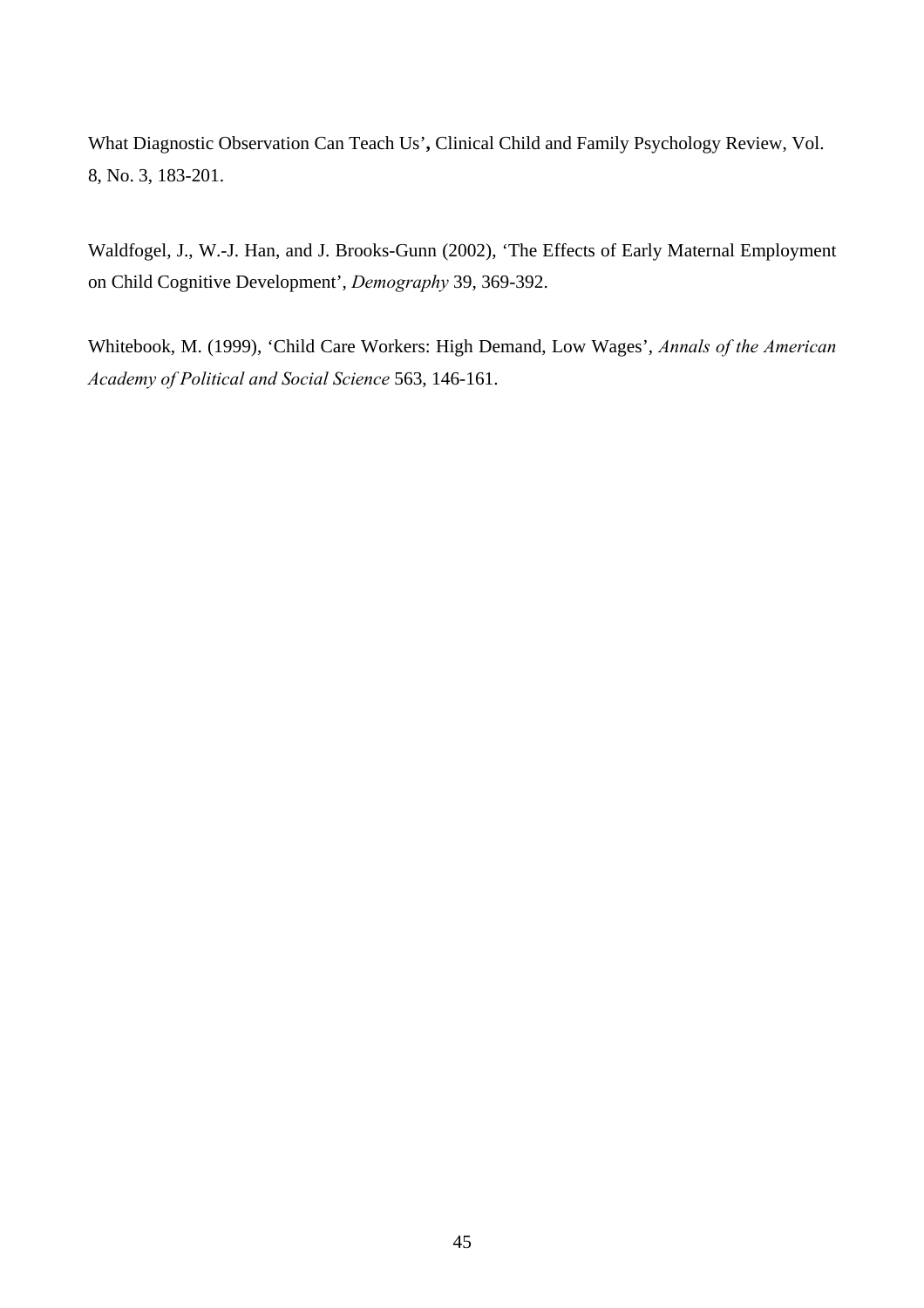What Diagnostic Observation Can Teach Us’**,** Clinical Child and Family Psychology Review, Vol. 8, No. 3, 183-201.

Waldfogel, J., W.-J. Han, and J. Brooks-Gunn (2002), ‘The Effects of Early Maternal Employment on Child Cognitive Development’, *Demography* 39, 369-392.

Whitebook, M. (1999), ‘Child Care Workers: High Demand, Low Wages’, *Annals of the American Academy of Political and Social Science* 563, 146-161.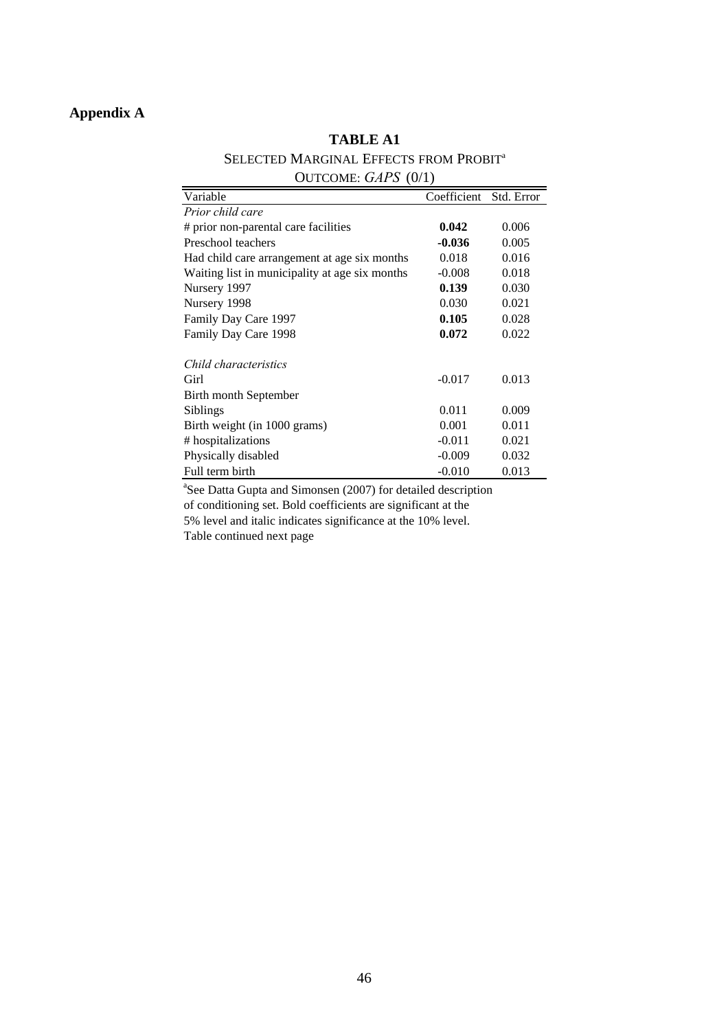## Appendix A

**TABLE A1**

SELECTED MARGINAL EFFECTS FROM PROBIT[a]

OUTCOME: *GAPS* (0/1)

| Variable | Coefficient | Std. Error |
|---|---|---|
| *Prior child care* | | |
| # prior non-parental care facilities | **0.042** | 0.006 |
| Preschool teachers | **-0.036** | 0.005 |
| Had child care arrangement at age six months | 0.018 | 0.016 |
| Waiting list in municipality at age six months | -0.008 | 0.018 |
| Nursery 1997 | **0.139** | 0.030 |
| Nursery 1998 | 0.030 | 0.021 |
| Family Day Care 1997 | **0.105** | 0.028 |
| Family Day Care 1998 | **0.072** | 0.022 |
| | | |
| *Child characteristics* | | |
| Girl | -0.017 | 0.013 |
| Birth month September | | |
| Siblings | 0.011 | 0.009 |
| Birth weight (in 1000 grams) | 0.001 | 0.011 |
| # hospitalizations | -0.011 | 0.021 |
| Physically disabled | -0.009 | 0.032 |
| Full term birth | -0.010 | 0.013 |

[a]See Datta Gupta and Simonsen (2007) for detailed description of conditioning set. Bold coefficients are significant at the 5% level and italic indicates significance at the 10% level.

Table continued next page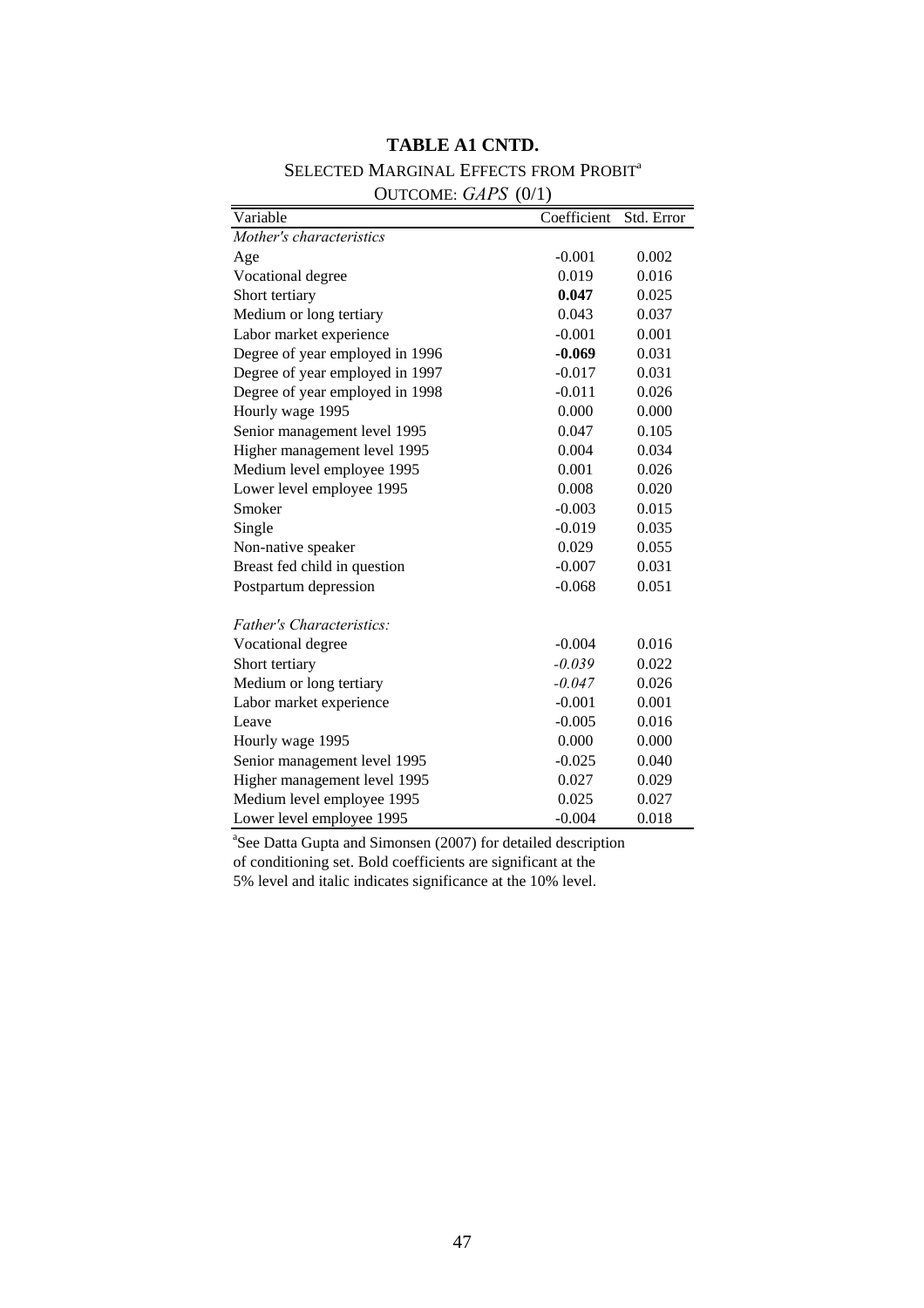**TABLE A1 CNTD.**

SELECTED MARGINAL EFFECTS FROM PROBIT[a]

OUTCOME: *GAPS* (0/1)

| Variable | Coefficient | Std. Error |
|---|---|---|
| *Mother's characteristics* | | |
| Age | -0.001 | 0.002 |
| Vocational degree | 0.019 | 0.016 |
| Short tertiary | **0.047** | 0.025 |
| Medium or long tertiary | 0.043 | 0.037 |
| Labor market experience | -0.001 | 0.001 |
| Degree of year employed in 1996 | **-0.069** | 0.031 |
| Degree of year employed in 1997 | -0.017 | 0.031 |
| Degree of year employed in 1998 | -0.011 | 0.026 |
| Hourly wage 1995 | 0.000 | 0.000 |
| Senior management level 1995 | 0.047 | 0.105 |
| Higher management level 1995 | 0.004 | 0.034 |
| Medium level employee 1995 | 0.001 | 0.026 |
| Lower level employee 1995 | 0.008 | 0.020 |
| Smoker | -0.003 | 0.015 |
| Single | -0.019 | 0.035 |
| Non-native speaker | 0.029 | 0.055 |
| Breast fed child in question | -0.007 | 0.031 |
| Postpartum depression | -0.068 | 0.051 |
| | | |
| *Father's Characteristics:* | | |
| Vocational degree | -0.004 | 0.016 |
| Short tertiary | *-0.039* | 0.022 |
| Medium or long tertiary | *-0.047* | 0.026 |
| Labor market experience | -0.001 | 0.001 |
| Leave | -0.005 | 0.016 |
| Hourly wage 1995 | 0.000 | 0.000 |
| Senior management level 1995 | -0.025 | 0.040 |
| Higher management level 1995 | 0.027 | 0.029 |
| Medium level employee 1995 | 0.025 | 0.027 |
| Lower level employee 1995 | -0.004 | 0.018 |

[a]See Datta Gupta and Simonsen (2007) for detailed description of conditioning set. Bold coefficients are significant at the 5% level and italic indicates significance at the 10% level.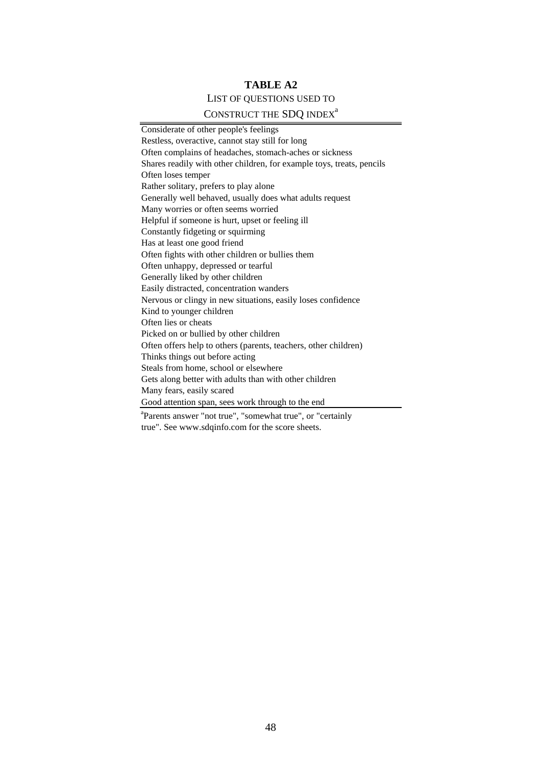**TABLE A2**

LIST OF QUESTIONS USED TO CONSTRUCT THE SDQ INDEX[a]

| |
|---|
| Considerate of other people's feelings |
| Restless, overactive, cannot stay still for long |
| Often complains of headaches, stomach-aches or sickness |
| Shares readily with other children, for example toys, treats, pencils |
| Often loses temper |
| Rather solitary, prefers to play alone |
| Generally well behaved, usually does what adults request |
| Many worries or often seems worried |
| Helpful if someone is hurt, upset or feeling ill |
| Constantly fidgeting or squirming |
| Has at least one good friend |
| Often fights with other children or bullies them |
| Often unhappy, depressed or tearful |
| Generally liked by other children |
| Easily distracted, concentration wanders |
| Nervous or clingy in new situations, easily loses confidence |
| Kind to younger children |
| Often lies or cheats |
| Picked on or bullied by other children |
| Often offers help to others (parents, teachers, other children) |
| Thinks things out before acting |
| Steals from home, school or elsewhere |
| Gets along better with adults than with other children |
| Many fears, easily scared |
| Good attention span, sees work through to the end |

[a]Parents answer "not true", "somewhat true", or "certainly true". See www.sdqinfo.com for the score sheets.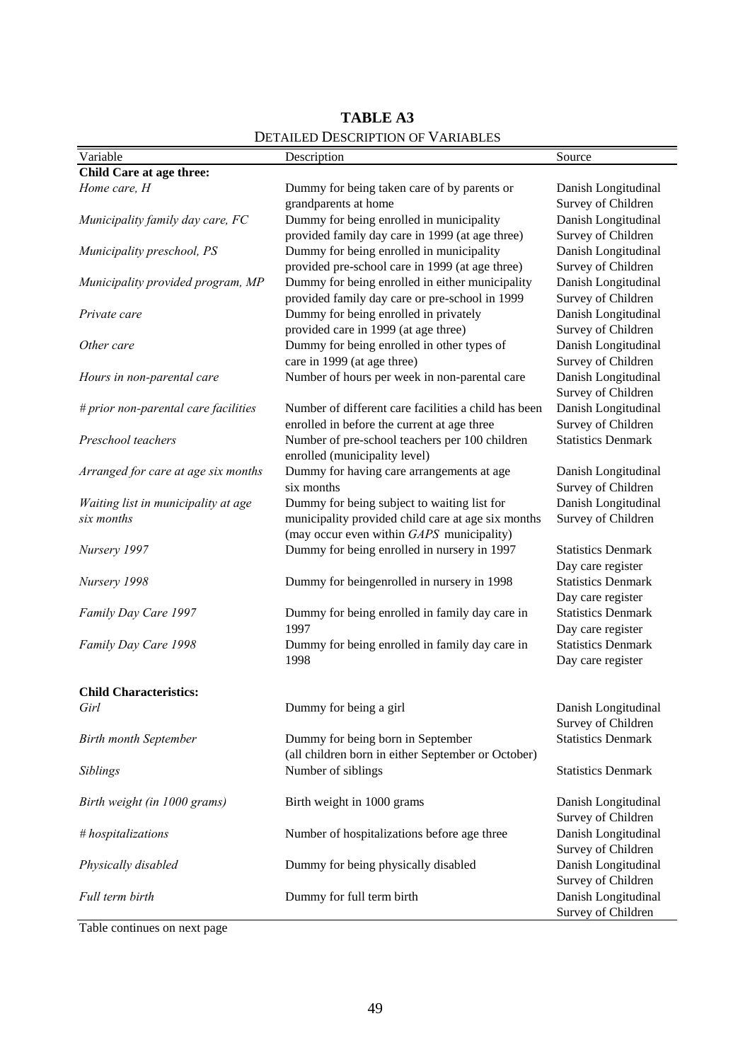**TABLE A3**

DETAILED DESCRIPTION OF VARIABLES

| Variable | Description | Source |
|---|---|---|
| **Child Care at age three:** | | |
| *Home care, H* | Dummy for being taken care of by parents or grandparents at home | Danish Longitudinal Survey of Children |
| *Municipality family day care, FC* | Dummy for being enrolled in municipality provided family day care in 1999 (at age three) | Danish Longitudinal Survey of Children |
| *Municipality preschool, PS* | Dummy for being enrolled in municipality provided pre-school care in 1999 (at age three) | Danish Longitudinal Survey of Children |
| *Municipality provided program, MP* | Dummy for being enrolled in either municipality provided family day care or pre-school in 1999 | Danish Longitudinal Survey of Children |
| *Private care* | Dummy for being enrolled in privately provided care in 1999 (at age three) | Danish Longitudinal Survey of Children |
| *Other care* | Dummy for being enrolled in other types of care in 1999 (at age three) | Danish Longitudinal Survey of Children |
| *Hours in non-parental care* | Number of hours per week in non-parental care | Danish Longitudinal Survey of Children |
| *# prior non-parental care facilities* | Number of different care facilities a child has been enrolled in before the current at age three | Danish Longitudinal Survey of Children |
| *Preschool teachers* | Number of pre-school teachers per 100 children enrolled (municipality level) | Statistics Denmark |
| *Arranged for care at age six months* | Dummy for having care arrangements at age six months | Danish Longitudinal Survey of Children |
| *Waiting list in municipality at age six months* | Dummy for being subject to waiting list for municipality provided child care at age six months (may occur even within *GAPS* municipality) | Danish Longitudinal Survey of Children |
| *Nursery 1997* | Dummy for being enrolled in nursery in 1997 | Statistics Denmark Day care register |
| *Nursery 1998* | Dummy for beingenrolled in nursery in 1998 | Statistics Denmark Day care register |
| *Family Day Care 1997* | Dummy for being enrolled in family day care in 1997 | Statistics Denmark Day care register |
| *Family Day Care 1998* | Dummy for being enrolled in family day care in 1998 | Statistics Denmark Day care register |
| **Child Characteristics:** | | |
| *Girl* | Dummy for being a girl | Danish Longitudinal Survey of Children |
| *Birth month September* | Dummy for being born in September (all children born in either September or October) | Statistics Denmark |
| *Siblings* | Number of siblings | Statistics Denmark |
| *Birth weight (in 1000 grams)* | Birth weight in 1000 grams | Danish Longitudinal Survey of Children |
| *# hospitalizations* | Number of hospitalizations before age three | Danish Longitudinal Survey of Children |
| *Physically disabled* | Dummy for being physically disabled | Danish Longitudinal Survey of Children |
| *Full term birth* | Dummy for full term birth | Danish Longitudinal Survey of Children |

Table continues on next page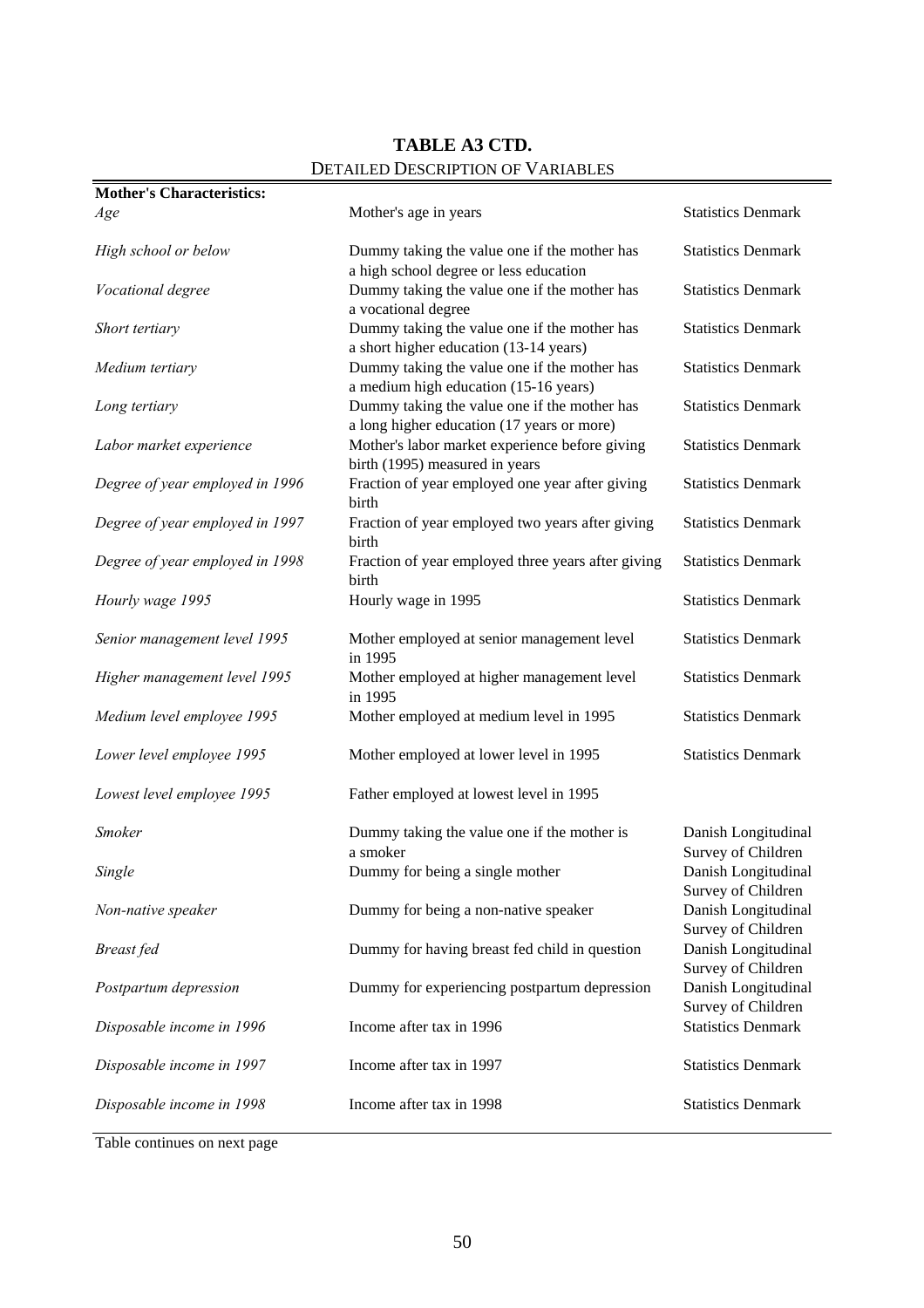## TABLE A3 CTD.

DETAILED DESCRIPTION OF VARIABLES

| **Mother's Characteristics:** | | |
|---|---|---|
| *Age* | Mother's age in years | Statistics Denmark |
| *High school or below* | Dummy taking the value one if the mother has a high school degree or less education | Statistics Denmark |
| *Vocational degree* | Dummy taking the value one if the mother has a vocational degree | Statistics Denmark |
| *Short tertiary* | Dummy taking the value one if the mother has a short higher education (13-14 years) | Statistics Denmark |
| *Medium tertiary* | Dummy taking the value one if the mother has a medium high education (15-16 years) | Statistics Denmark |
| *Long tertiary* | Dummy taking the value one if the mother has a long higher education (17 years or more) | Statistics Denmark |
| *Labor market experience* | Mother's labor market experience before giving birth (1995) measured in years | Statistics Denmark |
| *Degree of year employed in 1996* | Fraction of year employed one year after giving birth | Statistics Denmark |
| *Degree of year employed in 1997* | Fraction of year employed two years after giving birth | Statistics Denmark |
| *Degree of year employed in 1998* | Fraction of year employed three years after giving birth | Statistics Denmark |
| *Hourly wage 1995* | Hourly wage in 1995 | Statistics Denmark |
| *Senior management level 1995* | Mother employed at senior management level in 1995 | Statistics Denmark |
| *Higher management level 1995* | Mother employed at higher management level in 1995 | Statistics Denmark |
| *Medium level employee 1995* | Mother employed at medium level in 1995 | Statistics Denmark |
| *Lower level employee 1995* | Mother employed at lower level in 1995 | Statistics Denmark |
| *Lowest level employee 1995* | Father employed at lowest level in 1995 | |
| *Smoker* | Dummy taking the value one if the mother is a smoker | Danish Longitudinal Survey of Children |
| *Single* | Dummy for being a single mother | Danish Longitudinal Survey of Children |
| *Non-native speaker* | Dummy for being a non-native speaker | Danish Longitudinal Survey of Children |
| *Breast fed* | Dummy for having breast fed child in question | Danish Longitudinal Survey of Children |
| *Postpartum depression* | Dummy for experiencing postpartum depression | Danish Longitudinal Survey of Children |
| *Disposable income in 1996* | Income after tax in 1996 | Statistics Denmark |
| *Disposable income in 1997* | Income after tax in 1997 | Statistics Denmark |
| *Disposable income in 1998* | Income after tax in 1998 | Statistics Denmark |

Table continues on next page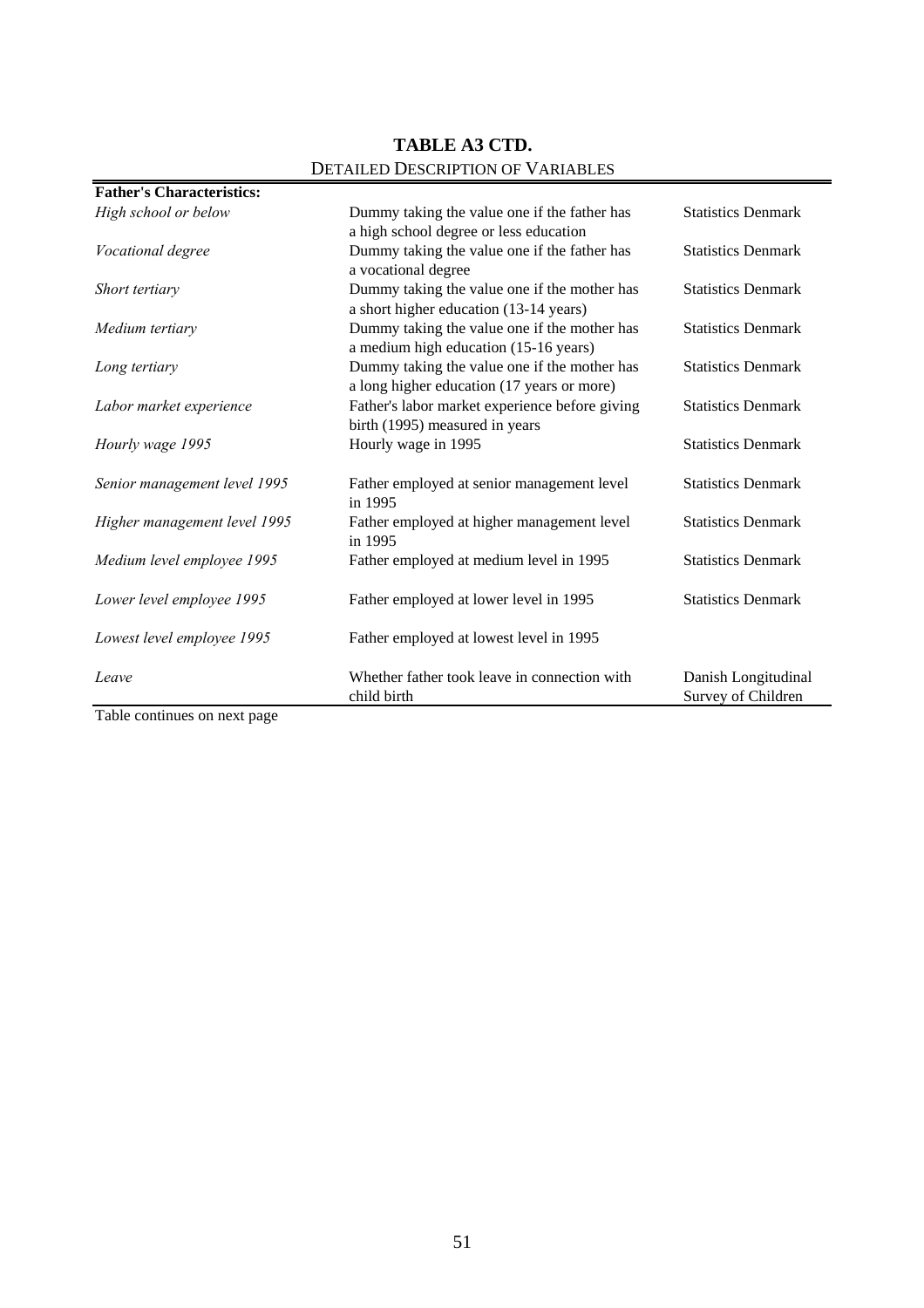# TABLE A3 CTD.

## DETAILED DESCRIPTION OF VARIABLES

| **Father's Characteristics:** | | |
|---|---|---|
| *High school or below* | Dummy taking the value one if the father has a high school degree or less education | Statistics Denmark |
| *Vocational degree* | Dummy taking the value one if the father has a vocational degree | Statistics Denmark |
| *Short tertiary* | Dummy taking the value one if the mother has a short higher education (13-14 years) | Statistics Denmark |
| *Medium tertiary* | Dummy taking the value one if the mother has a medium high education (15-16 years) | Statistics Denmark |
| *Long tertiary* | Dummy taking the value one if the mother has a long higher education (17 years or more) | Statistics Denmark |
| *Labor market experience* | Father's labor market experience before giving birth (1995) measured in years | Statistics Denmark |
| *Hourly wage 1995* | Hourly wage in 1995 | Statistics Denmark |
| *Senior management level 1995* | Father employed at senior management level in 1995 | Statistics Denmark |
| *Higher management level 1995* | Father employed at higher management level in 1995 | Statistics Denmark |
| *Medium level employee 1995* | Father employed at medium level in 1995 | Statistics Denmark |
| *Lower level employee 1995* | Father employed at lower level in 1995 | Statistics Denmark |
| *Lowest level employee 1995* | Father employed at lowest level in 1995 | |
| *Leave* | Whether father took leave in connection with child birth | Danish Longitudinal Survey of Children |

Table continues on next page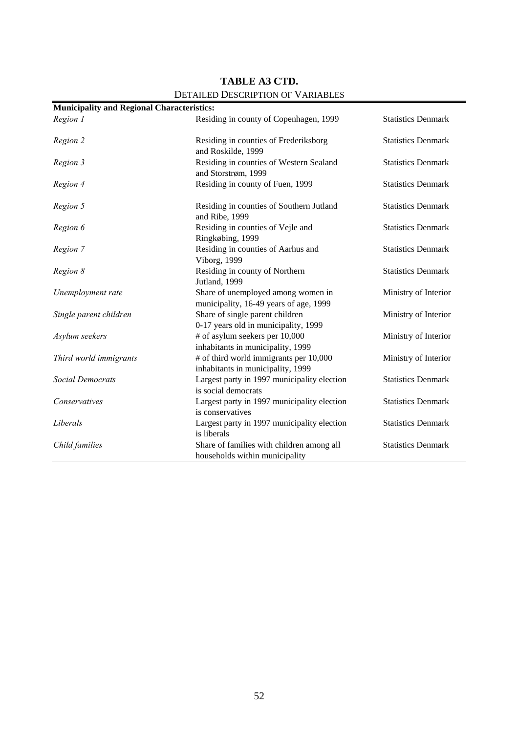# TABLE A3 CTD.

## DETAILED DESCRIPTION OF VARIABLES

| **Municipality and Regional Characteristics:** | | |
|---|---|---|
| *Region 1* | Residing in county of Copenhagen, 1999 | Statistics Denmark |
| *Region 2* | Residing in counties of Frederiksborg and Roskilde, 1999 | Statistics Denmark |
| *Region 3* | Residing in counties of Western Sealand and Storstrøm, 1999 | Statistics Denmark |
| *Region 4* | Residing in county of Fuen, 1999 | Statistics Denmark |
| *Region 5* | Residing in counties of Southern Jutland and Ribe, 1999 | Statistics Denmark |
| *Region 6* | Residing in counties of Vejle and Ringkøbing, 1999 | Statistics Denmark |
| *Region 7* | Residing in counties of Aarhus and Viborg, 1999 | Statistics Denmark |
| *Region 8* | Residing in county of Northern Jutland, 1999 | Statistics Denmark |
| *Unemployment rate* | Share of unemployed among women in municipality, 16-49 years of age, 1999 | Ministry of Interior |
| *Single parent children* | Share of single parent children 0-17 years old in municipality, 1999 | Ministry of Interior |
| *Asylum seekers* | # of asylum seekers per 10,000 inhabitants in municipality, 1999 | Ministry of Interior |
| *Third world immigrants* | # of third world immigrants per 10,000 inhabitants in municipality, 1999 | Ministry of Interior |
| *Social Democrats* | Largest party in 1997 municipality election is social democrats | Statistics Denmark |
| *Conservatives* | Largest party in 1997 municipality election is conservatives | Statistics Denmark |
| *Liberals* | Largest party in 1997 municipality election is liberals | Statistics Denmark |
| *Child families* | Share of families with children among all households within municipality | Statistics Denmark |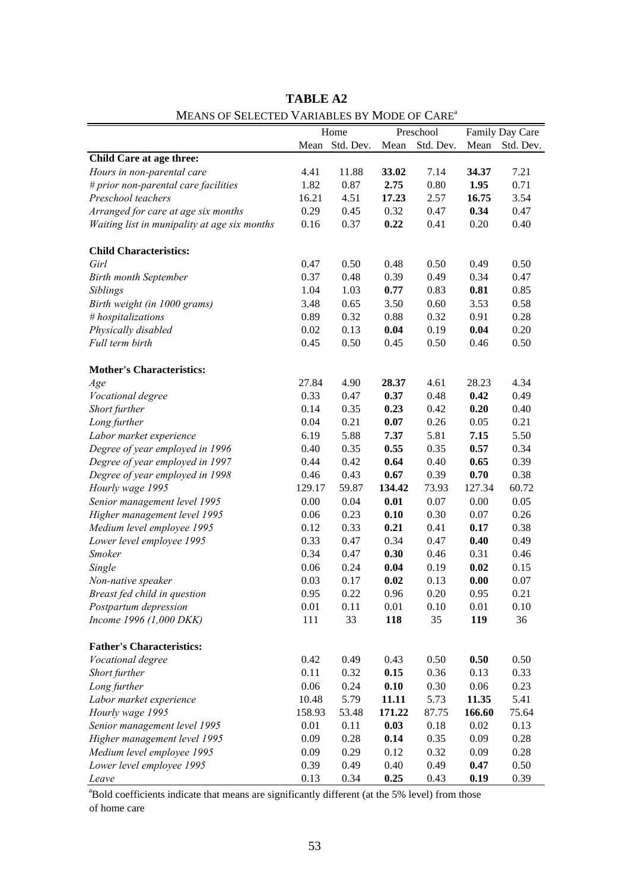**TABLE A2**

MEANS OF SELECTED VARIABLES BY MODE OF CARE[a]

| | Home | | Preschool | | Family Day Care | |
|---|---|---|---|---|---|---|
| | Mean | Std. Dev. | Mean | Std. Dev. | Mean | Std. Dev. |
| **Child Care at age three:** | | | | | | |
| *Hours in non-parental care* | 4.41 | 11.88 | **33.02** | 7.14 | **34.37** | 7.21 |
| *# prior non-parental care facilities* | 1.82 | 0.87 | **2.75** | 0.80 | **1.95** | 0.71 |
| *Preschool teachers* | 16.21 | 4.51 | **17.23** | 2.57 | **16.75** | 3.54 |
| *Arranged for care at age six months* | 0.29 | 0.45 | 0.32 | 0.47 | **0.34** | 0.47 |
| *Waiting list in munipality at age six months* | 0.16 | 0.37 | **0.22** | 0.41 | 0.20 | 0.40 |
| **Child Characteristics:** | | | | | | |
| *Girl* | 0.47 | 0.50 | 0.48 | 0.50 | 0.49 | 0.50 |
| *Birth month September* | 0.37 | 0.48 | 0.39 | 0.49 | 0.34 | 0.47 |
| *Siblings* | 1.04 | 1.03 | **0.77** | 0.83 | **0.81** | 0.85 |
| *Birth weight (in 1000 grams)* | 3.48 | 0.65 | 3.50 | 0.60 | 3.53 | 0.58 |
| *# hospitalizations* | 0.89 | 0.32 | 0.88 | 0.32 | 0.91 | 0.28 |
| *Physically disabled* | 0.02 | 0.13 | **0.04** | 0.19 | **0.04** | 0.20 |
| *Full term birth* | 0.45 | 0.50 | 0.45 | 0.50 | 0.46 | 0.50 |
| **Mother's Characteristics:** | | | | | | |
| *Age* | 27.84 | 4.90 | **28.37** | 4.61 | 28.23 | 4.34 |
| *Vocational degree* | 0.33 | 0.47 | **0.37** | 0.48 | **0.42** | 0.49 |
| *Short further* | 0.14 | 0.35 | **0.23** | 0.42 | **0.20** | 0.40 |
| *Long further* | 0.04 | 0.21 | **0.07** | 0.26 | 0.05 | 0.21 |
| *Labor market experience* | 6.19 | 5.88 | **7.37** | 5.81 | **7.15** | 5.50 |
| *Degree of year employed in 1996* | 0.40 | 0.35 | **0.55** | 0.35 | **0.57** | 0.34 |
| *Degree of year employed in 1997* | 0.44 | 0.42 | **0.64** | 0.40 | **0.65** | 0.39 |
| *Degree of year employed in 1998* | 0.46 | 0.43 | **0.67** | 0.39 | **0.70** | 0.38 |
| *Hourly wage 1995* | 129.17 | 59.87 | **134.42** | 73.93 | 127.34 | 60.72 |
| *Senior management level 1995* | 0.00 | 0.04 | **0.01** | 0.07 | 0.00 | 0.05 |
| *Higher management level 1995* | 0.06 | 0.23 | **0.10** | 0.30 | 0.07 | 0.26 |
| *Medium level employee 1995* | 0.12 | 0.33 | **0.21** | 0.41 | **0.17** | 0.38 |
| *Lower level employee 1995* | 0.33 | 0.47 | 0.34 | 0.47 | **0.40** | 0.49 |
| *Smoker* | 0.34 | 0.47 | **0.30** | 0.46 | 0.31 | 0.46 |
| *Single* | 0.06 | 0.24 | **0.04** | 0.19 | **0.02** | 0.15 |
| *Non-native speaker* | 0.03 | 0.17 | **0.02** | 0.13 | **0.00** | 0.07 |
| *Breast fed child in question* | 0.95 | 0.22 | 0.96 | 0.20 | 0.95 | 0.21 |
| *Postpartum depression* | 0.01 | 0.11 | 0.01 | 0.10 | 0.01 | 0.10 |
| *Income 1996 (1,000 DKK)* | 111 | 33 | **118** | 35 | **119** | 36 |
| **Father's Characteristics:** | | | | | | |
| *Vocational degree* | 0.42 | 0.49 | 0.43 | 0.50 | **0.50** | 0.50 |
| *Short further* | 0.11 | 0.32 | **0.15** | 0.36 | 0.13 | 0.33 |
| *Long further* | 0.06 | 0.24 | **0.10** | 0.30 | 0.06 | 0.23 |
| *Labor market experience* | 10.48 | 5.79 | **11.11** | 5.73 | **11.35** | 5.41 |
| *Hourly wage 1995* | 158.93 | 53.48 | **171.22** | 87.75 | **166.60** | 75.64 |
| *Senior management level 1995* | 0.01 | 0.11 | **0.03** | 0.18 | 0.02 | 0.13 |
| *Higher management level 1995* | 0.09 | 0.28 | **0.14** | 0.35 | 0.09 | 0.28 |
| *Medium level employee 1995* | 0.09 | 0.29 | 0.12 | 0.32 | 0.09 | 0.28 |
| *Lower level employee 1995* | 0.39 | 0.49 | 0.40 | 0.49 | **0.47** | 0.50 |
| *Leave* | 0.13 | 0.34 | **0.25** | 0.43 | **0.19** | 0.39 |

[a]Bold coefficients indicate that means are significantly different (at the 5% level) from those of home care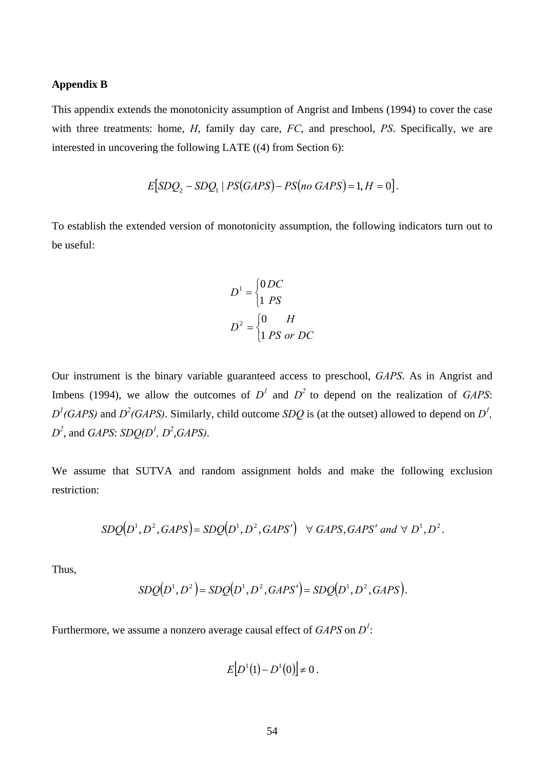**Appendix B**

This appendix extends the monotonicity assumption of Angrist and Imbens (1994) to cover the case with three treatments: home, *H*, family day care, *FC*, and preschool, *PS*. Specifically, we are interested in uncovering the following LATE ((4) from Section 6):

$$E\left[SDQ_2 - SDQ_1 \mid PS(GAPS) - PS(no\ GAPS) = 1, H = 0\right].$$

To establish the extended version of monotonicity assumption, the following indicators turn out to be useful:

$$D^1 = \begin{cases} 0 \, DC \\ 1 \;\, PS \end{cases}$$

$$D^2 = \begin{cases} 0 \qquad H \\ 1 \, PS \; or \; DC \end{cases}$$

Our instrument is the binary variable guaranteed access to preschool, *GAPS*. As in Angrist and Imbens (1994), we allow the outcomes of $D^1$ and $D^2$ to depend on the realization of *GAPS*: $D^1(GAPS)$ and $D^2(GAPS)$. Similarly, child outcome *SDQ* is (at the outset) allowed to depend on $D^1$, $D^2$, and *GAPS*: $SDQ(D^1, D^2, GAPS)$.

We assume that SUTVA and random assignment holds and make the following exclusion restriction:

$$SDQ\left(D^1, D^2, GAPS\right) = SDQ\left(D^1, D^2, GAPS'\right) \quad \forall \; GAPS, GAPS' \; and \; \forall \; D^1, D^2.$$

Thus,

$$SDQ\left(D^1, D^2\right) = SDQ\left(D^1, D^2, GAPS'\right) = SDQ\left(D^1, D^2, GAPS\right).$$

Furthermore, we assume a nonzero average causal effect of *GAPS* on $D^1$:

$$E\left[D^1(1) - D^1(0)\right] \neq 0\,.$$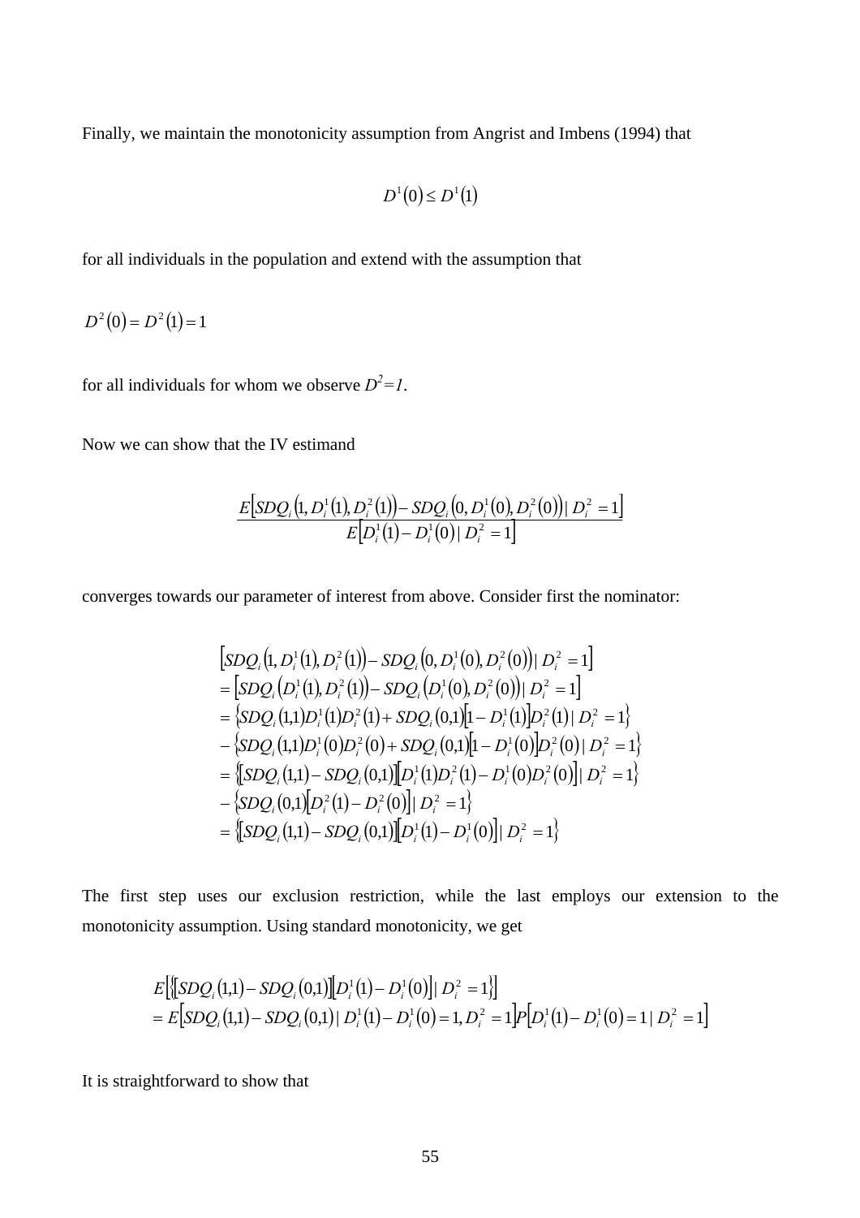Finally, we maintain the monotonicity assumption from Angrist and Imbens (1994) that

$$D^1(0) \leq D^1(1)$$

for all individuals in the population and extend with the assumption that

$$D^2(0) = D^2(1) = 1$$

for all individuals for whom we observe $D^2=1$.

Now we can show that the IV estimand

$$\frac{E\left[SDQ_i\left(1, D_i^1(1), D_i^2(1)\right) - SDQ_i\left(0, D_i^1(0), D_i^2(0)\right) \mid D_i^2 = 1\right]}{E\left[D_i^1(1) - D_i^1(0) \mid D_i^2 = 1\right]}$$

converges towards our parameter of interest from above. Consider first the nominator:

$$\begin{aligned}
&\left[SDQ_i\left(1, D_i^1(1), D_i^2(1)\right) - SDQ_i\left(0, D_i^1(0), D_i^2(0)\right) \mid D_i^2 = 1\right] \\
&= \left[SDQ_i\left(D_i^1(1), D_i^2(1)\right) - SDQ_i\left(D_i^1(0), D_i^2(0)\right) \mid D_i^2 = 1\right] \\
&= \left\{SDQ_i(1,1)D_i^1(1)D_i^2(1) + SDQ_i(0,1)\left[1 - D_i^1(1)\right]D_i^2(1) \mid D_i^2 = 1\right\} \\
&- \left\{SDQ_i(1,1)D_i^1(0)D_i^2(0) + SDQ_i(0,1)\left[1 - D_i^1(0)\right]D_i^2(0) \mid D_i^2 = 1\right\} \\
&= \left\{\left[SDQ_i(1,1) - SDQ_i(0,1)\right]\left[D_i^1(1)D_i^2(1) - D_i^1(0)D_i^2(0)\right] \mid D_i^2 = 1\right\} \\
&- \left\{SDQ_i(0,1)\left[D_i^2(1) - D_i^2(0)\right] \mid D_i^2 = 1\right\} \\
&= \left\{\left[SDQ_i(1,1) - SDQ_i(0,1)\right]\left[D_i^1(1) - D_i^1(0)\right] \mid D_i^2 = 1\right\}
\end{aligned}$$

The first step uses our exclusion restriction, while the last employs our extension to the monotonicity assumption. Using standard monotonicity, we get

$$\begin{aligned}
&E\left[\left\{\left[SDQ_i(1,1) - SDQ_i(0,1)\right]\left[D_i^1(1) - D_i^1(0)\right] \mid D_i^2 = 1\right\}\right] \\
&= E\left[SDQ_i(1,1) - SDQ_i(0,1) \mid D_i^1(1) - D_i^1(0) = 1, D_i^2 = 1\right]P\left[D_i^1(1) - D_i^1(0) = 1 \mid D_i^2 = 1\right]
\end{aligned}$$

It is straightforward to show that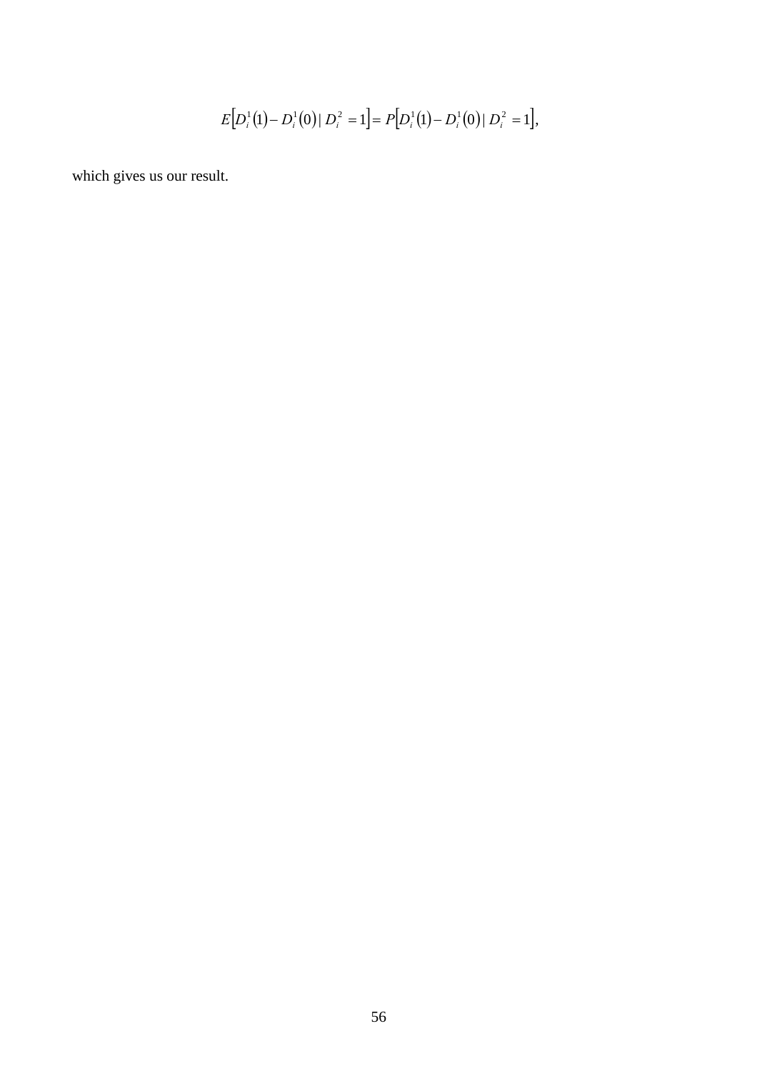$$E\left[D_i^1(1) - D_i^1(0) \mid D_i^2 = 1\right] = P\left[D_i^1(1) - D_i^1(0) \mid D_i^2 = 1\right],$$

which gives us our result.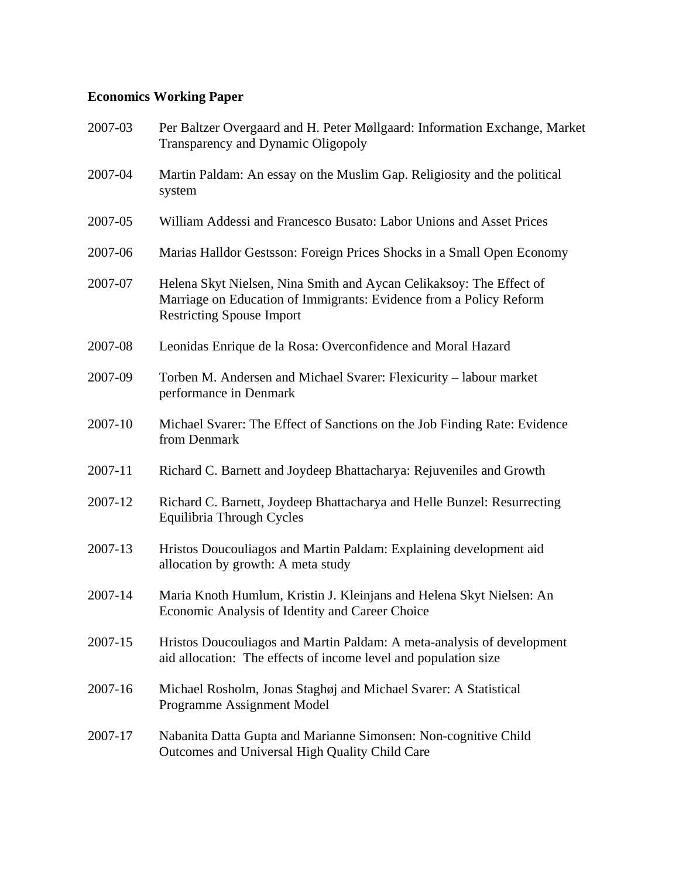**Economics Working Paper**

2007-03 Per Baltzer Overgaard and H. Peter Møllgaard: Information Exchange, Market Transparency and Dynamic Oligopoly

2007-04 Martin Paldam: An essay on the Muslim Gap. Religiosity and the political system

2007-05 William Addessi and Francesco Busato: Labor Unions and Asset Prices

2007-06 Marias Halldor Gestsson: Foreign Prices Shocks in a Small Open Economy

2007-07 Helena Skyt Nielsen, Nina Smith and Aycan Celikaksoy: The Effect of Marriage on Education of Immigrants: Evidence from a Policy Reform Restricting Spouse Import

2007-08 Leonidas Enrique de la Rosa: Overconfidence and Moral Hazard

2007-09 Torben M. Andersen and Michael Svarer: Flexicurity – labour market performance in Denmark

2007-10 Michael Svarer: The Effect of Sanctions on the Job Finding Rate: Evidence from Denmark

2007-11 Richard C. Barnett and Joydeep Bhattacharya: Rejuveniles and Growth

2007-12 Richard C. Barnett, Joydeep Bhattacharya and Helle Bunzel: Resurrecting Equilibria Through Cycles

2007-13 Hristos Doucouliagos and Martin Paldam: Explaining development aid allocation by growth: A meta study

2007-14 Maria Knoth Humlum, Kristin J. Kleinjans and Helena Skyt Nielsen: An Economic Analysis of Identity and Career Choice

2007-15 Hristos Doucouliagos and Martin Paldam: A meta-analysis of development aid allocation: The effects of income level and population size

2007-16 Michael Rosholm, Jonas Staghøj and Michael Svarer: A Statistical Programme Assignment Model

2007-17 Nabanita Datta Gupta and Marianne Simonsen: Non-cognitive Child Outcomes and Universal High Quality Child Care